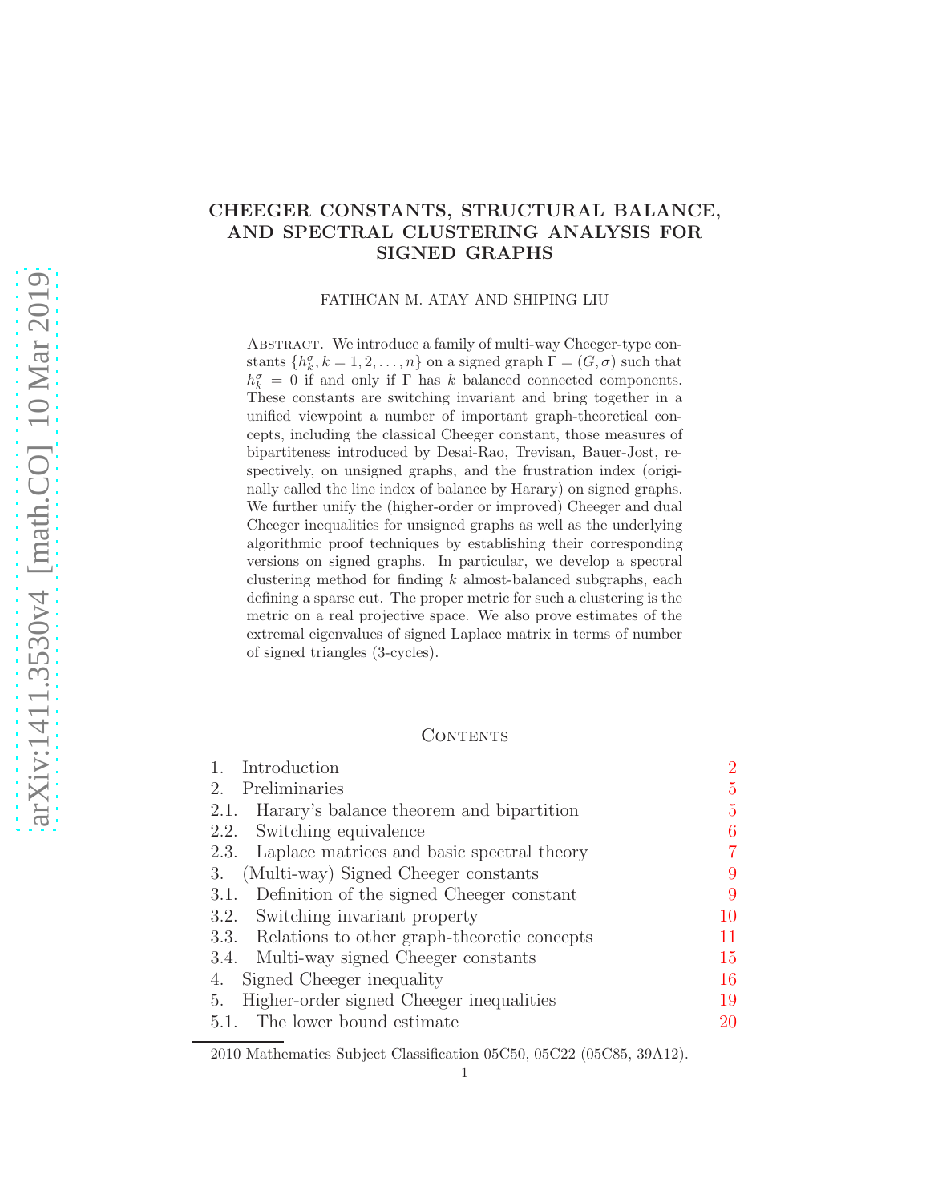# CHEEGER CONSTANTS, STRUCTURAL BALANCE, AND SPECTRAL CLUSTERING ANALYSIS FOR SIGNED GRAPHS

FATIHCAN M. ATAY AND SHIPING LIU

Abstract. We introduce a family of multi-way Cheeger-type constants $\{h_k^\sigma, k = 1, 2, \ldots, n\}$ on a signed graph $\Gamma = (G, \sigma)$ such that $h_k^\sigma = 0$ if and only if $\Gamma$ has $k$ balanced connected components. These constants are switching invariant and bring together in a unified viewpoint a number of important graph-theoretical concepts, including the classical Cheeger constant, those measures of bipartiteness introduced by Desai-Rao, Trevisan, Bauer-Jost, respectively, on unsigned graphs, and the frustration index (originally called the line index of balance by Harary) on signed graphs. We further unify the (higher-order or improved) Cheeger and dual Cheeger inequalities for unsigned graphs as well as the underlying algorithmic proof techniques by establishing their corresponding versions on signed graphs. In particular, we develop a spectral clustering method for finding $k$ almost-balanced subgraphs, each defining a sparse cut. The proper metric for such a clustering is the metric on a real projective space. We also prove estimates of the extremal eigenvalues of signed Laplace matrix in terms of number of signed triangles (3-cycles).

## Contents

1. Introduction — 2
2. Preliminaries — 5
   - 2.1. Harary's balance theorem and bipartition — 5
   - 2.2. Switching equivalence — 6
   - 2.3. Laplace matrices and basic spectral theory — 7
3. (Multi-way) Signed Cheeger constants — 9
   - 3.1. Definition of the signed Cheeger constant — 9
   - 3.2. Switching invariant property — 10
   - 3.3. Relations to other graph-theoretic concepts — 11
   - 3.4. Multi-way signed Cheeger constants — 15
4. Signed Cheeger inequality — 16
5. Higher-order signed Cheeger inequalities — 19
   - 5.1. The lower bound estimate — 20

2010 Mathematics Subject Classification 05C50, 05C22 (05C85, 39A12).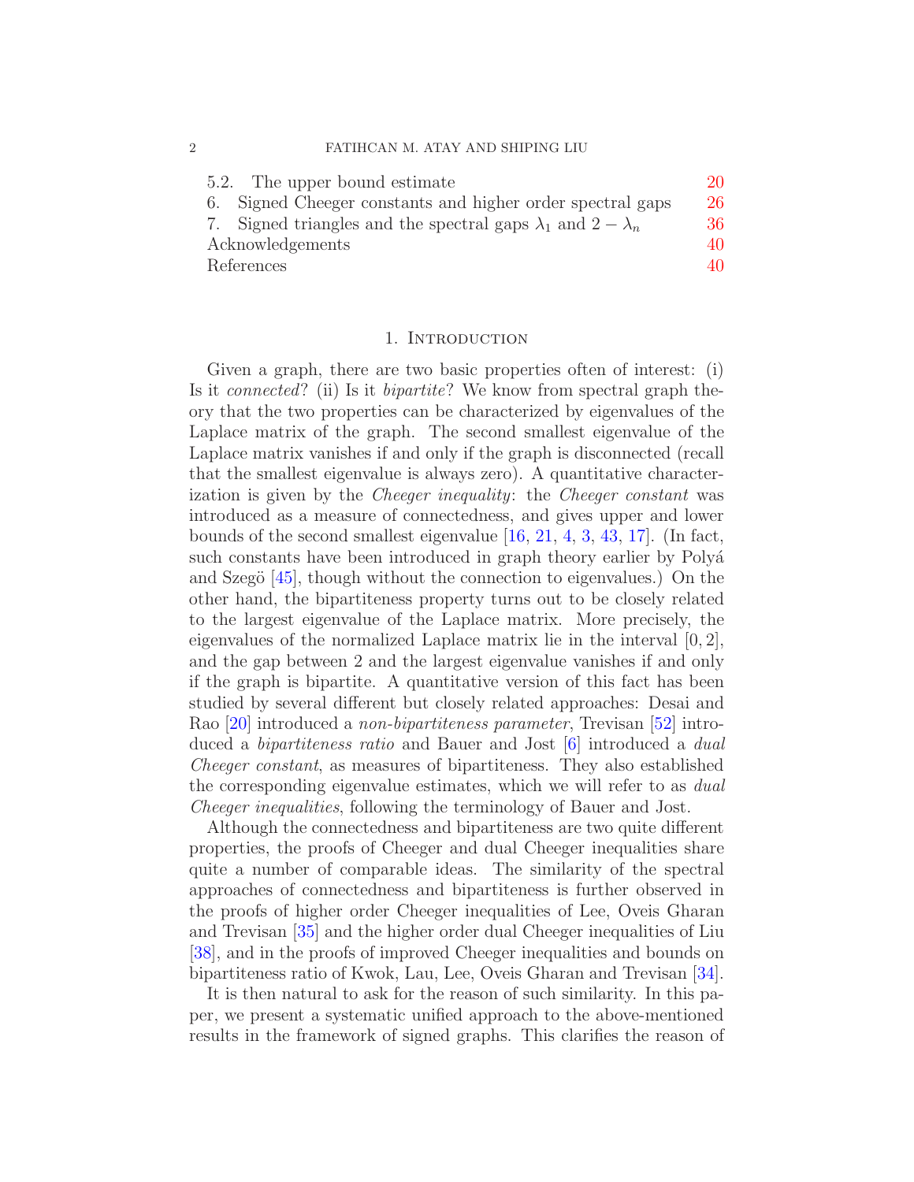5.2. The upper bound estimate 20
6. Signed Cheeger constants and higher order spectral gaps 26
7. Signed triangles and the spectral gaps $\lambda_1$ and $2 - \lambda_n$ 36
Acknowledgements 40
References 40

## 1. Introduction

Given a graph, there are two basic properties often of interest: (i) Is it *connected*? (ii) Is it *bipartite*? We know from spectral graph theory that the two properties can be characterized by eigenvalues of the Laplace matrix of the graph. The second smallest eigenvalue of the Laplace matrix vanishes if and only if the graph is disconnected (recall that the smallest eigenvalue is always zero). A quantitative characterization is given by the *Cheeger inequality*: the *Cheeger constant* was introduced as a measure of connectedness, and gives upper and lower bounds of the second smallest eigenvalue [16, 21, 4, 3, 43, 17]. (In fact, such constants have been introduced in graph theory earlier by Polyá and Szegö [45], though without the connection to eigenvalues.) On the other hand, the bipartiteness property turns out to be closely related to the largest eigenvalue of the Laplace matrix. More precisely, the eigenvalues of the normalized Laplace matrix lie in the interval $[0, 2]$, and the gap between 2 and the largest eigenvalue vanishes if and only if the graph is bipartite. A quantitative version of this fact has been studied by several different but closely related approaches: Desai and Rao [20] introduced a *non-bipartiteness parameter*, Trevisan [52] introduced a *bipartiteness ratio* and Bauer and Jost [6] introduced a *dual Cheeger constant*, as measures of bipartiteness. They also established the corresponding eigenvalue estimates, which we will refer to as *dual Cheeger inequalities*, following the terminology of Bauer and Jost.

Although the connectedness and bipartiteness are two quite different properties, the proofs of Cheeger and dual Cheeger inequalities share quite a number of comparable ideas. The similarity of the spectral approaches of connectedness and bipartiteness is further observed in the proofs of higher order Cheeger inequalities of Lee, Oveis Gharan and Trevisan [35] and the higher order dual Cheeger inequalities of Liu [38], and in the proofs of improved Cheeger inequalities and bounds on bipartiteness ratio of Kwok, Lau, Lee, Oveis Gharan and Trevisan [34].

It is then natural to ask for the reason of such similarity. In this paper, we present a systematic unified approach to the above-mentioned results in the framework of signed graphs. This clarifies the reason of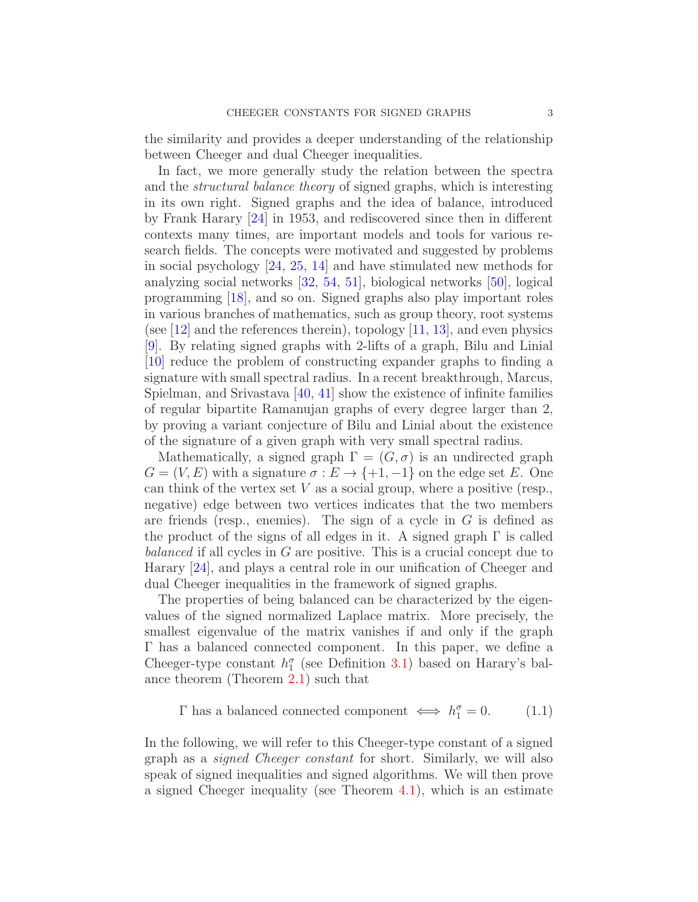the similarity and provides a deeper understanding of the relationship between Cheeger and dual Cheeger inequalities.

In fact, we more generally study the relation between the spectra and the *structural balance theory* of signed graphs, which is interesting in its own right. Signed graphs and the idea of balance, introduced by Frank Harary [24] in 1953, and rediscovered since then in different contexts many times, are important models and tools for various research fields. The concepts were motivated and suggested by problems in social psychology [24, 25, 14] and have stimulated new methods for analyzing social networks [32, 54, 51], biological networks [50], logical programming [18], and so on. Signed graphs also play important roles in various branches of mathematics, such as group theory, root systems (see [12] and the references therein), topology [11, 13], and even physics [9]. By relating signed graphs with 2-lifts of a graph, Bilu and Linial [10] reduce the problem of constructing expander graphs to finding a signature with small spectral radius. In a recent breakthrough, Marcus, Spielman, and Srivastava [40, 41] show the existence of infinite families of regular bipartite Ramanujan graphs of every degree larger than 2, by proving a variant conjecture of Bilu and Linial about the existence of the signature of a given graph with very small spectral radius.

Mathematically, a signed graph $\Gamma = (G, \sigma)$ is an undirected graph $G = (V, E)$ with a signature $\sigma : E \to \{+1, -1\}$ on the edge set $E$. One can think of the vertex set $V$ as a social group, where a positive (resp., negative) edge between two vertices indicates that the two members are friends (resp., enemies). The sign of a cycle in $G$ is defined as the product of the signs of all edges in it. A signed graph $\Gamma$ is called *balanced* if all cycles in $G$ are positive. This is a crucial concept due to Harary [24], and plays a central role in our unification of Cheeger and dual Cheeger inequalities in the framework of signed graphs.

The properties of being balanced can be characterized by the eigenvalues of the signed normalized Laplace matrix. More precisely, the smallest eigenvalue of the matrix vanishes if and only if the graph $\Gamma$ has a balanced connected component. In this paper, we define a Cheeger-type constant $h_1^\sigma$ (see Definition 3.1) based on Harary's balance theorem (Theorem 2.1) such that

$$\Gamma \text{ has a balanced connected component } \iff h_1^\sigma = 0. \tag{1.1}$$

In the following, we will refer to this Cheeger-type constant of a signed graph as a *signed Cheeger constant* for short. Similarly, we will also speak of signed inequalities and signed algorithms. We will then prove a signed Cheeger inequality (see Theorem 4.1), which is an estimate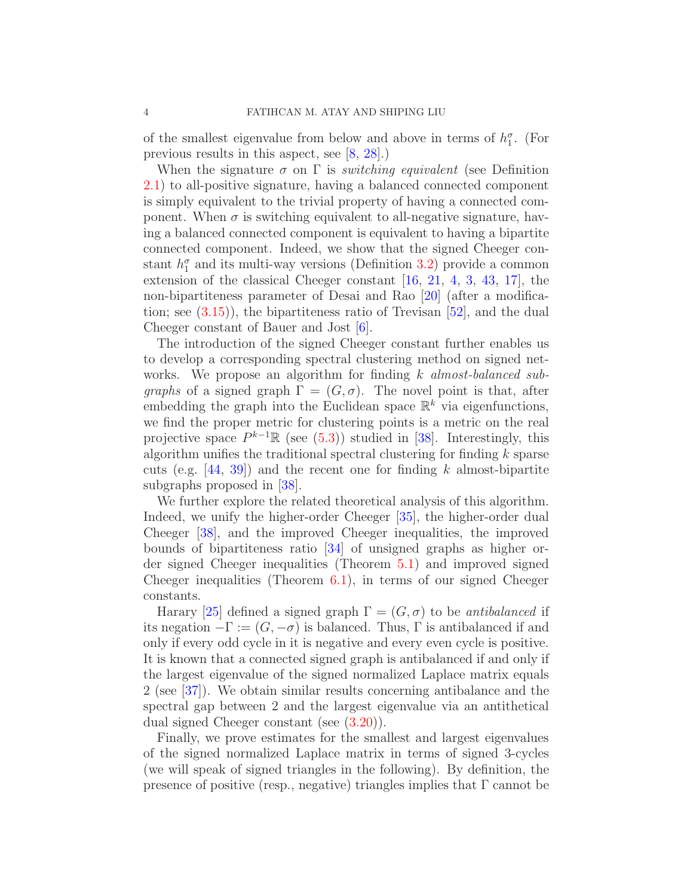of the smallest eigenvalue from below and above in terms of $h_1^\sigma$. (For previous results in this aspect, see [8, 28].)

When the signature $\sigma$ on $\Gamma$ is *switching equivalent* (see Definition 2.1) to all-positive signature, having a balanced connected component is simply equivalent to the trivial property of having a connected component. When $\sigma$ is switching equivalent to all-negative signature, having a balanced connected component is equivalent to having a bipartite connected component. Indeed, we show that the signed Cheeger constant $h_1^\sigma$ and its multi-way versions (Definition 3.2) provide a common extension of the classical Cheeger constant [16, 21, 4, 3, 43, 17], the non-bipartiteness parameter of Desai and Rao [20] (after a modification; see (3.15)), the bipartiteness ratio of Trevisan [52], and the dual Cheeger constant of Bauer and Jost [6].

The introduction of the signed Cheeger constant further enables us to develop a corresponding spectral clustering method on signed networks. We propose an algorithm for finding $k$ *almost-balanced subgraphs* of a signed graph $\Gamma = (G, \sigma)$. The novel point is that, after embedding the graph into the Euclidean space $\mathbb{R}^k$ via eigenfunctions, we find the proper metric for clustering points is a metric on the real projective space $P^{k-1}\mathbb{R}$ (see (5.3)) studied in [38]. Interestingly, this algorithm unifies the traditional spectral clustering for finding $k$ sparse cuts (e.g. [44, 39]) and the recent one for finding $k$ almost-bipartite subgraphs proposed in [38].

We further explore the related theoretical analysis of this algorithm. Indeed, we unify the higher-order Cheeger [35], the higher-order dual Cheeger [38], and the improved Cheeger inequalities, the improved bounds of bipartiteness ratio [34] of unsigned graphs as higher order signed Cheeger inequalities (Theorem 5.1) and improved signed Cheeger inequalities (Theorem 6.1), in terms of our signed Cheeger constants.

Harary [25] defined a signed graph $\Gamma = (G, \sigma)$ to be *antibalanced* if its negation $-\Gamma := (G, -\sigma)$ is balanced. Thus, $\Gamma$ is antibalanced if and only if every odd cycle in it is negative and every even cycle is positive. It is known that a connected signed graph is antibalanced if and only if the largest eigenvalue of the signed normalized Laplace matrix equals 2 (see [37]). We obtain similar results concerning antibalance and the spectral gap between 2 and the largest eigenvalue via an antithetical dual signed Cheeger constant (see (3.20)).

Finally, we prove estimates for the smallest and largest eigenvalues of the signed normalized Laplace matrix in terms of signed 3-cycles (we will speak of signed triangles in the following). By definition, the presence of positive (resp., negative) triangles implies that $\Gamma$ cannot be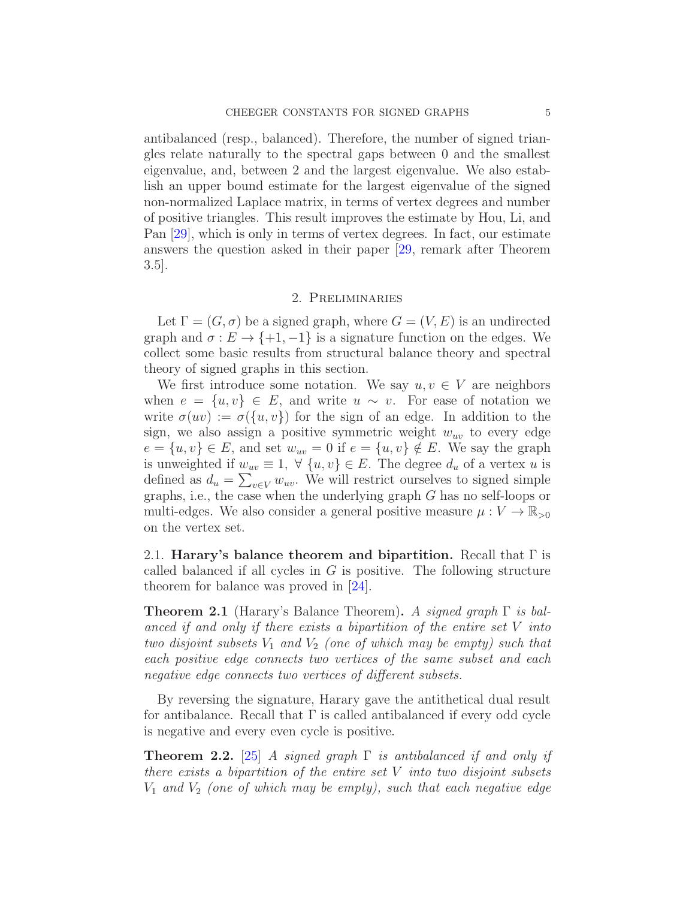antibalanced (resp., balanced). Therefore, the number of signed triangles relate naturally to the spectral gaps between 0 and the smallest eigenvalue, and, between 2 and the largest eigenvalue. We also establish an upper bound estimate for the largest eigenvalue of the signed non-normalized Laplace matrix, in terms of vertex degrees and number of positive triangles. This result improves the estimate by Hou, Li, and Pan [29], which is only in terms of vertex degrees. In fact, our estimate answers the question asked in their paper [29, remark after Theorem 3.5].

## 2. Preliminaries

Let $\Gamma = (G, \sigma)$ be a signed graph, where $G = (V, E)$ is an undirected graph and $\sigma : E \to \{+1, -1\}$ is a signature function on the edges. We collect some basic results from structural balance theory and spectral theory of signed graphs in this section.

We first introduce some notation. We say $u, v \in V$ are neighbors when $e = \{u, v\} \in E$, and write $u \sim v$. For ease of notation we write $\sigma(uv) := \sigma(\{u, v\})$ for the sign of an edge. In addition to the sign, we also assign a positive symmetric weight $w_{uv}$ to every edge $e = \{u, v\} \in E$, and set $w_{uv} = 0$ if $e = \{u, v\} \notin E$. We say the graph is unweighted if $w_{uv} \equiv 1, \ \forall \ \{u, v\} \in E$. The degree $d_u$ of a vertex $u$ is defined as $d_u = \sum_{v \in V} w_{uv}$. We will restrict ourselves to signed simple graphs, i.e., the case when the underlying graph $G$ has no self-loops or multi-edges. We also consider a general positive measure $\mu : V \to \mathbb{R}_{>0}$ on the vertex set.

### 2.1. Harary's balance theorem and bipartition.

Recall that $\Gamma$ is called balanced if all cycles in $G$ is positive. The following structure theorem for balance was proved in [24].

**Theorem 2.1** (Harary's Balance Theorem)**.** *A signed graph $\Gamma$ is balanced if and only if there exists a bipartition of the entire set $V$ into two disjoint subsets $V_1$ and $V_2$ (one of which may be empty) such that each positive edge connects two vertices of the same subset and each negative edge connects two vertices of different subsets.*

By reversing the signature, Harary gave the antithetical dual result for antibalance. Recall that $\Gamma$ is called antibalanced if every odd cycle is negative and every even cycle is positive.

**Theorem 2.2.** [25] *A signed graph $\Gamma$ is antibalanced if and only if there exists a bipartition of the entire set $V$ into two disjoint subsets $V_1$ and $V_2$ (one of which may be empty), such that each negative edge*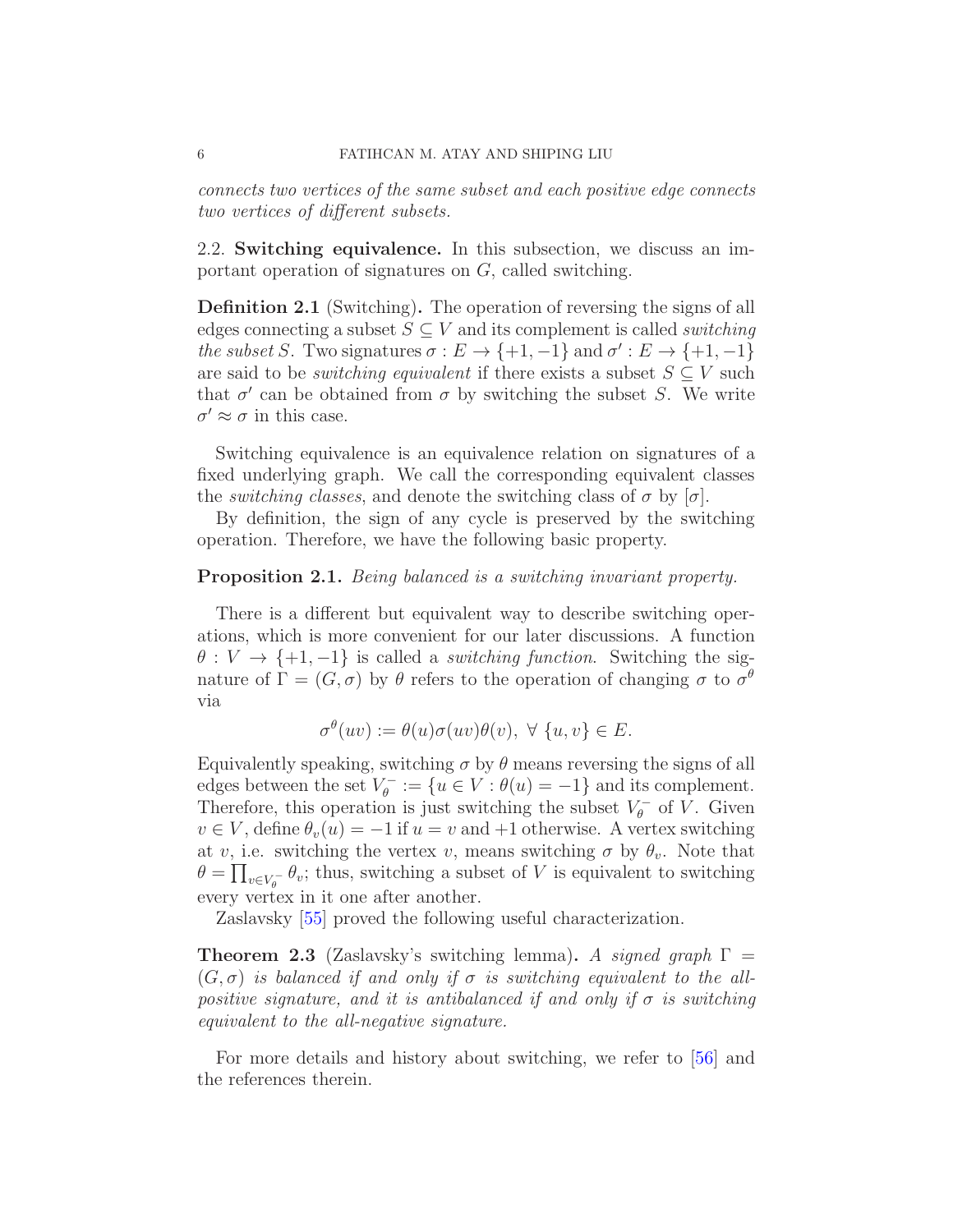*connects two vertices of the same subset and each positive edge connects two vertices of different subsets.*

2.2. **Switching equivalence.** In this subsection, we discuss an important operation of signatures on $G$, called switching.

**Definition 2.1** (Switching)**.** The operation of reversing the signs of all edges connecting a subset $S \subseteq V$ and its complement is called *switching the subset* $S$. Two signatures $\sigma : E \to \{+1, -1\}$ and $\sigma' : E \to \{+1, -1\}$ are said to be *switching equivalent* if there exists a subset $S \subseteq V$ such that $\sigma'$ can be obtained from $\sigma$ by switching the subset $S$. We write $\sigma' \approx \sigma$ in this case.

Switching equivalence is an equivalence relation on signatures of a fixed underlying graph. We call the corresponding equivalent classes the *switching classes*, and denote the switching class of $\sigma$ by $[\sigma]$.

By definition, the sign of any cycle is preserved by the switching operation. Therefore, we have the following basic property.

**Proposition 2.1.** *Being balanced is a switching invariant property.*

There is a different but equivalent way to describe switching operations, which is more convenient for our later discussions. A function $\theta : V \to \{+1, -1\}$ is called a *switching function*. Switching the signature of $\Gamma = (G, \sigma)$ by $\theta$ refers to the operation of changing $\sigma$ to $\sigma^\theta$ via

$$\sigma^\theta(uv) := \theta(u)\sigma(uv)\theta(v), \ \forall \ \{u, v\} \in E.$$

Equivalently speaking, switching $\sigma$ by $\theta$ means reversing the signs of all edges between the set $V_\theta^- := \{u \in V : \theta(u) = -1\}$ and its complement. Therefore, this operation is just switching the subset $V_\theta^-$ of $V$. Given $v \in V$, define $\theta_v(u) = -1$ if $u = v$ and $+1$ otherwise. A vertex switching at $v$, i.e. switching the vertex $v$, means switching $\sigma$ by $\theta_v$. Note that $\theta = \prod_{v \in V_\theta^-} \theta_v$; thus, switching a subset of $V$ is equivalent to switching every vertex in it one after another.

Zaslavsky [55] proved the following useful characterization.

**Theorem 2.3** (Zaslavsky's switching lemma)**.** *A signed graph $\Gamma = (G, \sigma)$ is balanced if and only if $\sigma$ is switching equivalent to the all-positive signature, and it is antibalanced if and only if $\sigma$ is switching equivalent to the all-negative signature.*

For more details and history about switching, we refer to [56] and the references therein.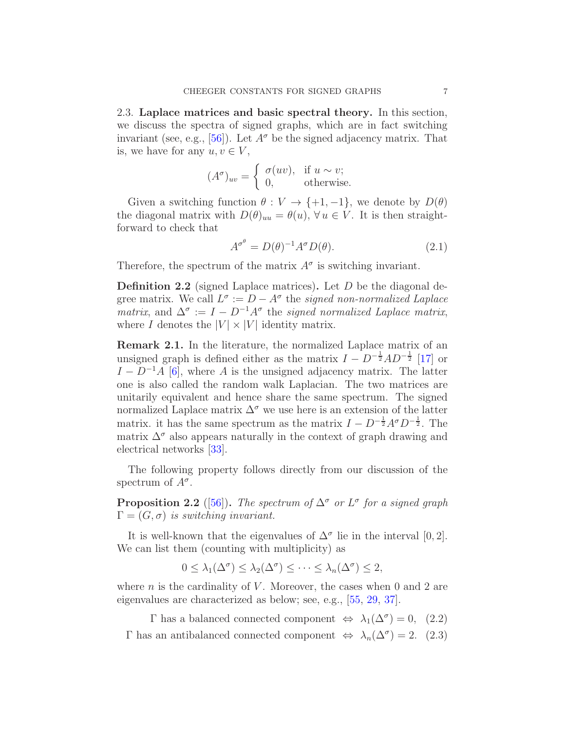2.3. **Laplace matrices and basic spectral theory.** In this section, we discuss the spectra of signed graphs, which are in fact switching invariant (see, e.g., [56]). Let $A^\sigma$ be the signed adjacency matrix. That is, we have for any $u, v \in V$,

$$(A^\sigma)_{uv} = \begin{cases} \sigma(uv), & \text{if } u \sim v; \\ 0, & \text{otherwise.} \end{cases}$$

Given a switching function $\theta : V \to \{+1, -1\}$, we denote by $D(\theta)$ the diagonal matrix with $D(\theta)_{uu} = \theta(u)$, $\forall\, u \in V$. It is then straightforward to check that

$$A^{\sigma^\theta} = D(\theta)^{-1} A^\sigma D(\theta). \tag{2.1}$$

Therefore, the spectrum of the matrix $A^\sigma$ is switching invariant.

**Definition 2.2** (signed Laplace matrices)**.** Let $D$ be the diagonal degree matrix. We call $L^\sigma := D - A^\sigma$ the *signed non-normalized Laplace matrix*, and $\Delta^\sigma := I - D^{-1}A^\sigma$ the *signed normalized Laplace matrix*, where $I$ denotes the $|V| \times |V|$ identity matrix.

**Remark 2.1.** In the literature, the normalized Laplace matrix of an unsigned graph is defined either as the matrix $I - D^{-\frac{1}{2}} A D^{-\frac{1}{2}}$ [17] or $I - D^{-1}A$ [6], where $A$ is the unsigned adjacency matrix. The latter one is also called the random walk Laplacian. The two matrices are unitarily equivalent and hence share the same spectrum. The signed normalized Laplace matrix $\Delta^\sigma$ we use here is an extension of the latter matrix. it has the same spectrum as the matrix $I - D^{-\frac{1}{2}} A^\sigma D^{-\frac{1}{2}}$. The matrix $\Delta^\sigma$ also appears naturally in the context of graph drawing and electrical networks [33].

The following property follows directly from our discussion of the spectrum of $A^\sigma$.

**Proposition 2.2** ([56])**.** *The spectrum of $\Delta^\sigma$ or $L^\sigma$ for a signed graph $\Gamma = (G, \sigma)$ is switching invariant.*

It is well-known that the eigenvalues of $\Delta^\sigma$ lie in the interval $[0, 2]$. We can list them (counting with multiplicity) as

$$0 \leq \lambda_1(\Delta^\sigma) \leq \lambda_2(\Delta^\sigma) \leq \cdots \leq \lambda_n(\Delta^\sigma) \leq 2,$$

where $n$ is the cardinality of $V$. Moreover, the cases when 0 and 2 are eigenvalues are characterized as below; see, e.g., [55, 29, 37].

$$\Gamma \text{ has a balanced connected component } \Leftrightarrow \lambda_1(\Delta^\sigma) = 0, \tag{2.2}$$

$$\Gamma \text{ has an antibalanced connected component } \Leftrightarrow \lambda_n(\Delta^\sigma) = 2. \tag{2.3}$$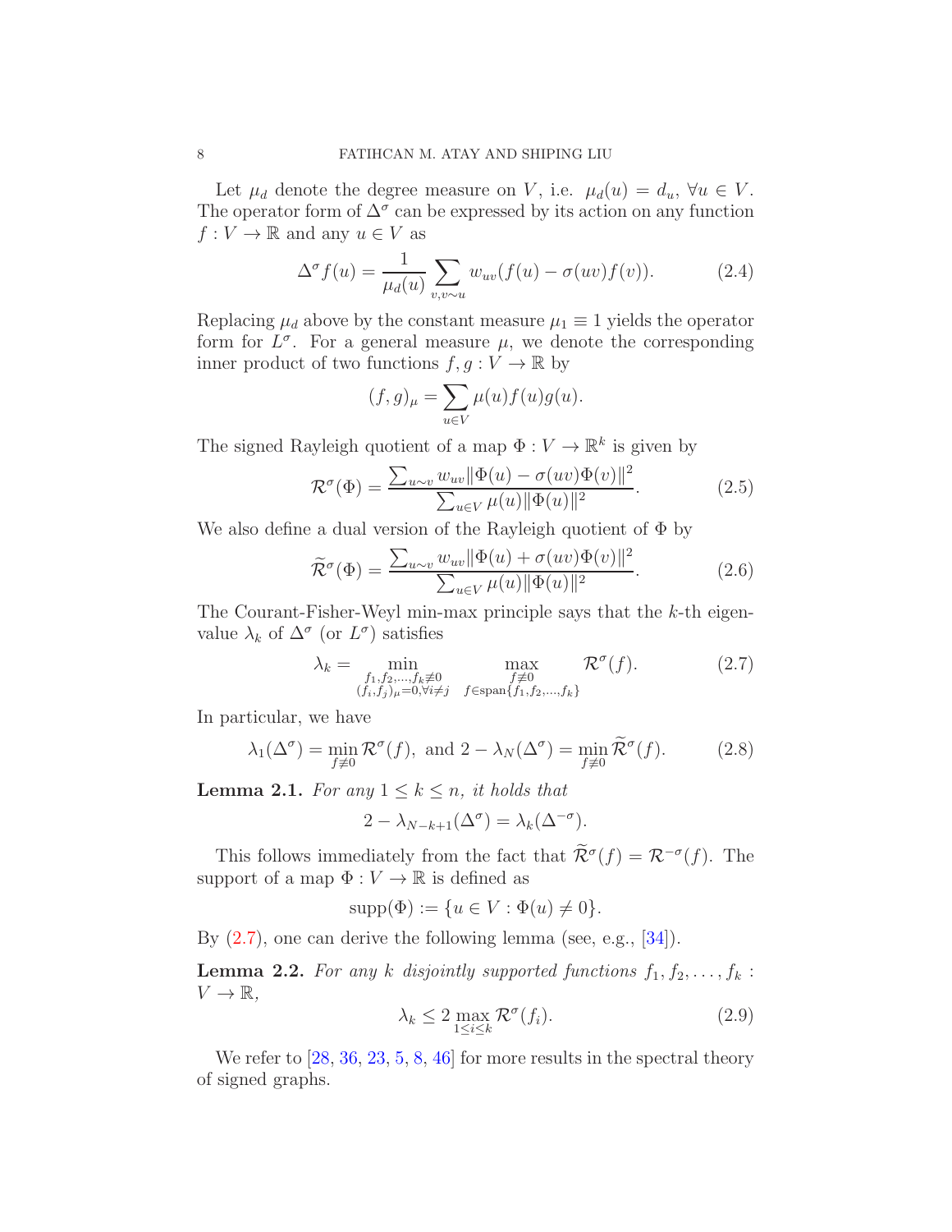Let $\mu_d$ denote the degree measure on $V$, i.e. $\mu_d(u) = d_u$, $\forall u \in V$. The operator form of $\Delta^\sigma$ can be expressed by its action on any function $f : V \to \mathbb{R}$ and any $u \in V$ as

$$\Delta^\sigma f(u) = \frac{1}{\mu_d(u)} \sum_{v, v\sim u} w_{uv}(f(u) - \sigma(uv)f(v)). \tag{2.4}$$

Replacing $\mu_d$ above by the constant measure $\mu_1 \equiv 1$ yields the operator form for $L^\sigma$. For a general measure $\mu$, we denote the corresponding inner product of two functions $f, g : V \to \mathbb{R}$ by

$$(f, g)_\mu = \sum_{u\in V} \mu(u)f(u)g(u).$$

The signed Rayleigh quotient of a map $\Phi : V \to \mathbb{R}^k$ is given by

$$\mathcal{R}^\sigma(\Phi) = \frac{\sum_{u\sim v} w_{uv}\|\Phi(u) - \sigma(uv)\Phi(v)\|^2}{\sum_{u\in V} \mu(u)\|\Phi(u)\|^2}. \tag{2.5}$$

We also define a dual version of the Rayleigh quotient of $\Phi$ by

$$\widetilde{\mathcal{R}}^\sigma(\Phi) = \frac{\sum_{u\sim v} w_{uv}\|\Phi(u) + \sigma(uv)\Phi(v)\|^2}{\sum_{u\in V} \mu(u)\|\Phi(u)\|^2}. \tag{2.6}$$

The Courant-Fisher-Weyl min-max principle says that the $k$-th eigenvalue $\lambda_k$ of $\Delta^\sigma$ (or $L^\sigma$) satisfies

$$\lambda_k = \min_{\substack{f_1, f_2, \ldots, f_k \not\equiv 0 \\ (f_i, f_j)_\mu = 0, \forall i \neq j}} \max_{\substack{f \not\equiv 0 \\ f \in \mathrm{span}\{f_1, f_2, \ldots, f_k\}}} \mathcal{R}^\sigma(f). \tag{2.7}$$

In particular, we have

$$\lambda_1(\Delta^\sigma) = \min_{f\not\equiv 0} \mathcal{R}^\sigma(f), \text{ and } 2 - \lambda_N(\Delta^\sigma) = \min_{f\not\equiv 0} \widetilde{\mathcal{R}}^\sigma(f). \tag{2.8}$$

**Lemma 2.1.** *For any $1 \le k \le n$, it holds that*

$$2 - \lambda_{N-k+1}(\Delta^\sigma) = \lambda_k(\Delta^{-\sigma}).$$

This follows immediately from the fact that $\widetilde{\mathcal{R}}^\sigma(f) = \mathcal{R}^{-\sigma}(f)$. The support of a map $\Phi : V \to \mathbb{R}$ is defined as

$$\mathrm{supp}(\Phi) := \{u \in V : \Phi(u) \neq 0\}.$$

By (2.7), one can derive the following lemma (see, e.g., [34]).

**Lemma 2.2.** *For any $k$ disjointly supported functions $f_1, f_2, \ldots, f_k : V \to \mathbb{R}$,*

$$\lambda_k \le 2 \max_{1\le i\le k} \mathcal{R}^\sigma(f_i). \tag{2.9}$$

We refer to [28, 36, 23, 5, 8, 46] for more results in the spectral theory of signed graphs.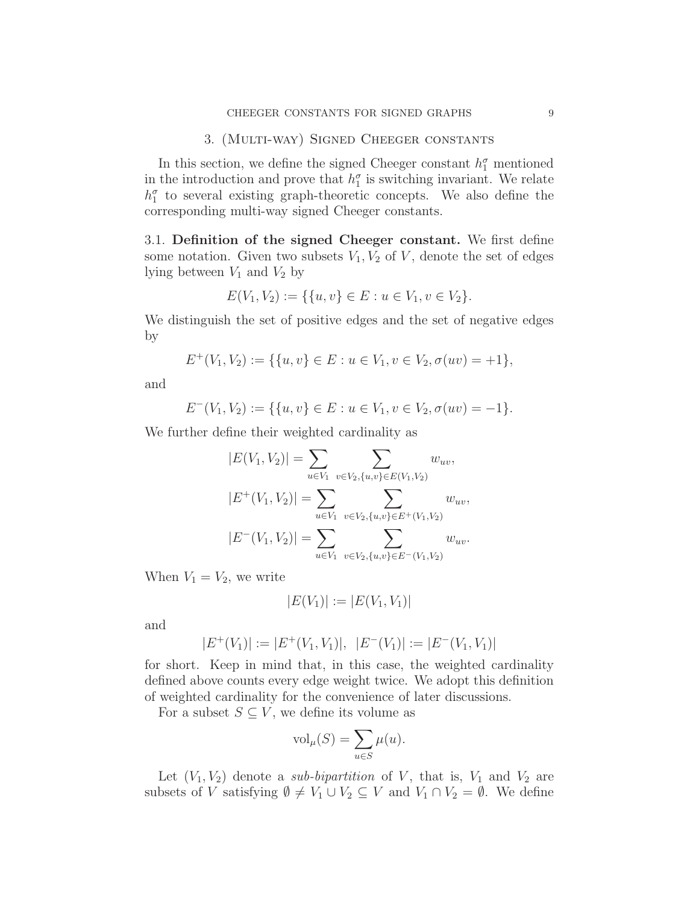## 3. (Multi-way) Signed Cheeger constants

In this section, we define the signed Cheeger constant $h_1^\sigma$ mentioned in the introduction and prove that $h_1^\sigma$ is switching invariant. We relate $h_1^\sigma$ to several existing graph-theoretic concepts. We also define the corresponding multi-way signed Cheeger constants.

### 3.1. Definition of the signed Cheeger constant.

We first define some notation. Given two subsets $V_1, V_2$ of $V$, denote the set of edges lying between $V_1$ and $V_2$ by

$$E(V_1, V_2) := \{\{u, v\} \in E : u \in V_1, v \in V_2\}.$$

We distinguish the set of positive edges and the set of negative edges by

$$E^+(V_1, V_2) := \{\{u, v\} \in E : u \in V_1, v \in V_2, \sigma(uv) = +1\},$$

and

$$E^-(V_1, V_2) := \{\{u, v\} \in E : u \in V_1, v \in V_2, \sigma(uv) = -1\}.$$

We further define their weighted cardinality as

$$|E(V_1, V_2)| = \sum_{u \in V_1} \sum_{v \in V_2, \{u,v\} \in E(V_1, V_2)} w_{uv},$$

$$|E^+(V_1, V_2)| = \sum_{u \in V_1} \sum_{v \in V_2, \{u,v\} \in E^+(V_1, V_2)} w_{uv},$$

$$|E^-(V_1, V_2)| = \sum_{u \in V_1} \sum_{v \in V_2, \{u,v\} \in E^-(V_1, V_2)} w_{uv}.$$

When $V_1 = V_2$, we write

$$|E(V_1)| := |E(V_1, V_1)|$$

and

$$|E^+(V_1)| := |E^+(V_1, V_1)|, \ \ |E^-(V_1)| := |E^-(V_1, V_1)|$$

for short. Keep in mind that, in this case, the weighted cardinality defined above counts every edge weight twice. We adopt this definition of weighted cardinality for the convenience of later discussions.

For a subset $S \subseteq V$, we define its volume as

$$\mathrm{vol}_\mu(S) = \sum_{u \in S} \mu(u).$$

Let $(V_1, V_2)$ denote a *sub-bipartition* of $V$, that is, $V_1$ and $V_2$ are subsets of $V$ satisfying $\emptyset \neq V_1 \cup V_2 \subseteq V$ and $V_1 \cap V_2 = \emptyset$. We define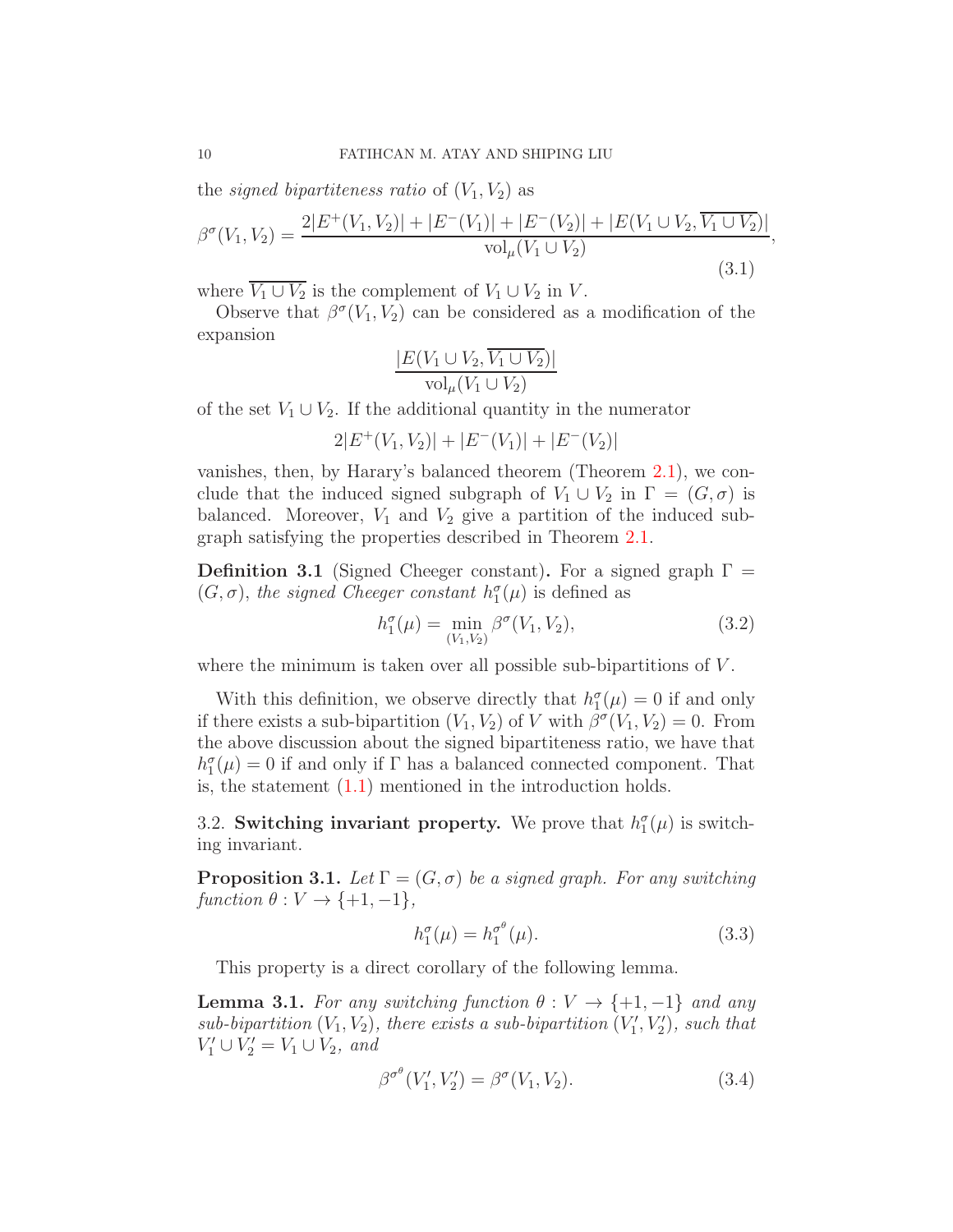the *signed bipartiteness ratio* of $(V_1, V_2)$ as

$$\beta^\sigma(V_1, V_2) = \frac{2|E^+(V_1, V_2)| + |E^-(V_1)| + |E^-(V_2)| + |E(V_1 \cup V_2, \overline{V_1 \cup V_2})|}{\mathrm{vol}_\mu(V_1 \cup V_2)}, \tag{3.1}$$

where $\overline{V_1 \cup V_2}$ is the complement of $V_1 \cup V_2$ in $V$.

Observe that $\beta^\sigma(V_1, V_2)$ can be considered as a modification of the expansion

$$\frac{|E(V_1 \cup V_2, \overline{V_1 \cup V_2})|}{\mathrm{vol}_\mu(V_1 \cup V_2)}$$

of the set $V_1 \cup V_2$. If the additional quantity in the numerator

$$2|E^+(V_1, V_2)| + |E^-(V_1)| + |E^-(V_2)|$$

vanishes, then, by Harary's balanced theorem (Theorem 2.1), we conclude that the induced signed subgraph of $V_1 \cup V_2$ in $\Gamma = (G, \sigma)$ is balanced. Moreover, $V_1$ and $V_2$ give a partition of the induced subgraph satisfying the properties described in Theorem 2.1.

**Definition 3.1** (Signed Cheeger constant)**.** For a signed graph $\Gamma = (G, \sigma)$, *the signed Cheeger constant* $h_1^\sigma(\mu)$ is defined as

$$h_1^\sigma(\mu) = \min_{(V_1, V_2)} \beta^\sigma(V_1, V_2), \tag{3.2}$$

where the minimum is taken over all possible sub-bipartitions of $V$.

With this definition, we observe directly that $h_1^\sigma(\mu) = 0$ if and only if there exists a sub-bipartition $(V_1, V_2)$ of $V$ with $\beta^\sigma(V_1, V_2) = 0$. From the above discussion about the signed bipartiteness ratio, we have that $h_1^\sigma(\mu) = 0$ if and only if $\Gamma$ has a balanced connected component. That is, the statement (1.1) mentioned in the introduction holds.

### 3.2. Switching invariant property.

We prove that $h_1^\sigma(\mu)$ is switching invariant.

**Proposition 3.1.** *Let $\Gamma = (G, \sigma)$ be a signed graph. For any switching function $\theta : V \to \{+1, -1\}$,*

$$h_1^\sigma(\mu) = h_1^{\sigma^\theta}(\mu). \tag{3.3}$$

This property is a direct corollary of the following lemma.

**Lemma 3.1.** *For any switching function $\theta : V \to \{+1, -1\}$ and any sub-bipartition $(V_1, V_2)$, there exists a sub-bipartition $(V_1', V_2')$, such that $V_1' \cup V_2' = V_1 \cup V_2$, and*

$$\beta^{\sigma^\theta}(V_1', V_2') = \beta^\sigma(V_1, V_2). \tag{3.4}$$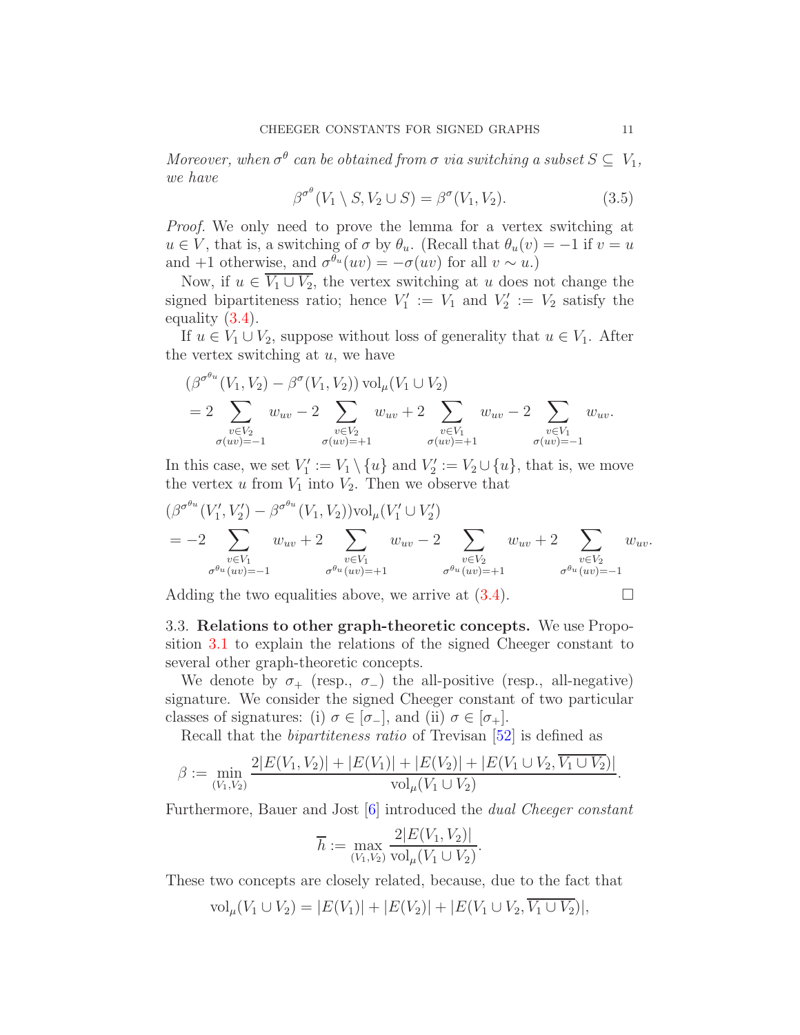*Moreover, when $\sigma^\theta$ can be obtained from $\sigma$ via switching a subset $S \subseteq V_1$, we have*

$$\beta^{\sigma^\theta}(V_1 \setminus S, V_2 \cup S) = \beta^\sigma(V_1, V_2). \tag{3.5}$$

*Proof.* We only need to prove the lemma for a vertex switching at $u \in V$, that is, a switching of $\sigma$ by $\theta_u$. (Recall that $\theta_u(v) = -1$ if $v = u$ and $+1$ otherwise, and $\sigma^{\theta_u}(uv) = -\sigma(uv)$ for all $v \sim u$.)

Now, if $u \in \overline{V_1 \cup V_2}$, the vertex switching at $u$ does not change the signed bipartiteness ratio; hence $V_1' := V_1$ and $V_2' := V_2$ satisfy the equality (3.4).

If $u \in V_1 \cup V_2$, suppose without loss of generality that $u \in V_1$. After the vertex switching at $u$, we have

$$\begin{aligned}
&(\beta^{\sigma^{\theta_u}}(V_1, V_2) - \beta^\sigma(V_1, V_2))\,\mathrm{vol}_\mu(V_1 \cup V_2) \\
&= 2 \sum_{\substack{v \in V_2 \\ \sigma(uv)=-1}} w_{uv} - 2 \sum_{\substack{v \in V_2 \\ \sigma(uv)=+1}} w_{uv} + 2 \sum_{\substack{v \in V_1 \\ \sigma(uv)=+1}} w_{uv} - 2 \sum_{\substack{v \in V_1 \\ \sigma(uv)=-1}} w_{uv}.
\end{aligned}$$

In this case, we set $V_1' := V_1 \setminus \{u\}$ and $V_2' := V_2 \cup \{u\}$, that is, we move the vertex $u$ from $V_1$ into $V_2$. Then we observe that

$$\begin{aligned}
&(\beta^{\sigma^{\theta_u}}(V_1', V_2') - \beta^{\sigma^{\theta_u}}(V_1, V_2))\mathrm{vol}_\mu(V_1' \cup V_2') \\
&= -2 \sum_{\substack{v \in V_1 \\ \sigma^{\theta_u}(uv)=-1}} w_{uv} + 2 \sum_{\substack{v \in V_1 \\ \sigma^{\theta_u}(uv)=+1}} w_{uv} - 2 \sum_{\substack{v \in V_2 \\ \sigma^{\theta_u}(uv)=+1}} w_{uv} + 2 \sum_{\substack{v \in V_2 \\ \sigma^{\theta_u}(uv)=-1}} w_{uv}.
\end{aligned}$$

Adding the two equalities above, we arrive at (3.4). □

### 3.3. Relations to other graph-theoretic concepts.

We use Proposition 3.1 to explain the relations of the signed Cheeger constant to several other graph-theoretic concepts.

We denote by $\sigma_+$ (resp., $\sigma_-$) the all-positive (resp., all-negative) signature. We consider the signed Cheeger constant of two particular classes of signatures: (i) $\sigma \in [\sigma_-]$, and (ii) $\sigma \in [\sigma_+]$.

Recall that the *bipartiteness ratio* of Trevisan [52] is defined as

$$\beta := \min_{(V_1,V_2)} \frac{2|E(V_1, V_2)| + |E(V_1)| + |E(V_2)| + |E(V_1 \cup V_2, \overline{V_1 \cup V_2})|}{\mathrm{vol}_\mu(V_1 \cup V_2)}.$$

Furthermore, Bauer and Jost [6] introduced the *dual Cheeger constant*

$$\overline{h} := \max_{(V_1,V_2)} \frac{2|E(V_1, V_2)|}{\mathrm{vol}_\mu(V_1 \cup V_2)}.$$

These two concepts are closely related, because, due to the fact that

$$\mathrm{vol}_\mu(V_1 \cup V_2) = |E(V_1)| + |E(V_2)| + |E(V_1 \cup V_2, \overline{V_1 \cup V_2})|,$$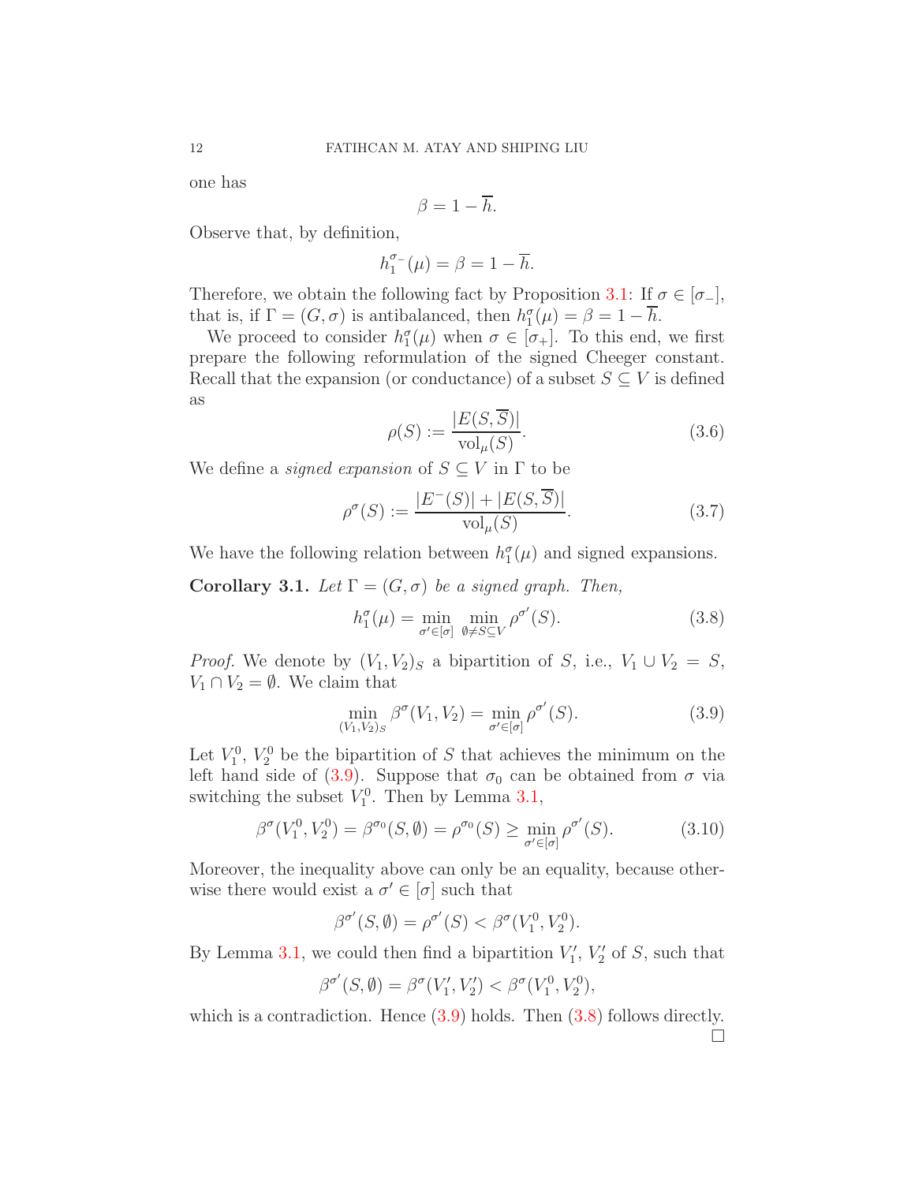one has

$$\beta = 1 - \overline{h}.$$

Observe that, by definition,

$$h_1^{\sigma_-}(\mu) = \beta = 1 - \overline{h}.$$

Therefore, we obtain the following fact by Proposition 3.1: If $\sigma \in [\sigma_-]$, that is, if $\Gamma = (G, \sigma)$ is antibalanced, then $h_1^{\sigma}(\mu) = \beta = 1 - \overline{h}$.

We proceed to consider $h_1^{\sigma}(\mu)$ when $\sigma \in [\sigma_+]$. To this end, we first prepare the following reformulation of the signed Cheeger constant. Recall that the expansion (or conductance) of a subset $S \subseteq V$ is defined as

$$\rho(S) := \frac{|E(S, \overline{S})|}{\mathrm{vol}_\mu(S)}. \tag{3.6}$$

We define a *signed expansion* of $S \subseteq V$ in $\Gamma$ to be

$$\rho^{\sigma}(S) := \frac{|E^-(S)| + |E(S, \overline{S})|}{\mathrm{vol}_\mu(S)}. \tag{3.7}$$

We have the following relation between $h_1^{\sigma}(\mu)$ and signed expansions.

**Corollary 3.1.** *Let $\Gamma = (G, \sigma)$ be a signed graph. Then,*

$$h_1^{\sigma}(\mu) = \min_{\sigma' \in [\sigma]} \min_{\emptyset \neq S \subseteq V} \rho^{\sigma'}(S). \tag{3.8}$$

*Proof.* We denote by $(V_1, V_2)_S$ a bipartition of $S$, i.e., $V_1 \cup V_2 = S$, $V_1 \cap V_2 = \emptyset$. We claim that

$$\min_{(V_1, V_2)_S} \beta^{\sigma}(V_1, V_2) = \min_{\sigma' \in [\sigma]} \rho^{\sigma'}(S). \tag{3.9}$$

Let $V_1^0$, $V_2^0$ be the bipartition of $S$ that achieves the minimum on the left hand side of (3.9). Suppose that $\sigma_0$ can be obtained from $\sigma$ via switching the subset $V_1^0$. Then by Lemma 3.1,

$$\beta^{\sigma}(V_1^0, V_2^0) = \beta^{\sigma_0}(S, \emptyset) = \rho^{\sigma_0}(S) \geq \min_{\sigma' \in [\sigma]} \rho^{\sigma'}(S). \tag{3.10}$$

Moreover, the inequality above can only be an equality, because otherwise there would exist a $\sigma' \in [\sigma]$ such that

$$\beta^{\sigma'}(S, \emptyset) = \rho^{\sigma'}(S) < \beta^{\sigma}(V_1^0, V_2^0).$$

By Lemma 3.1, we could then find a bipartition $V_1'$, $V_2'$ of $S$, such that

$$\beta^{\sigma'}(S, \emptyset) = \beta^{\sigma}(V_1', V_2') < \beta^{\sigma}(V_1^0, V_2^0),$$

which is a contradiction. Hence (3.9) holds. Then (3.8) follows directly. □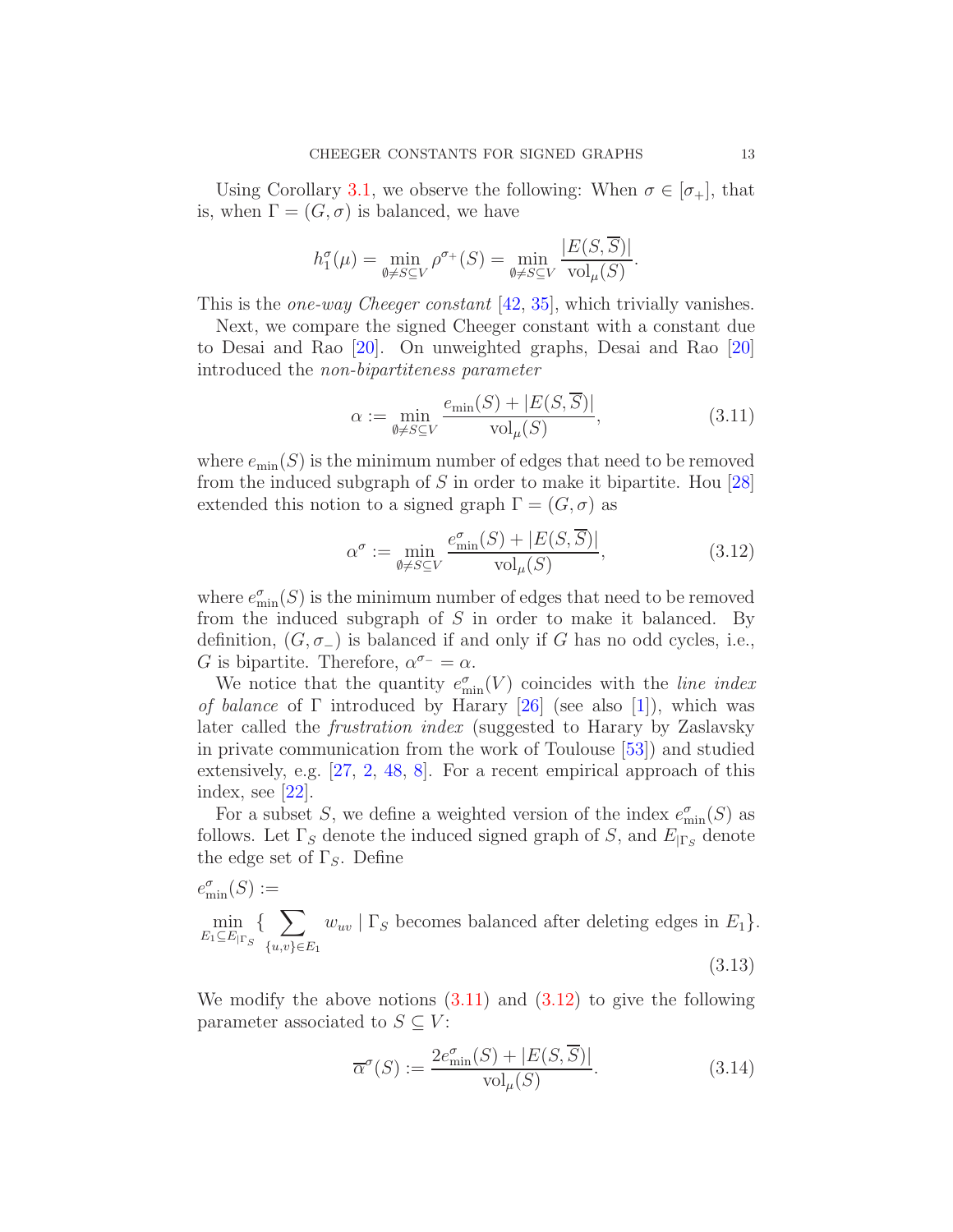Using Corollary 3.1, we observe the following: When $\sigma \in [\sigma_+]$, that is, when $\Gamma = (G, \sigma)$ is balanced, we have

$$h_1^\sigma(\mu) = \min_{\emptyset \neq S \subseteq V} \rho^{\sigma_+}(S) = \min_{\emptyset \neq S \subseteq V} \frac{|E(S, \overline{S})|}{\mathrm{vol}_\mu(S)}.$$

This is the *one-way Cheeger constant* [42, 35], which trivially vanishes.

Next, we compare the signed Cheeger constant with a constant due to Desai and Rao [20]. On unweighted graphs, Desai and Rao [20] introduced the *non-bipartiteness parameter*

$$\alpha := \min_{\emptyset \neq S \subseteq V} \frac{e_{\min}(S) + |E(S, \overline{S})|}{\mathrm{vol}_\mu(S)}, \tag{3.11}$$

where $e_{\min}(S)$ is the minimum number of edges that need to be removed from the induced subgraph of $S$ in order to make it bipartite. Hou [28] extended this notion to a signed graph $\Gamma = (G, \sigma)$ as

$$\alpha^\sigma := \min_{\emptyset \neq S \subseteq V} \frac{e^\sigma_{\min}(S) + |E(S, \overline{S})|}{\mathrm{vol}_\mu(S)}, \tag{3.12}$$

where $e^\sigma_{\min}(S)$ is the minimum number of edges that need to be removed from the induced subgraph of $S$ in order to make it balanced. By definition, $(G, \sigma_-)$ is balanced if and only if $G$ has no odd cycles, i.e., $G$ is bipartite. Therefore, $\alpha^{\sigma_-} = \alpha$.

We notice that the quantity $e^\sigma_{\min}(V)$ coincides with the *line index of balance* of $\Gamma$ introduced by Harary [26] (see also [1]), which was later called the *frustration index* (suggested to Harary by Zaslavsky in private communication from the work of Toulouse [53]) and studied extensively, e.g. [27, 2, 48, 8]. For a recent empirical approach of this index, see [22].

For a subset $S$, we define a weighted version of the index $e^\sigma_{\min}(S)$ as follows. Let $\Gamma_S$ denote the induced signed graph of $S$, and $E_{|\Gamma_S}$ denote the edge set of $\Gamma_S$. Define

$$e^\sigma_{\min}(S) := \min_{E_1 \subseteq E_{|\Gamma_S}} \Big\{ \sum_{\{u,v\} \in E_1} w_{uv} \mid \Gamma_S \text{ becomes balanced after deleting edges in } E_1 \Big\}. \tag{3.13}$$

We modify the above notions (3.11) and (3.12) to give the following parameter associated to $S \subseteq V$:

$$\overline{\alpha}^\sigma(S) := \frac{2e^\sigma_{\min}(S) + |E(S, \overline{S})|}{\mathrm{vol}_\mu(S)}. \tag{3.14}$$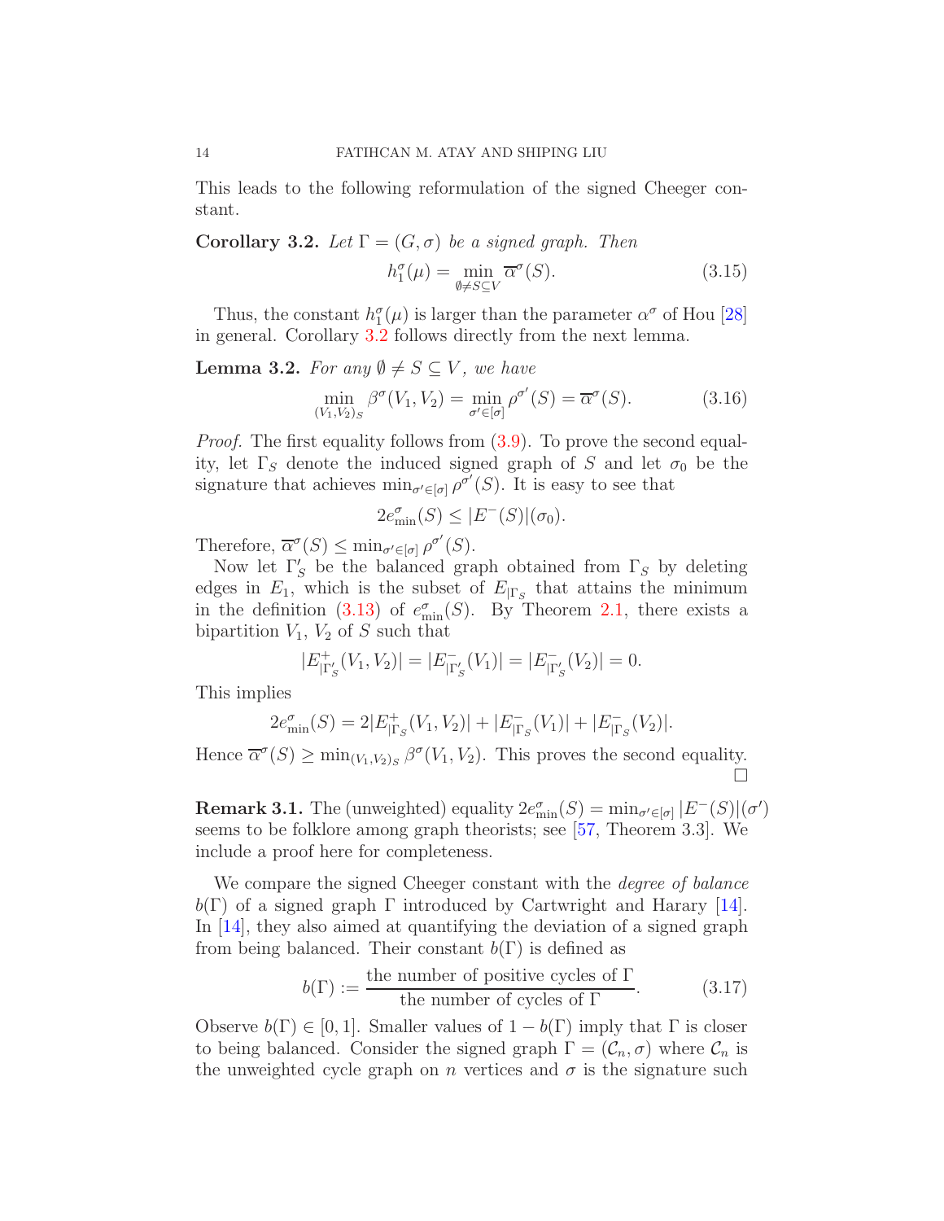This leads to the following reformulation of the signed Cheeger constant.

**Corollary 3.2.** *Let $\Gamma = (G, \sigma)$ be a signed graph. Then*

$$h_1^\sigma(\mu) = \min_{\emptyset \neq S \subseteq V} \overline{\alpha}^\sigma(S). \tag{3.15}$$

Thus, the constant $h_1^\sigma(\mu)$ is larger than the parameter $\alpha^\sigma$ of Hou [28] in general. Corollary 3.2 follows directly from the next lemma.

**Lemma 3.2.** *For any $\emptyset \neq S \subseteq V$, we have*

$$\min_{(V_1,V_2)_S} \beta^\sigma(V_1, V_2) = \min_{\sigma' \in [\sigma]} \rho^{\sigma'}(S) = \overline{\alpha}^\sigma(S). \tag{3.16}$$

*Proof.* The first equality follows from (3.9). To prove the second equality, let $\Gamma_S$ denote the induced signed graph of $S$ and let $\sigma_0$ be the signature that achieves $\min_{\sigma' \in [\sigma]} \rho^{\sigma'}(S)$. It is easy to see that

$$2e_{\min}^\sigma(S) \leq |E^-(S)|(\sigma_0).$$

Therefore, $\overline{\alpha}^\sigma(S) \leq \min_{\sigma' \in [\sigma]} \rho^{\sigma'}(S)$.

Now let $\Gamma'_S$ be the balanced graph obtained from $\Gamma_S$ by deleting edges in $E_1$, which is the subset of $E_{|\Gamma_S}$ that attains the minimum in the definition (3.13) of $e_{\min}^\sigma(S)$. By Theorem 2.1, there exists a bipartition $V_1$, $V_2$ of $S$ such that

$$|E^+_{|\Gamma'_S}(V_1, V_2)| = |E^-_{|\Gamma'_S}(V_1)| = |E^-_{|\Gamma'_S}(V_2)| = 0.$$

This implies

$$2e_{\min}^\sigma(S) = 2|E^+_{|\Gamma_S}(V_1, V_2)| + |E^-_{|\Gamma_S}(V_1)| + |E^-_{|\Gamma_S}(V_2)|.$$

Hence $\overline{\alpha}^\sigma(S) \geq \min_{(V_1,V_2)_S} \beta^\sigma(V_1, V_2)$. This proves the second equality. $\square$

**Remark 3.1.** The (unweighted) equality $2e_{\min}^\sigma(S) = \min_{\sigma' \in [\sigma]} |E^-(S)|(\sigma')$ seems to be folklore among graph theorists; see [57, Theorem 3.3]. We include a proof here for completeness.

We compare the signed Cheeger constant with the *degree of balance* $b(\Gamma)$ of a signed graph $\Gamma$ introduced by Cartwright and Harary [14]. In [14], they also aimed at quantifying the deviation of a signed graph from being balanced. Their constant $b(\Gamma)$ is defined as

$$b(\Gamma) := \frac{\text{the number of positive cycles of } \Gamma}{\text{the number of cycles of } \Gamma}. \tag{3.17}$$

Observe $b(\Gamma) \in [0, 1]$. Smaller values of $1 - b(\Gamma)$ imply that $\Gamma$ is closer to being balanced. Consider the signed graph $\Gamma = (\mathcal{C}_n, \sigma)$ where $\mathcal{C}_n$ is the unweighted cycle graph on $n$ vertices and $\sigma$ is the signature such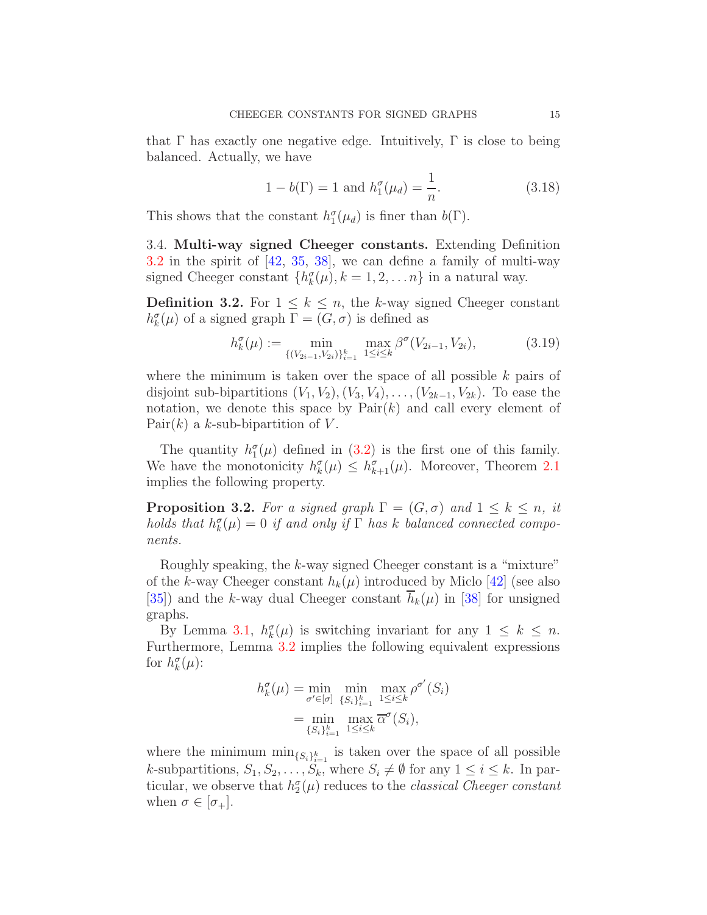that $\Gamma$ has exactly one negative edge. Intuitively, $\Gamma$ is close to being balanced. Actually, we have

$$1 - b(\Gamma) = 1 \text{ and } h_1^\sigma(\mu_d) = \frac{1}{n}. \tag{3.18}$$

This shows that the constant $h_1^\sigma(\mu_d)$ is finer than $b(\Gamma)$.

3.4. **Multi-way signed Cheeger constants.** Extending Definition 3.2 in the spirit of [42, 35, 38], we can define a family of multi-way signed Cheeger constant $\{h_k^\sigma(\mu), k = 1, 2, \dots n\}$ in a natural way.

**Definition 3.2.** For $1 \leq k \leq n$, the $k$-way signed Cheeger constant $h_k^\sigma(\mu)$ of a signed graph $\Gamma = (G, \sigma)$ is defined as

$$h_k^\sigma(\mu) := \min_{\{(V_{2i-1}, V_{2i})\}_{i=1}^k} \max_{1 \leq i \leq k} \beta^\sigma(V_{2i-1}, V_{2i}), \tag{3.19}$$

where the minimum is taken over the space of all possible $k$ pairs of disjoint sub-bipartitions $(V_1, V_2), (V_3, V_4), \dots, (V_{2k-1}, V_{2k})$. To ease the notation, we denote this space by $\mathrm{Pair}(k)$ and call every element of $\mathrm{Pair}(k)$ a $k$-sub-bipartition of $V$.

The quantity $h_1^\sigma(\mu)$ defined in (3.2) is the first one of this family. We have the monotonicity $h_k^\sigma(\mu) \leq h_{k+1}^\sigma(\mu)$. Moreover, Theorem 2.1 implies the following property.

**Proposition 3.2.** *For a signed graph $\Gamma = (G, \sigma)$ and $1 \leq k \leq n$, it holds that $h_k^\sigma(\mu) = 0$ if and only if $\Gamma$ has $k$ balanced connected components.*

Roughly speaking, the $k$-way signed Cheeger constant is a "mixture" of the $k$-way Cheeger constant $h_k(\mu)$ introduced by Miclo [42] (see also [35]) and the $k$-way dual Cheeger constant $\overline{h}_k(\mu)$ in [38] for unsigned graphs.

By Lemma 3.1, $h_k^\sigma(\mu)$ is switching invariant for any $1 \leq k \leq n$. Furthermore, Lemma 3.2 implies the following equivalent expressions for $h_k^\sigma(\mu)$:

$$\begin{aligned} h_k^\sigma(\mu) &= \min_{\sigma' \in [\sigma]} \min_{\{S_i\}_{i=1}^k} \max_{1 \leq i \leq k} \rho^{\sigma'}(S_i) \\ &= \min_{\{S_i\}_{i=1}^k} \max_{1 \leq i \leq k} \overline{\alpha}^\sigma(S_i), \end{aligned}$$

where the minimum $\min_{\{S_i\}_{i=1}^k}$ is taken over the space of all possible $k$-subpartitions, $S_1, S_2, \dots, S_k$, where $S_i \neq \emptyset$ for any $1 \leq i \leq k$. In particular, we observe that $h_2^\sigma(\mu)$ reduces to the *classical Cheeger constant* when $\sigma \in [\sigma_+]$.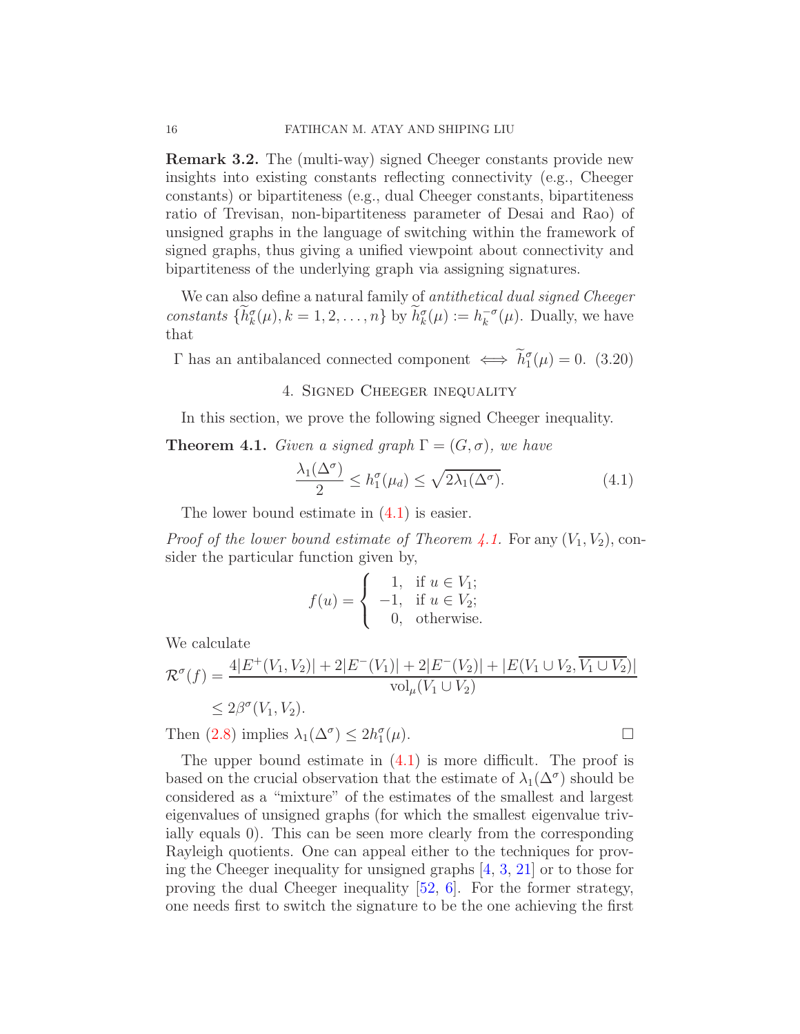**Remark 3.2.** The (multi-way) signed Cheeger constants provide new insights into existing constants reflecting connectivity (e.g., Cheeger constants) or bipartiteness (e.g., dual Cheeger constants, bipartiteness ratio of Trevisan, non-bipartiteness parameter of Desai and Rao) of unsigned graphs in the language of switching within the framework of signed graphs, thus giving a unified viewpoint about connectivity and bipartiteness of the underlying graph via assigning signatures.

We can also define a natural family of *antithetical dual signed Cheeger constants* $\{\widetilde{h}_k^\sigma(\mu), k = 1, 2, \ldots, n\}$ by $\widetilde{h}_k^\sigma(\mu) := h_k^{-\sigma}(\mu)$. Dually, we have that

$$\Gamma \text{ has an antibalanced connected component} \iff \widetilde{h}_1^\sigma(\mu) = 0. \quad (3.20)$$

## 4. Signed Cheeger inequality

In this section, we prove the following signed Cheeger inequality.

**Theorem 4.1.** *Given a signed graph $\Gamma = (G, \sigma)$, we have*

$$\frac{\lambda_1(\Delta^\sigma)}{2} \leq h_1^\sigma(\mu_d) \leq \sqrt{2\lambda_1(\Delta^\sigma)}. \quad (4.1)$$

The lower bound estimate in (4.1) is easier.

*Proof of the lower bound estimate of Theorem 4.1.* For any $(V_1, V_2)$, consider the particular function given by,

$$f(u) = \begin{cases} 1, & \text{if } u \in V_1; \\ -1, & \text{if } u \in V_2; \\ 0, & \text{otherwise.} \end{cases}$$

We calculate

$$\mathcal{R}^\sigma(f) = \frac{4|E^+(V_1, V_2)| + 2|E^-(V_1)| + 2|E^-(V_2)| + |E(V_1 \cup V_2, \overline{V_1 \cup V_2})|}{\mathrm{vol}_\mu(V_1 \cup V_2)}$$
$$\leq 2\beta^\sigma(V_1, V_2).$$

Then (2.8) implies $\lambda_1(\Delta^\sigma) \leq 2h_1^\sigma(\mu)$. $\square$

The upper bound estimate in (4.1) is more difficult. The proof is based on the crucial observation that the estimate of $\lambda_1(\Delta^\sigma)$ should be considered as a "mixture" of the estimates of the smallest and largest eigenvalues of unsigned graphs (for which the smallest eigenvalue trivially equals 0). This can be seen more clearly from the corresponding Rayleigh quotients. One can appeal either to the techniques for proving the Cheeger inequality for unsigned graphs [4, 3, 21] or to those for proving the dual Cheeger inequality [52, 6]. For the former strategy, one needs first to switch the signature to be the one achieving the first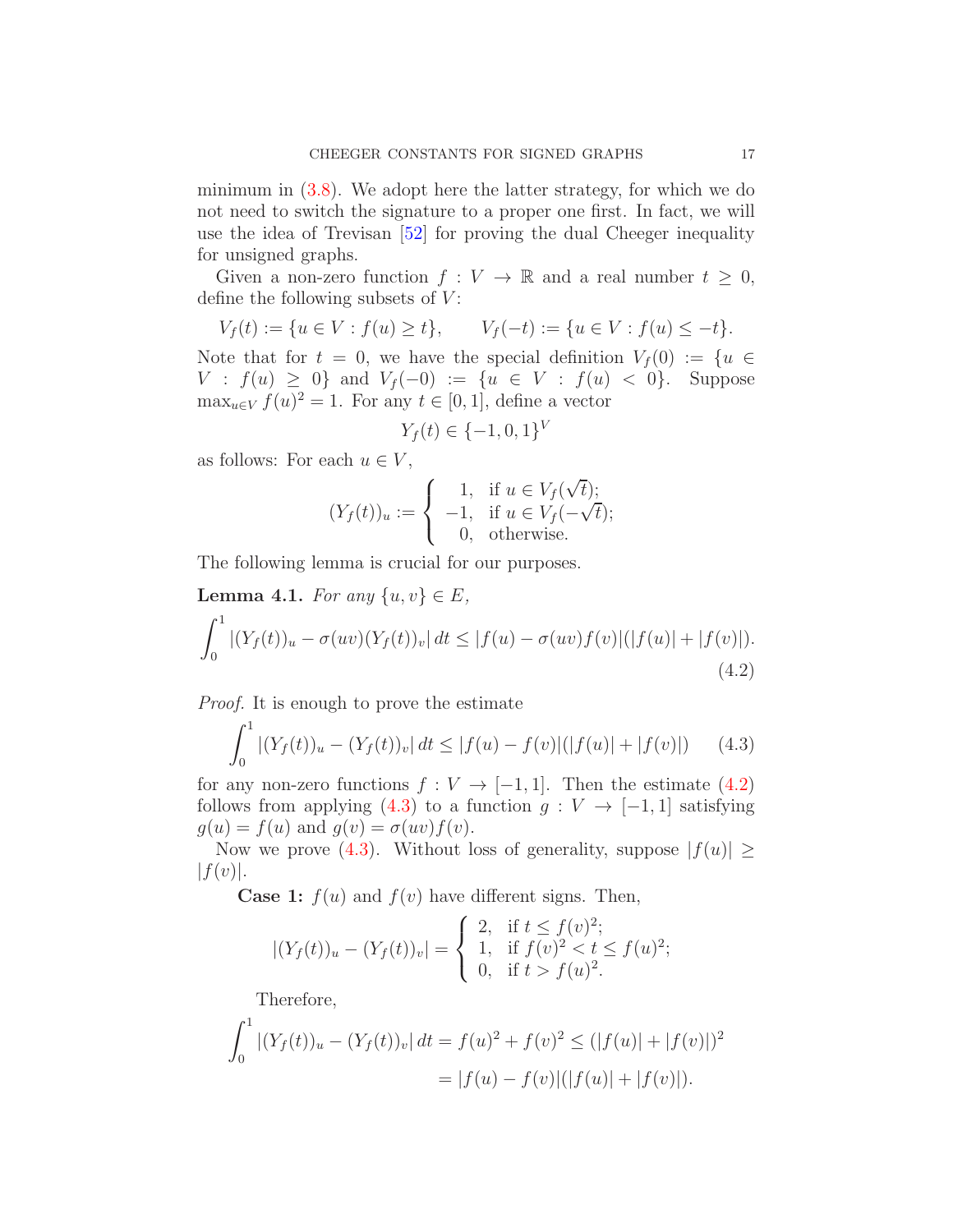minimum in (3.8). We adopt here the latter strategy, for which we do not need to switch the signature to a proper one first. In fact, we will use the idea of Trevisan [52] for proving the dual Cheeger inequality for unsigned graphs.

Given a non-zero function $f : V \to \mathbb{R}$ and a real number $t \geq 0$, define the following subsets of $V$:

$$V_f(t) := \{u \in V : f(u) \geq t\}, \qquad V_f(-t) := \{u \in V : f(u) \leq -t\}.$$

Note that for $t = 0$, we have the special definition $V_f(0) := \{u \in V : f(u) \geq 0\}$ and $V_f(-0) := \{u \in V : f(u) < 0\}$. Suppose $\max_{u \in V} f(u)^2 = 1$. For any $t \in [0, 1]$, define a vector

$$Y_f(t) \in \{-1, 0, 1\}^V$$

as follows: For each $u \in V$,

$$(Y_f(t))_u := \begin{cases} 1, & \text{if } u \in V_f(\sqrt{t}); \\ -1, & \text{if } u \in V_f(-\sqrt{t}); \\ 0, & \text{otherwise.} \end{cases}$$

The following lemma is crucial for our purposes.

**Lemma 4.1.** *For any $\{u, v\} \in E$,*

$$\int_0^1 |(Y_f(t))_u - \sigma(uv)(Y_f(t))_v| \, dt \leq |f(u) - \sigma(uv)f(v)|(|f(u)| + |f(v)|). \tag{4.2}$$

*Proof.* It is enough to prove the estimate

$$\int_0^1 |(Y_f(t))_u - (Y_f(t))_v| \, dt \leq |f(u) - f(v)|(|f(u)| + |f(v)|) \tag{4.3}$$

for any non-zero functions $f : V \to [-1, 1]$. Then the estimate (4.2) follows from applying (4.3) to a function $g : V \to [-1, 1]$ satisfying $g(u) = f(u)$ and $g(v) = \sigma(uv)f(v)$.

Now we prove (4.3). Without loss of generality, suppose $|f(u)| \geq |f(v)|$.

**Case 1:** $f(u)$ and $f(v)$ have different signs. Then,

$$|(Y_f(t))_u - (Y_f(t))_v| = \begin{cases} 2, & \text{if } t \leq f(v)^2; \\ 1, & \text{if } f(v)^2 < t \leq f(u)^2; \\ 0, & \text{if } t > f(u)^2. \end{cases}$$

Therefore,

$$\begin{aligned} \int_0^1 |(Y_f(t))_u - (Y_f(t))_v| \, dt &= f(u)^2 + f(v)^2 \leq (|f(u)| + |f(v)|)^2 \\ &= |f(u) - f(v)|(|f(u)| + |f(v)|). \end{aligned}$$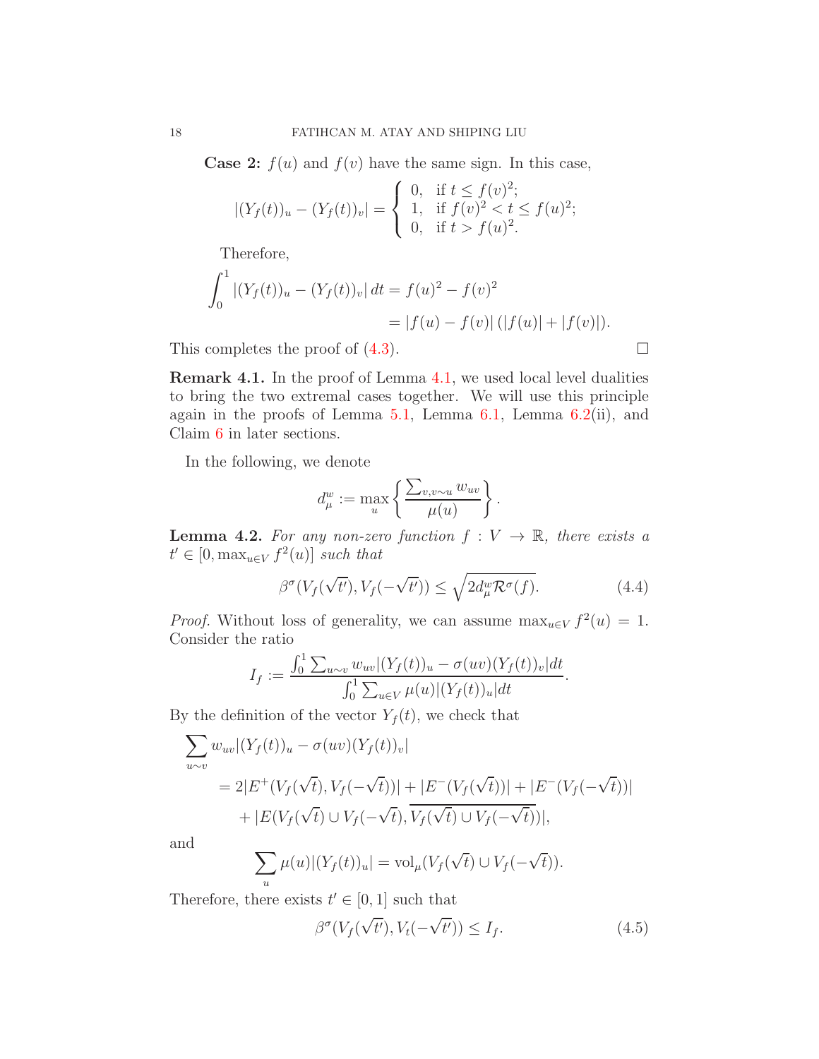**Case 2:** $f(u)$ and $f(v)$ have the same sign. In this case,

$$|(Y_f(t))_u - (Y_f(t))_v| = \begin{cases} 0, & \text{if } t \leq f(v)^2; \\ 1, & \text{if } f(v)^2 < t \leq f(u)^2; \\ 0, & \text{if } t > f(u)^2. \end{cases}$$

Therefore,

$$\begin{aligned} \int_0^1 |(Y_f(t))_u - (Y_f(t))_v| \, dt &= f(u)^2 - f(v)^2 \\ &= |f(u) - f(v)| \, (|f(u)| + |f(v)|). \end{aligned}$$

This completes the proof of (4.3). $\square$

**Remark 4.1.** In the proof of Lemma 4.1, we used local level dualities to bring the two extremal cases together. We will use this principle again in the proofs of Lemma 5.1, Lemma 6.1, Lemma 6.2(ii), and Claim 6 in later sections.

In the following, we denote

$$d_\mu^w := \max_u \left\{ \frac{\sum_{v, v\sim u} w_{uv}}{\mu(u)} \right\}.$$

**Lemma 4.2.** *For any non-zero function $f : V \to \mathbb{R}$, there exists a $t' \in [0, \max_{u\in V} f^2(u)]$ such that*

$$\beta^\sigma(V_f(\sqrt{t'}), V_f(-\sqrt{t'})) \leq \sqrt{2 d_\mu^w \mathcal{R}^\sigma(f)}. \tag{4.4}$$

*Proof.* Without loss of generality, we can assume $\max_{u\in V} f^2(u) = 1$. Consider the ratio

$$I_f := \frac{\int_0^1 \sum_{u\sim v} w_{uv} |(Y_f(t))_u - \sigma(uv)(Y_f(t))_v| dt}{\int_0^1 \sum_{u\in V} \mu(u) |(Y_f(t))_u| dt}.$$

By the definition of the vector $Y_f(t)$, we check that

$$\begin{aligned} &\sum_{u\sim v} w_{uv} |(Y_f(t))_u - \sigma(uv)(Y_f(t))_v| \\ &\quad = 2|E^+(V_f(\sqrt{t}), V_f(-\sqrt{t}))| + |E^-(V_f(\sqrt{t}))| + |E^-(V_f(-\sqrt{t}))| \\ &\qquad + |E(V_f(\sqrt{t}) \cup V_f(-\sqrt{t}), \overline{V_f(\sqrt{t}) \cup V_f(-\sqrt{t})})|, \end{aligned}$$

and

$$\sum_u \mu(u) |(Y_f(t))_u| = \mathrm{vol}_\mu(V_f(\sqrt{t}) \cup V_f(-\sqrt{t})).$$

Therefore, there exists $t' \in [0, 1]$ such that

$$\beta^\sigma(V_f(\sqrt{t'}), V_t(-\sqrt{t'})) \leq I_f. \tag{4.5}$$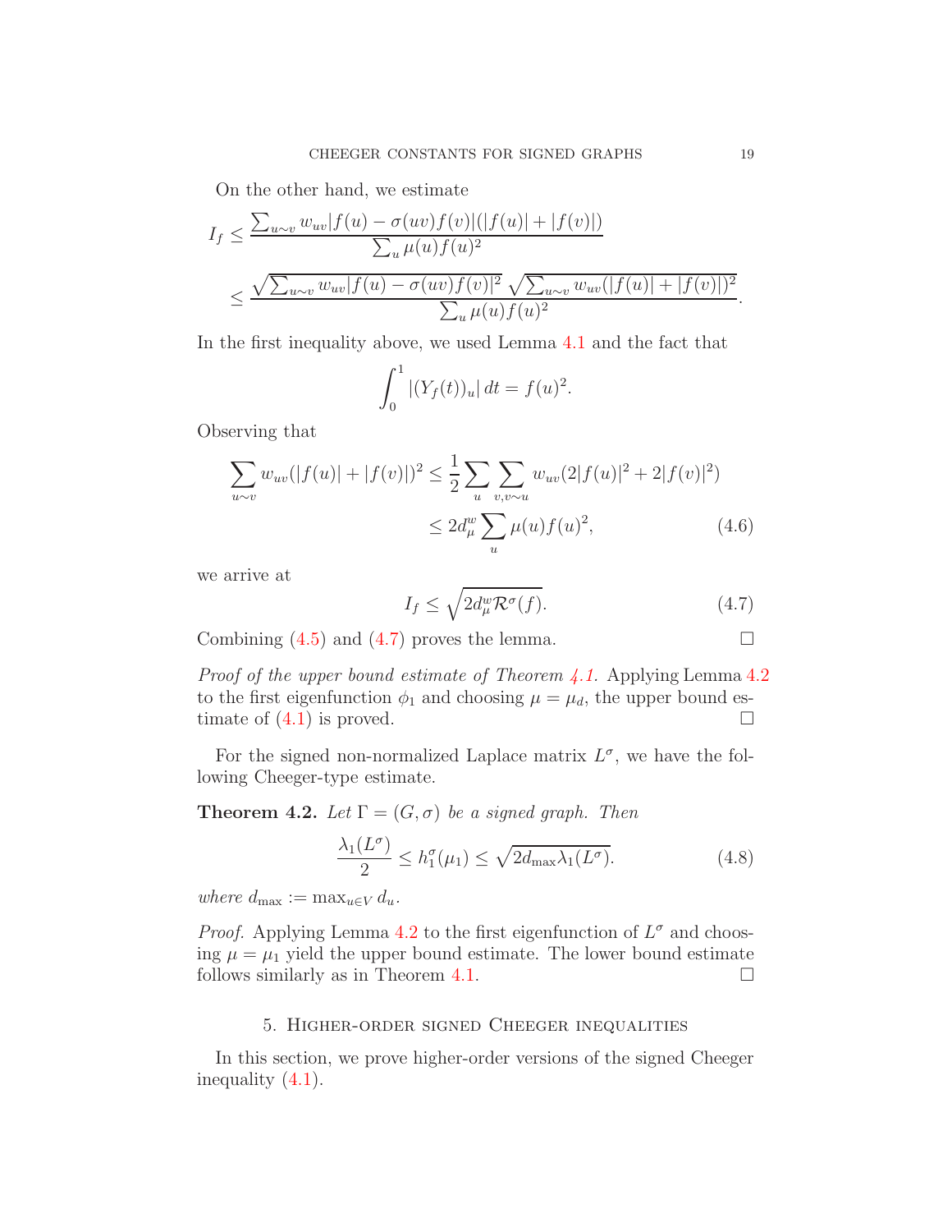On the other hand, we estimate

$$
\begin{aligned}
I_f &\leq \frac{\sum_{u\sim v} w_{uv}|f(u)-\sigma(uv)f(v)|(|f(u)|+|f(v)|)}{\sum_u \mu(u)f(u)^2} \\
&\leq \frac{\sqrt{\sum_{u\sim v} w_{uv}|f(u)-\sigma(uv)f(v)|^2}\,\sqrt{\sum_{u\sim v} w_{uv}(|f(u)|+|f(v)|)^2}}{\sum_u \mu(u)f(u)^2}.
\end{aligned}
$$

In the first inequality above, we used Lemma 4.1 and the fact that

$$\int_0^1 |(Y_f(t))_u|\,dt = f(u)^2.$$

Observing that

$$
\begin{aligned}
\sum_{u\sim v} w_{uv}(|f(u)|+|f(v)|)^2 &\leq \frac{1}{2}\sum_u \sum_{v,v\sim u} w_{uv}(2|f(u)|^2+2|f(v)|^2) \\
&\leq 2d_\mu^w \sum_u \mu(u)f(u)^2, \qquad (4.6)
\end{aligned}
$$

we arrive at

$$I_f \leq \sqrt{2d_\mu^w \mathcal{R}^\sigma(f)}. \qquad (4.7)$$

Combining (4.5) and (4.7) proves the lemma. □

*Proof of the upper bound estimate of Theorem 4.1.* Applying Lemma 4.2 to the first eigenfunction $\phi_1$ and choosing $\mu = \mu_d$, the upper bound estimate of (4.1) is proved. □

For the signed non-normalized Laplace matrix $L^\sigma$, we have the following Cheeger-type estimate.

**Theorem 4.2.** *Let $\Gamma = (G,\sigma)$ be a signed graph. Then*

$$\frac{\lambda_1(L^\sigma)}{2} \leq h_1^\sigma(\mu_1) \leq \sqrt{2d_{\max}\lambda_1(L^\sigma)}. \qquad (4.8)$$

*where $d_{\max} := \max_{u\in V} d_u$.*

*Proof.* Applying Lemma 4.2 to the first eigenfunction of $L^\sigma$ and choosing $\mu = \mu_1$ yield the upper bound estimate. The lower bound estimate follows similarly as in Theorem 4.1. □

## 5. Higher-order signed Cheeger inequalities

In this section, we prove higher-order versions of the signed Cheeger inequality (4.1).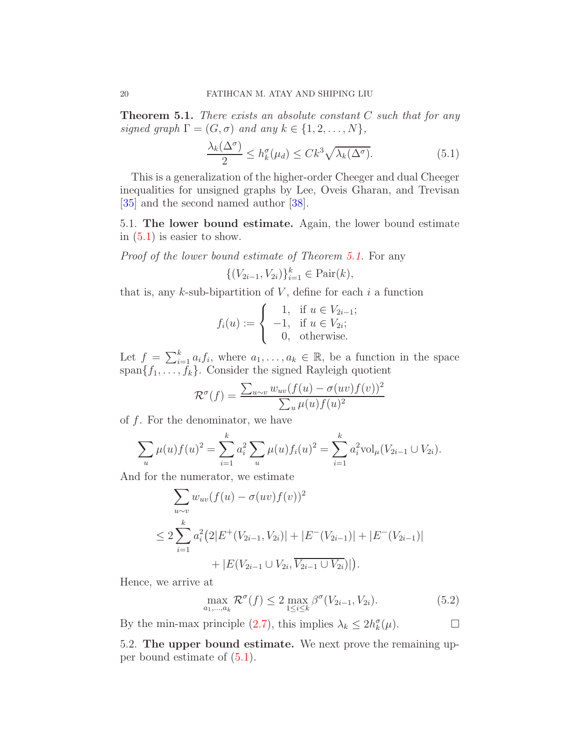**Theorem 5.1.** *There exists an absolute constant $C$ such that for any signed graph $\Gamma = (G, \sigma)$ and any $k \in \{1, 2, \ldots, N\}$,*

$$\frac{\lambda_k(\Delta^\sigma)}{2} \leq h_k^\sigma(\mu_d) \leq Ck^3\sqrt{\lambda_k(\Delta^\sigma)}. \tag{5.1}$$

This is a generalization of the higher-order Cheeger and dual Cheeger inequalities for unsigned graphs by Lee, Oveis Gharan, and Trevisan [35] and the second named author [38].

5.1. **The lower bound estimate.** Again, the lower bound estimate in (5.1) is easier to show.

*Proof of the lower bound estimate of Theorem 5.1.* For any

$$\{(V_{2i-1}, V_{2i})\}_{i=1}^k \in \mathrm{Pair}(k),$$

that is, any $k$-sub-bipartition of $V$, define for each $i$ a function

$$f_i(u) := \begin{cases} 1, & \text{if } u \in V_{2i-1}; \\ -1, & \text{if } u \in V_{2i}; \\ 0, & \text{otherwise.} \end{cases}$$

Let $f = \sum_{i=1}^k a_i f_i$, where $a_1, \ldots, a_k \in \mathbb{R}$, be a function in the space $\mathrm{span}\{f_1, \ldots, f_k\}$. Consider the signed Rayleigh quotient

$$\mathcal{R}^\sigma(f) = \frac{\sum_{u\sim v} w_{uv}(f(u) - \sigma(uv)f(v))^2}{\sum_u \mu(u)f(u)^2}$$

of $f$. For the denominator, we have

$$\sum_u \mu(u)f(u)^2 = \sum_{i=1}^k a_i^2 \sum_u \mu(u)f_i(u)^2 = \sum_{i=1}^k a_i^2 \mathrm{vol}_\mu(V_{2i-1} \cup V_{2i}).$$

And for the numerator, we estimate

$$\begin{aligned}
&\sum_{u\sim v} w_{uv}(f(u) - \sigma(uv)f(v))^2 \\
&\leq 2\sum_{i=1}^k a_i^2\big(2|E^+(V_{2i-1}, V_{2i})| + |E^-(V_{2i-1})| + |E^-(V_{2i-1})| \\
&\qquad\qquad + |E(V_{2i-1} \cup V_{2i}, \overline{V_{2i-1} \cup V_{2i}})|\big).
\end{aligned}$$

Hence, we arrive at

$$\max_{a_1,\ldots,a_k} \mathcal{R}^\sigma(f) \leq 2\max_{1\leq i\leq k} \beta^\sigma(V_{2i-1}, V_{2i}). \tag{5.2}$$

By the min-max principle (2.7), this implies $\lambda_k \leq 2h_k^\sigma(\mu)$. $\square$

5.2. **The upper bound estimate.** We next prove the remaining upper bound estimate of (5.1).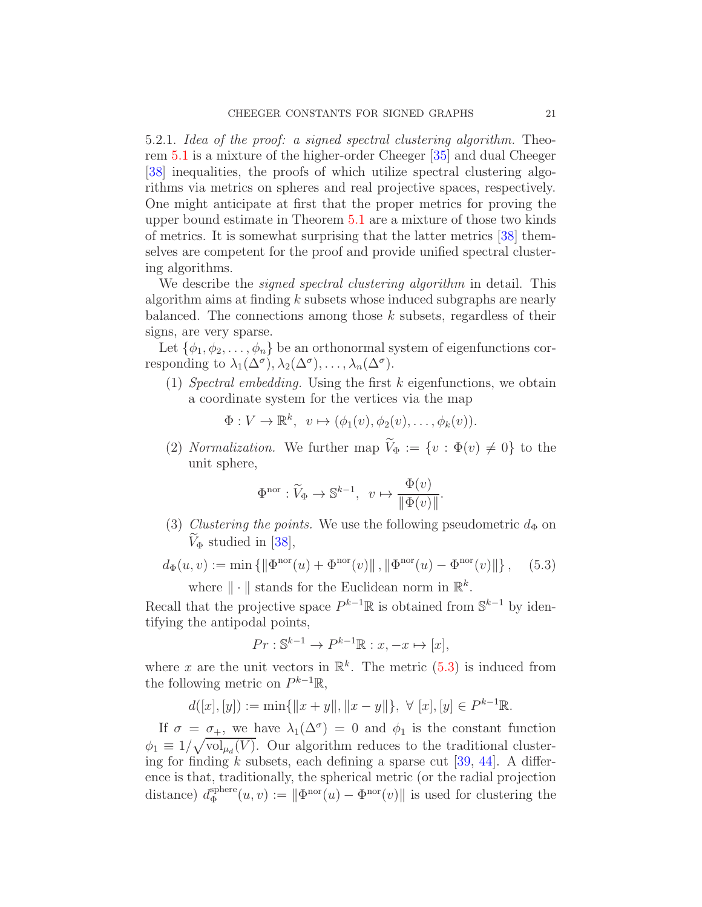5.2.1. *Idea of the proof: a signed spectral clustering algorithm.* Theorem 5.1 is a mixture of the higher-order Cheeger [35] and dual Cheeger [38] inequalities, the proofs of which utilize spectral clustering algorithms via metrics on spheres and real projective spaces, respectively. One might anticipate at first that the proper metrics for proving the upper bound estimate in Theorem 5.1 are a mixture of those two kinds of metrics. It is somewhat surprising that the latter metrics [38] themselves are competent for the proof and provide unified spectral clustering algorithms.

We describe the *signed spectral clustering algorithm* in detail. This algorithm aims at finding $k$ subsets whose induced subgraphs are nearly balanced. The connections among those $k$ subsets, regardless of their signs, are very sparse.

Let $\{\phi_1, \phi_2, \ldots, \phi_n\}$ be an orthonormal system of eigenfunctions corresponding to $\lambda_1(\Delta^\sigma), \lambda_2(\Delta^\sigma), \ldots, \lambda_n(\Delta^\sigma)$.

1. *Spectral embedding.* Using the first $k$ eigenfunctions, we obtain a coordinate system for the vertices via the map
$$\Phi : V \to \mathbb{R}^k, \;\; v \mapsto (\phi_1(v), \phi_2(v), \ldots, \phi_k(v)).$$
2. *Normalization.* We further map $\widetilde{V}_\Phi := \{v : \Phi(v) \neq 0\}$ to the unit sphere,
$$\Phi^{\mathrm{nor}} : \widetilde{V}_\Phi \to \mathbb{S}^{k-1}, \;\; v \mapsto \frac{\Phi(v)}{\|\Phi(v)\|}.$$
3. *Clustering the points.* We use the following pseudometric $d_\Phi$ on $\widetilde{V}_\Phi$ studied in [38],
$$d_\Phi(u, v) := \min\left\{\left\|\Phi^{\mathrm{nor}}(u) + \Phi^{\mathrm{nor}}(v)\right\|, \left\|\Phi^{\mathrm{nor}}(u) - \Phi^{\mathrm{nor}}(v)\right\|\right\}, \quad (5.3)$$
where $\|\cdot\|$ stands for the Euclidean norm in $\mathbb{R}^k$.

Recall that the projective space $P^{k-1}\mathbb{R}$ is obtained from $\mathbb{S}^{k-1}$ by identifying the antipodal points,
$$Pr : \mathbb{S}^{k-1} \to P^{k-1}\mathbb{R} : x, -x \mapsto [x],$$
where $x$ are the unit vectors in $\mathbb{R}^k$. The metric (5.3) is induced from the following metric on $P^{k-1}\mathbb{R}$,
$$d([x],[y]) := \min\{\|x+y\|, \|x-y\|\}, \;\forall\; [x],[y] \in P^{k-1}\mathbb{R}.$$

If $\sigma = \sigma_+$, we have $\lambda_1(\Delta^\sigma) = 0$ and $\phi_1$ is the constant function $\phi_1 \equiv 1/\sqrt{\mathrm{vol}_{\mu_d}(V)}$. Our algorithm reduces to the traditional clustering for finding $k$ subsets, each defining a sparse cut [39, 44]. A difference is that, traditionally, the spherical metric (or the radial projection distance) $d_\Phi^{\mathrm{sphere}}(u,v) := \|\Phi^{\mathrm{nor}}(u) - \Phi^{\mathrm{nor}}(v)\|$ is used for clustering the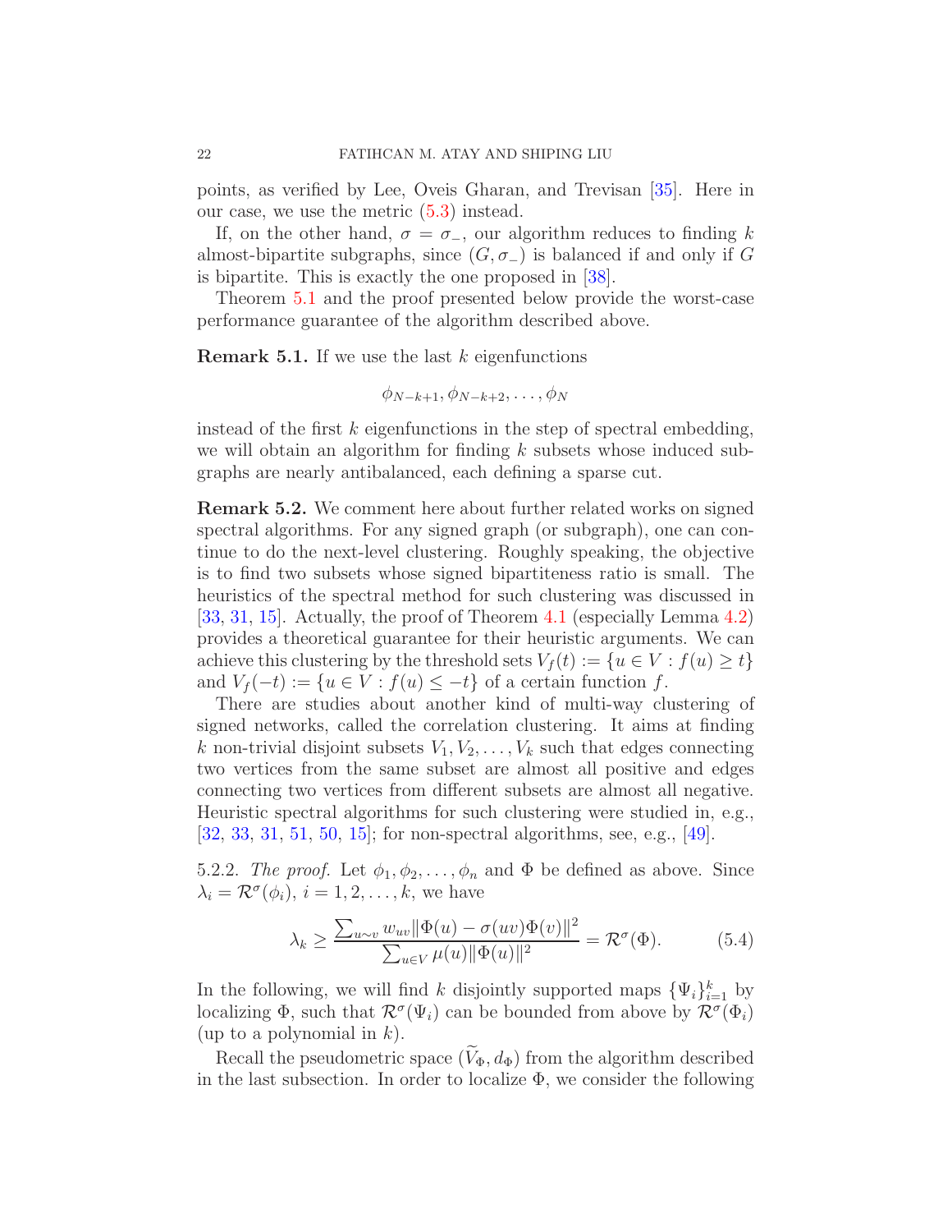points, as verified by Lee, Oveis Gharan, and Trevisan [35]. Here in our case, we use the metric (5.3) instead.

If, on the other hand, $\sigma = \sigma_-$, our algorithm reduces to finding $k$ almost-bipartite subgraphs, since $(G, \sigma_-)$ is balanced if and only if $G$ is bipartite. This is exactly the one proposed in [38].

Theorem 5.1 and the proof presented below provide the worst-case performance guarantee of the algorithm described above.

**Remark 5.1.** If we use the last $k$ eigenfunctions

$$\phi_{N-k+1}, \phi_{N-k+2}, \ldots, \phi_N$$

instead of the first $k$ eigenfunctions in the step of spectral embedding, we will obtain an algorithm for finding $k$ subsets whose induced subgraphs are nearly antibalanced, each defining a sparse cut.

**Remark 5.2.** We comment here about further related works on signed spectral algorithms. For any signed graph (or subgraph), one can continue to do the next-level clustering. Roughly speaking, the objective is to find two subsets whose signed bipartiteness ratio is small. The heuristics of the spectral method for such clustering was discussed in [33, 31, 15]. Actually, the proof of Theorem 4.1 (especially Lemma 4.2) provides a theoretical guarantee for their heuristic arguments. We can achieve this clustering by the threshold sets $V_f(t) := \{u \in V : f(u) \geq t\}$ and $V_f(-t) := \{u \in V : f(u) \leq -t\}$ of a certain function $f$.

There are studies about another kind of multi-way clustering of signed networks, called the correlation clustering. It aims at finding $k$ non-trivial disjoint subsets $V_1, V_2, \ldots, V_k$ such that edges connecting two vertices from the same subset are almost all positive and edges connecting two vertices from different subsets are almost all negative. Heuristic spectral algorithms for such clustering were studied in, e.g., [32, 33, 31, 51, 50, 15]; for non-spectral algorithms, see, e.g., [49].

5.2.2. *The proof.* Let $\phi_1, \phi_2, \ldots, \phi_n$ and $\Phi$ be defined as above. Since $\lambda_i = \mathcal{R}^\sigma(\phi_i)$, $i = 1, 2, \ldots, k$, we have

$$\lambda_k \geq \frac{\sum_{u \sim v} w_{uv} \|\Phi(u) - \sigma(uv)\Phi(v)\|^2}{\sum_{u \in V} \mu(u) \|\Phi(u)\|^2} = \mathcal{R}^\sigma(\Phi). \tag{5.4}$$

In the following, we will find $k$ disjointly supported maps $\{\Psi_i\}_{i=1}^k$ by localizing $\Phi$, such that $\mathcal{R}^\sigma(\Psi_i)$ can be bounded from above by $\mathcal{R}^\sigma(\Phi_i)$ (up to a polynomial in $k$).

Recall the pseudometric space $(\widetilde{V}_\Phi, d_\Phi)$ from the algorithm described in the last subsection. In order to localize $\Phi$, we consider the following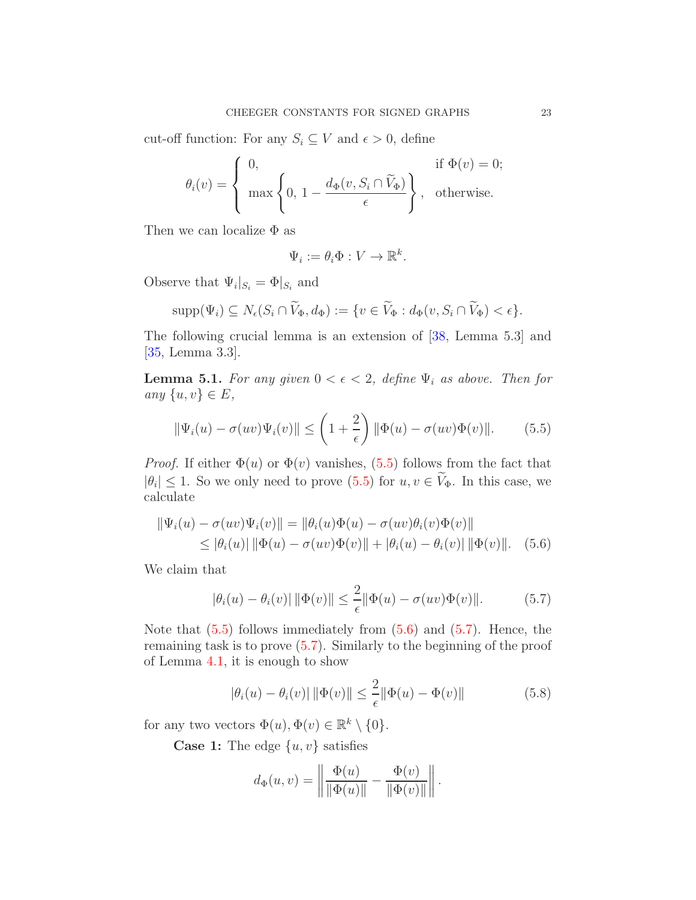cut-off function: For any $S_i \subseteq V$ and $\epsilon > 0$, define

$$\theta_i(v) = \begin{cases} 0, & \text{if } \Phi(v) = 0; \\ \max\left\{0,\, 1 - \dfrac{d_\Phi(v, S_i \cap \widetilde{V}_\Phi)}{\epsilon}\right\}, & \text{otherwise.} \end{cases}$$

Then we can localize $\Phi$ as

$$\Psi_i := \theta_i \Phi : V \to \mathbb{R}^k.$$

Observe that $\Psi_i|_{S_i} = \Phi|_{S_i}$ and

$$\mathrm{supp}(\Psi_i) \subseteq N_\epsilon(S_i \cap \widetilde{V}_\Phi, d_\Phi) := \{v \in \widetilde{V}_\Phi : d_\Phi(v, S_i \cap \widetilde{V}_\Phi) < \epsilon\}.$$

The following crucial lemma is an extension of [38, Lemma 5.3] and [35, Lemma 3.3].

**Lemma 5.1.** *For any given $0 < \epsilon < 2$, define $\Psi_i$ as above. Then for any $\{u, v\} \in E$,*

$$\|\Psi_i(u) - \sigma(uv)\Psi_i(v)\| \leq \left(1 + \frac{2}{\epsilon}\right) \|\Phi(u) - \sigma(uv)\Phi(v)\|. \tag{5.5}$$

*Proof.* If either $\Phi(u)$ or $\Phi(v)$ vanishes, (5.5) follows from the fact that $|\theta_i| \leq 1$. So we only need to prove (5.5) for $u, v \in \widetilde{V}_\Phi$. In this case, we calculate

$$\begin{aligned} \|\Psi_i(u) - \sigma(uv)\Psi_i(v)\| &= \|\theta_i(u)\Phi(u) - \sigma(uv)\theta_i(v)\Phi(v)\| \\ &\leq |\theta_i(u)|\, \|\Phi(u) - \sigma(uv)\Phi(v)\| + |\theta_i(u) - \theta_i(v)|\, \|\Phi(v)\|. \end{aligned} \tag{5.6}$$

We claim that

$$|\theta_i(u) - \theta_i(v)|\, \|\Phi(v)\| \leq \frac{2}{\epsilon} \|\Phi(u) - \sigma(uv)\Phi(v)\|. \tag{5.7}$$

Note that (5.5) follows immediately from (5.6) and (5.7). Hence, the remaining task is to prove (5.7). Similarly to the beginning of the proof of Lemma 4.1, it is enough to show

$$|\theta_i(u) - \theta_i(v)|\, \|\Phi(v)\| \leq \frac{2}{\epsilon} \|\Phi(u) - \Phi(v)\| \tag{5.8}$$

for any two vectors $\Phi(u), \Phi(v) \in \mathbb{R}^k \setminus \{0\}$.

**Case 1:** The edge $\{u, v\}$ satisfies

$$d_\Phi(u, v) = \left\| \frac{\Phi(u)}{\|\Phi(u)\|} - \frac{\Phi(v)}{\|\Phi(v)\|} \right\|.$$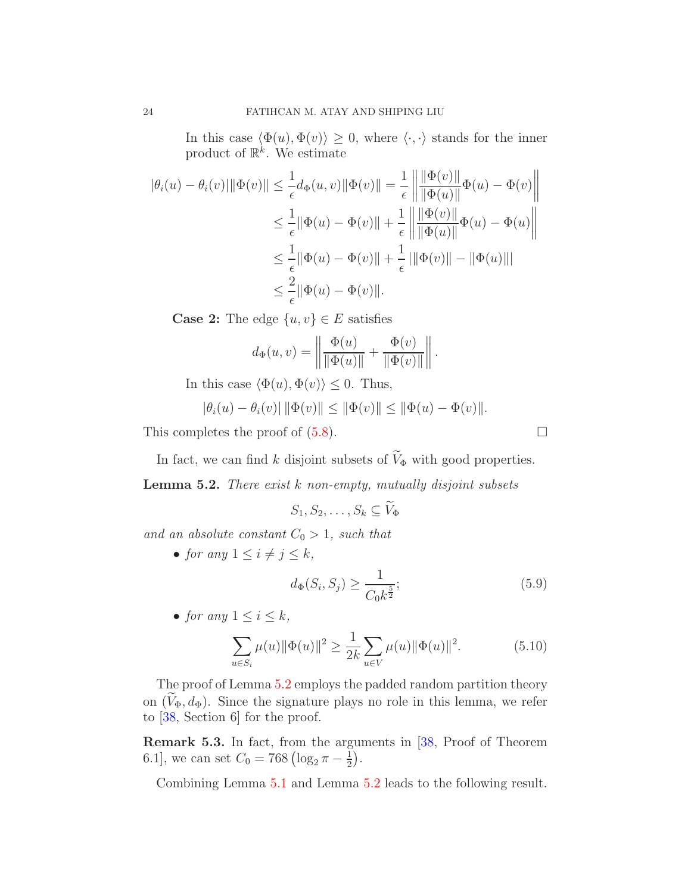In this case $\langle \Phi(u), \Phi(v) \rangle \geq 0$, where $\langle \cdot, \cdot \rangle$ stands for the inner product of $\mathbb{R}^k$. We estimate

$$
\begin{aligned}
|\theta_i(u) - \theta_i(v)| \|\Phi(v)\| &\leq \frac{1}{\epsilon} d_\Phi(u,v) \|\Phi(v)\| = \frac{1}{\epsilon} \left\| \frac{\|\Phi(v)\|}{\|\Phi(u)\|} \Phi(u) - \Phi(v) \right\| \\
&\leq \frac{1}{\epsilon} \|\Phi(u) - \Phi(v)\| + \frac{1}{\epsilon} \left\| \frac{\|\Phi(v)\|}{\|\Phi(u)\|} \Phi(u) - \Phi(u) \right\| \\
&\leq \frac{1}{\epsilon} \|\Phi(u) - \Phi(v)\| + \frac{1}{\epsilon} \left| \|\Phi(v)\| - \|\Phi(u)\| \right| \\
&\leq \frac{2}{\epsilon} \|\Phi(u) - \Phi(v)\|.
\end{aligned}
$$

**Case 2:** The edge $\{u, v\} \in E$ satisfies

$$
d_\Phi(u,v) = \left\| \frac{\Phi(u)}{\|\Phi(u)\|} + \frac{\Phi(v)}{\|\Phi(v)\|} \right\|.
$$

In this case $\langle \Phi(u), \Phi(v) \rangle \leq 0$. Thus,

$$
|\theta_i(u) - \theta_i(v)| \, \|\Phi(v)\| \leq \|\Phi(v)\| \leq \|\Phi(u) - \Phi(v)\|.
$$

This completes the proof of (5.8). □

In fact, we can find $k$ disjoint subsets of $\widetilde{V}_\Phi$ with good properties.

**Lemma 5.2.** *There exist $k$ non-empty, mutually disjoint subsets*

$$
S_1, S_2, \ldots, S_k \subseteq \widetilde{V}_\Phi
$$

*and an absolute constant $C_0 > 1$, such that*

- *for any $1 \leq i \neq j \leq k$,*
$$
d_\Phi(S_i, S_j) \geq \frac{1}{C_0 k^{\frac{5}{2}}}; \tag{5.9}
$$
- *for any $1 \leq i \leq k$,*
$$
\sum_{u \in S_i} \mu(u) \|\Phi(u)\|^2 \geq \frac{1}{2k} \sum_{u \in V} \mu(u) \|\Phi(u)\|^2. \tag{5.10}
$$

The proof of Lemma 5.2 employs the padded random partition theory on $(\widetilde{V}_\Phi, d_\Phi)$. Since the signature plays no role in this lemma, we refer to [38, Section 6] for the proof.

**Remark 5.3.** In fact, from the arguments in [38, Proof of Theorem 6.1], we can set $C_0 = 768 \left( \log_2 \pi - \frac{1}{2} \right)$.

Combining Lemma 5.1 and Lemma 5.2 leads to the following result.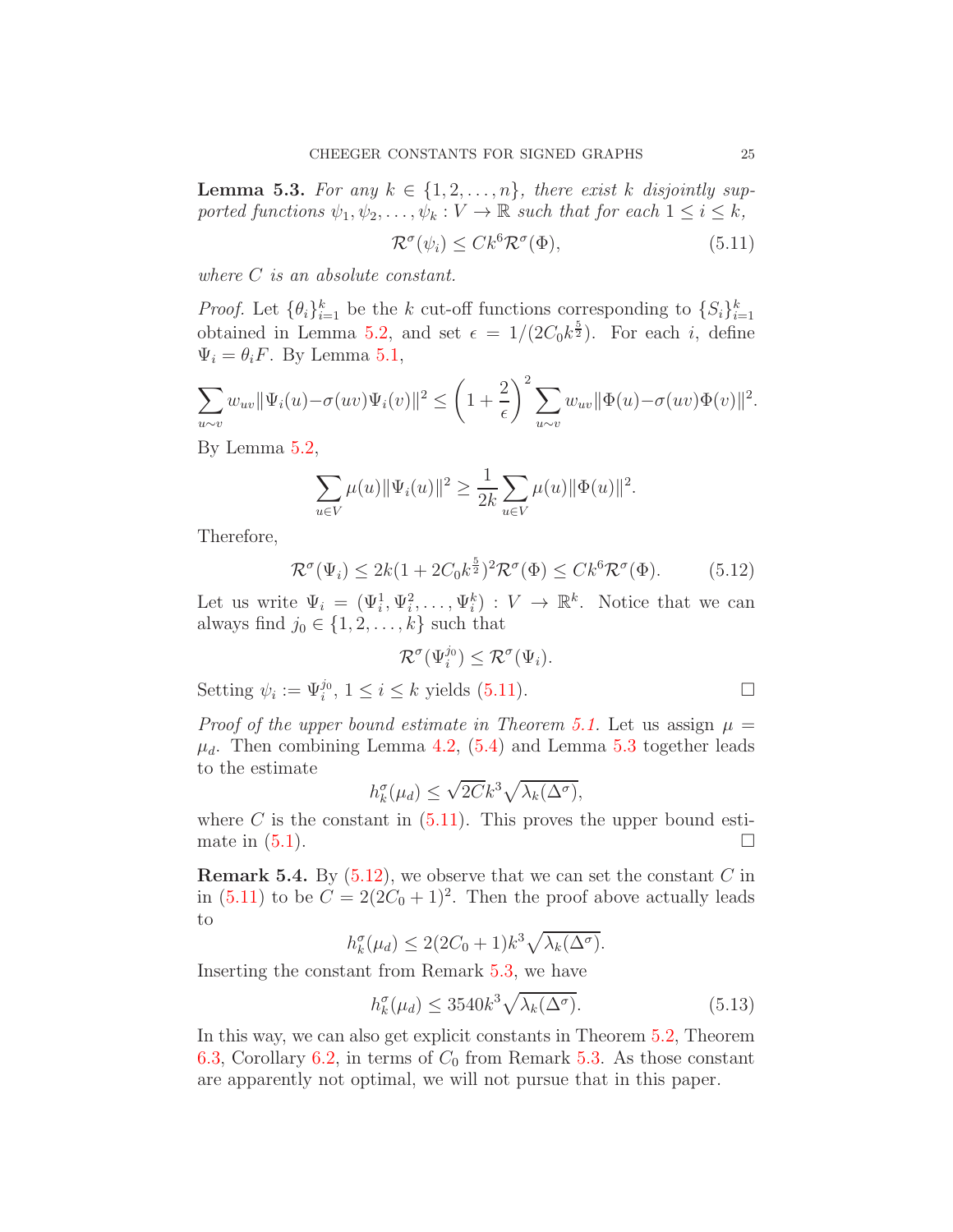**Lemma 5.3.** *For any $k \in \{1, 2, \ldots, n\}$, there exist $k$ disjointly supported functions $\psi_1, \psi_2, \ldots, \psi_k : V \to \mathbb{R}$ such that for each $1 \leq i \leq k$,*

$$\mathcal{R}^\sigma(\psi_i) \leq Ck^6 \mathcal{R}^\sigma(\Phi), \tag{5.11}$$

*where $C$ is an absolute constant.*

*Proof.* Let $\{\theta_i\}_{i=1}^k$ be the $k$ cut-off functions corresponding to $\{S_i\}_{i=1}^k$ obtained in Lemma 5.2, and set $\epsilon = 1/(2C_0 k^{\frac{5}{2}})$. For each $i$, define $\Psi_i = \theta_i F$. By Lemma 5.1,

$$\sum_{u \sim v} w_{uv} \|\Psi_i(u) - \sigma(uv)\Psi_i(v)\|^2 \leq \left(1 + \frac{2}{\epsilon}\right)^2 \sum_{u \sim v} w_{uv} \|\Phi(u) - \sigma(uv)\Phi(v)\|^2.$$

By Lemma 5.2,

$$\sum_{u \in V} \mu(u) \|\Psi_i(u)\|^2 \geq \frac{1}{2k} \sum_{u \in V} \mu(u) \|\Phi(u)\|^2.$$

Therefore,

$$\mathcal{R}^\sigma(\Psi_i) \leq 2k(1 + 2C_0 k^{\frac{5}{2}})^2 \mathcal{R}^\sigma(\Phi) \leq Ck^6 \mathcal{R}^\sigma(\Phi). \tag{5.12}$$

Let us write $\Psi_i = (\Psi_i^1, \Psi_i^2, \ldots, \Psi_i^k) : V \to \mathbb{R}^k$. Notice that we can always find $j_0 \in \{1, 2, \ldots, k\}$ such that

$$\mathcal{R}^\sigma(\Psi_i^{j_0}) \leq \mathcal{R}^\sigma(\Psi_i).$$

Setting $\psi_i := \Psi_i^{j_0}$, $1 \leq i \leq k$ yields (5.11). $\square$

*Proof of the upper bound estimate in Theorem 5.1.* Let us assign $\mu = \mu_d$. Then combining Lemma 4.2, (5.4) and Lemma 5.3 together leads to the estimate

$$h_k^\sigma(\mu_d) \leq \sqrt{2C} k^3 \sqrt{\lambda_k(\Delta^\sigma)},$$

where $C$ is the constant in (5.11). This proves the upper bound estimate in (5.1). $\square$

**Remark 5.4.** By (5.12), we observe that we can set the constant $C$ in in (5.11) to be $C = 2(2C_0 + 1)^2$. Then the proof above actually leads to

$$h_k^\sigma(\mu_d) \leq 2(2C_0 + 1)k^3 \sqrt{\lambda_k(\Delta^\sigma)}.$$

Inserting the constant from Remark 5.3, we have

$$h_k^\sigma(\mu_d) \leq 3540 k^3 \sqrt{\lambda_k(\Delta^\sigma)}. \tag{5.13}$$

In this way, we can also get explicit constants in Theorem 5.2, Theorem 6.3, Corollary 6.2, in terms of $C_0$ from Remark 5.3. As those constant are apparently not optimal, we will not pursue that in this paper.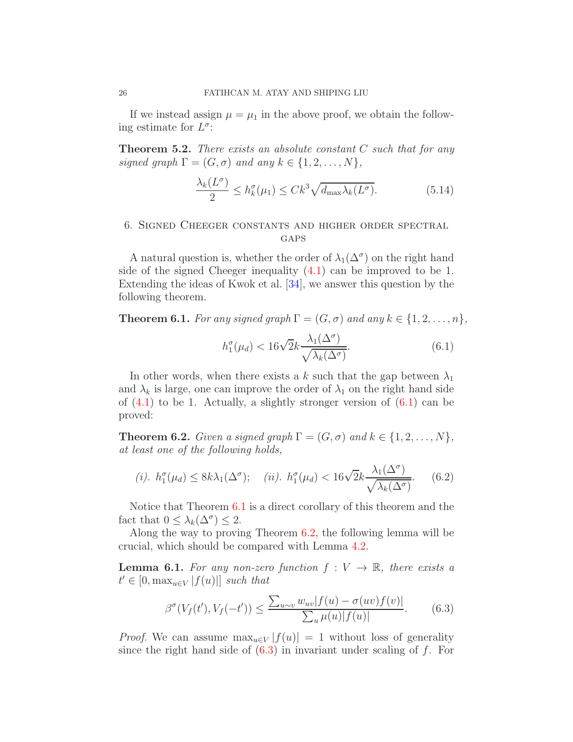If we instead assign $\mu = \mu_1$ in the above proof, we obtain the following estimate for $L^\sigma$:

**Theorem 5.2.** *There exists an absolute constant $C$ such that for any signed graph $\Gamma = (G, \sigma)$ and any $k \in \{1, 2, \ldots, N\}$,*

$$\frac{\lambda_k(L^\sigma)}{2} \leq h_k^\sigma(\mu_1) \leq Ck^3\sqrt{d_{\max}\lambda_k(L^\sigma)}. \tag{5.14}$$

## 6. Signed Cheeger constants and higher order spectral gaps

A natural question is, whether the order of $\lambda_1(\Delta^\sigma)$ on the right hand side of the signed Cheeger inequality (4.1) can be improved to be 1. Extending the ideas of Kwok et al. [34], we answer this question by the following theorem.

**Theorem 6.1.** *For any signed graph $\Gamma = (G, \sigma)$ and any $k \in \{1, 2, \ldots, n\}$,*

$$h_1^\sigma(\mu_d) < 16\sqrt{2}k\frac{\lambda_1(\Delta^\sigma)}{\sqrt{\lambda_k(\Delta^\sigma)}}. \tag{6.1}$$

In other words, when there exists a $k$ such that the gap between $\lambda_1$ and $\lambda_k$ is large, one can improve the order of $\lambda_1$ on the right hand side of (4.1) to be 1. Actually, a slightly stronger version of (6.1) can be proved:

**Theorem 6.2.** *Given a signed graph $\Gamma = (G, \sigma)$ and $k \in \{1, 2, \ldots, N\}$, at least one of the following holds,*

$$\text{(i). } h_1^\sigma(\mu_d) \leq 8k\lambda_1(\Delta^\sigma); \quad \text{(ii). } h_1^\sigma(\mu_d) < 16\sqrt{2}k\frac{\lambda_1(\Delta^\sigma)}{\sqrt{\lambda_k(\Delta^\sigma)}}. \tag{6.2}$$

Notice that Theorem 6.1 is a direct corollary of this theorem and the fact that $0 \leq \lambda_k(\Delta^\sigma) \leq 2$.

Along the way to proving Theorem 6.2, the following lemma will be crucial, which should be compared with Lemma 4.2.

**Lemma 6.1.** *For any non-zero function $f : V \to \mathbb{R}$, there exists a $t' \in [0, \max_{u \in V}|f(u)|]$ such that*

$$\beta^\sigma(V_f(t'), V_f(-t')) \leq \frac{\sum_{u\sim v} w_{uv}|f(u) - \sigma(uv)f(v)|}{\sum_u \mu(u)|f(u)|}. \tag{6.3}$$

*Proof.* We can assume $\max_{u\in V}|f(u)| = 1$ without loss of generality since the right hand side of (6.3) in invariant under scaling of $f$. For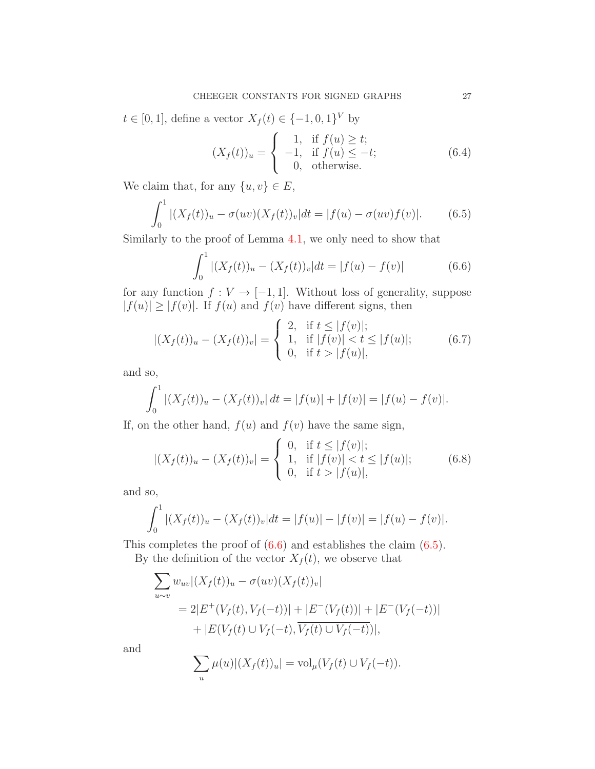$t \in [0,1]$, define a vector $X_f(t) \in \{-1,0,1\}^V$ by

$$(X_f(t))_u = \begin{cases} 1, & \text{if } f(u) \geq t; \\ -1, & \text{if } f(u) \leq -t; \\ 0, & \text{otherwise.} \end{cases} \tag{6.4}$$

We claim that, for any $\{u,v\} \in E$,

$$\int_0^1 |(X_f(t))_u - \sigma(uv)(X_f(t))_v| dt = |f(u) - \sigma(uv)f(v)|. \tag{6.5}$$

Similarly to the proof of Lemma 4.1, we only need to show that

$$\int_0^1 |(X_f(t))_u - (X_f(t))_v| dt = |f(u) - f(v)| \tag{6.6}$$

for any function $f : V \to [-1,1]$. Without loss of generality, suppose $|f(u)| \geq |f(v)|$. If $f(u)$ and $f(v)$ have different signs, then

$$|(X_f(t))_u - (X_f(t))_v| = \begin{cases} 2, & \text{if } t \leq |f(v)|; \\ 1, & \text{if } |f(v)| < t \leq |f(u)|; \\ 0, & \text{if } t > |f(u)|, \end{cases} \tag{6.7}$$

and so,

$$\int_0^1 |(X_f(t))_u - (X_f(t))_v| \, dt = |f(u)| + |f(v)| = |f(u) - f(v)|.$$

If, on the other hand, $f(u)$ and $f(v)$ have the same sign,

$$|(X_f(t))_u - (X_f(t))_v| = \begin{cases} 0, & \text{if } t \leq |f(v)|; \\ 1, & \text{if } |f(v)| < t \leq |f(u)|; \\ 0, & \text{if } t > |f(u)|, \end{cases} \tag{6.8}$$

and so,

$$\int_0^1 |(X_f(t))_u - (X_f(t))_v| dt = |f(u)| - |f(v)| = |f(u) - f(v)|.$$

This completes the proof of (6.6) and establishes the claim (6.5).

By the definition of the vector $X_f(t)$, we observe that

$$\begin{aligned}
\sum_{u \sim v} & w_{uv} |(X_f(t))_u - \sigma(uv)(X_f(t))_v| \\
&= 2|E^+(V_f(t), V_f(-t))| + |E^-(V_f(t))| + |E^-(V_f(-t))| \\
&\quad + |E(V_f(t) \cup V_f(-t), \overline{V_f(t) \cup V_f(-t)})|,
\end{aligned}$$

and

$$\sum_u \mu(u) |(X_f(t))_u| = \mathrm{vol}_\mu(V_f(t) \cup V_f(-t)).$$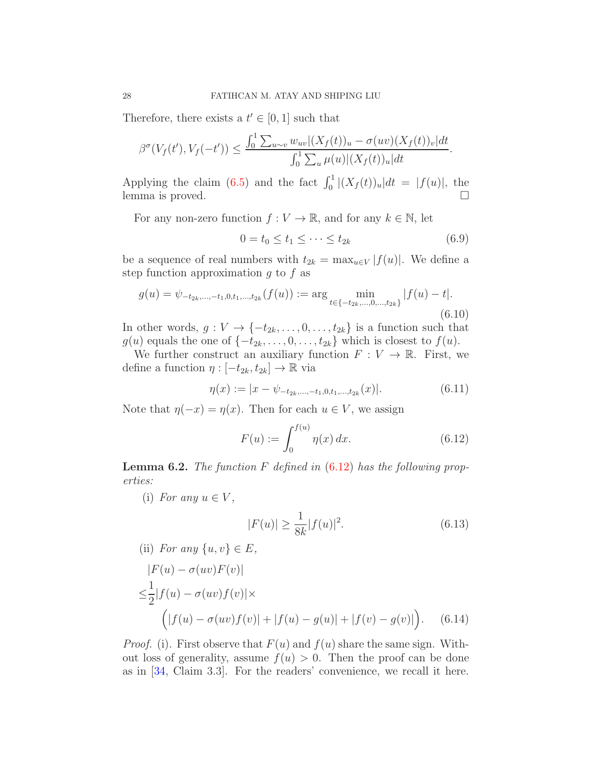Therefore, there exists a $t' \in [0,1]$ such that

$$\beta^\sigma(V_f(t'), V_f(-t')) \leq \frac{\int_0^1 \sum_{u\sim v} w_{uv}|(X_f(t))_u - \sigma(uv)(X_f(t))_v| dt}{\int_0^1 \sum_u \mu(u)|(X_f(t))_u| dt}.$$

Applying the claim (6.5) and the fact $\int_0^1 |(X_f(t))_u| dt = |f(u)|$, the lemma is proved. □

For any non-zero function $f: V \to \mathbb{R}$, and for any $k \in \mathbb{N}$, let

$$0 = t_0 \leq t_1 \leq \cdots \leq t_{2k} \tag{6.9}$$

be a sequence of real numbers with $t_{2k} = \max_{u \in V} |f(u)|$. We define a step function approximation $g$ to $f$ as

$$g(u) = \psi_{-t_{2k},\ldots,-t_1,0,t_1,\ldots,t_{2k}}(f(u)) := \arg \min_{t \in \{-t_{2k},\ldots,0,\ldots,t_{2k}\}} |f(u) - t|. \tag{6.10}$$

In other words, $g: V \to \{-t_{2k}, \ldots, 0, \ldots, t_{2k}\}$ is a function such that $g(u)$ equals the one of $\{-t_{2k}, \ldots, 0, \ldots, t_{2k}\}$ which is closest to $f(u)$.

We further construct an auxiliary function $F: V \to \mathbb{R}$. First, we define a function $\eta: [-t_{2k}, t_{2k}] \to \mathbb{R}$ via

$$\eta(x) := |x - \psi_{-t_{2k},\ldots,-t_1,0,t_1,\ldots,t_{2k}}(x)|. \tag{6.11}$$

Note that $\eta(-x) = \eta(x)$. Then for each $u \in V$, we assign

$$F(u) := \int_0^{f(u)} \eta(x)\, dx. \tag{6.12}$$

**Lemma 6.2.** *The function $F$ defined in (6.12) has the following properties:*

(i) *For any $u \in V$,*

$$|F(u)| \geq \frac{1}{8k}|f(u)|^2. \tag{6.13}$$

(ii) *For any $\{u, v\} \in E$,*

$$\begin{aligned} &|F(u) - \sigma(uv)F(v)| \\ \leq &\frac{1}{2}|f(u) - \sigma(uv)f(v)| \times \\ &\quad \Big(|f(u) - \sigma(uv)f(v)| + |f(u) - g(u)| + |f(v) - g(v)|\Big). \end{aligned} \tag{6.14}$$

*Proof.* (i). First observe that $F(u)$ and $f(u)$ share the same sign. Without loss of generality, assume $f(u) > 0$. Then the proof can be done as in [34, Claim 3.3]. For the readers' convenience, we recall it here.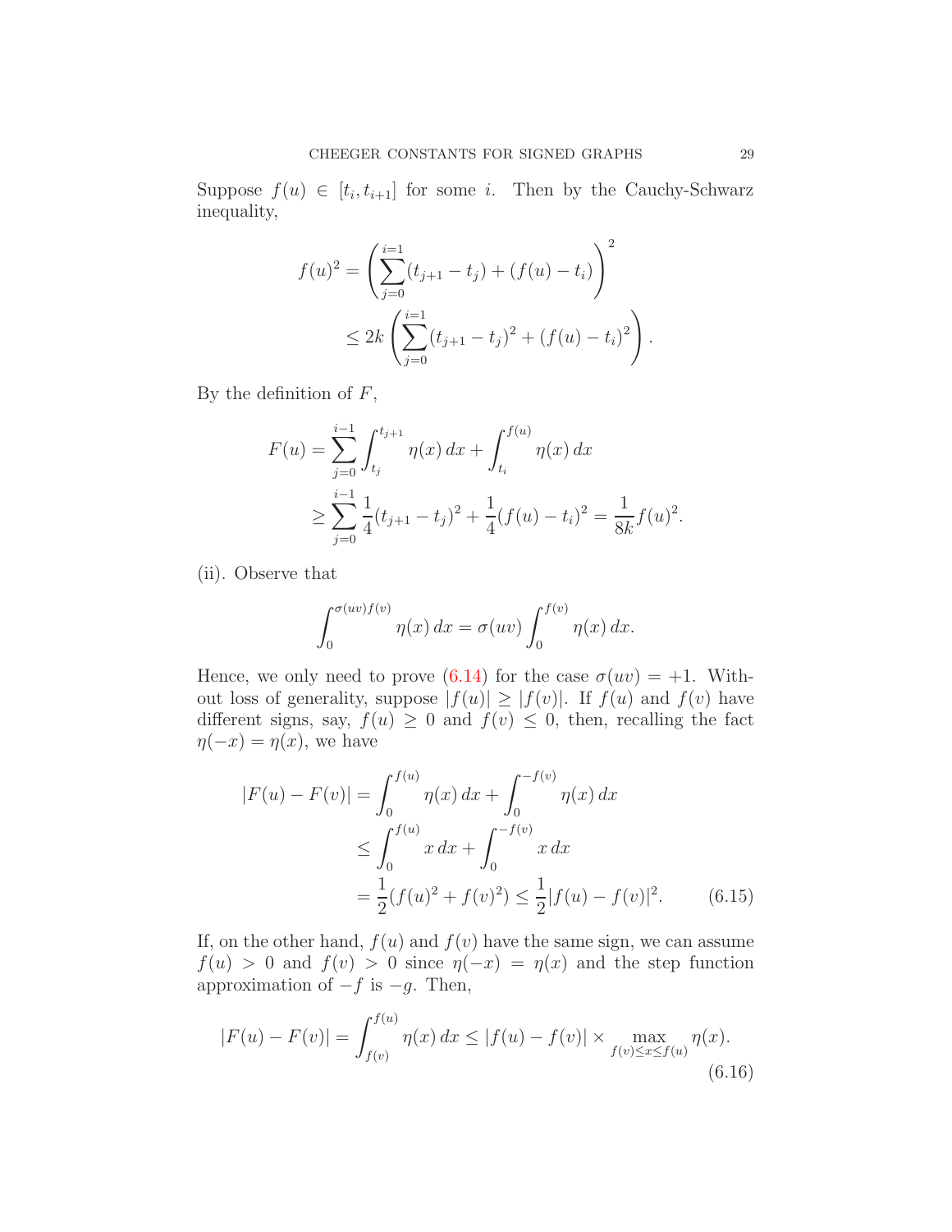Suppose $f(u) \in [t_i, t_{i+1}]$ for some $i$. Then by the Cauchy-Schwarz inequality,

$$f(u)^2 = \left(\sum_{j=0}^{i=1}(t_{j+1} - t_j) + (f(u) - t_i)\right)^2$$
$$\leq 2k\left(\sum_{j=0}^{i=1}(t_{j+1} - t_j)^2 + (f(u) - t_i)^2\right).$$

By the definition of $F$,

$$F(u) = \sum_{j=0}^{i-1}\int_{t_j}^{t_{j+1}} \eta(x)\, dx + \int_{t_i}^{f(u)} \eta(x)\, dx$$
$$\geq \sum_{j=0}^{i-1}\frac{1}{4}(t_{j+1} - t_j)^2 + \frac{1}{4}(f(u) - t_i)^2 = \frac{1}{8k}f(u)^2.$$

(ii). Observe that

$$\int_0^{\sigma(uv)f(v)} \eta(x)\, dx = \sigma(uv)\int_0^{f(v)} \eta(x)\, dx.$$

Hence, we only need to prove (6.14) for the case $\sigma(uv) = +1$. Without loss of generality, suppose $|f(u)| \geq |f(v)|$. If $f(u)$ and $f(v)$ have different signs, say, $f(u) \geq 0$ and $f(v) \leq 0$, then, recalling the fact $\eta(-x) = \eta(x)$, we have

$$\begin{aligned}|F(u) - F(v)| &= \int_0^{f(u)} \eta(x)\, dx + \int_0^{-f(v)} \eta(x)\, dx \\ &\leq \int_0^{f(u)} x\, dx + \int_0^{-f(v)} x\, dx \\ &= \frac{1}{2}(f(u)^2 + f(v)^2) \leq \frac{1}{2}|f(u) - f(v)|^2. \qquad (6.15)\end{aligned}$$

If, on the other hand, $f(u)$ and $f(v)$ have the same sign, we can assume $f(u) > 0$ and $f(v) > 0$ since $\eta(-x) = \eta(x)$ and the step function approximation of $-f$ is $-g$. Then,

$$|F(u) - F(v)| = \int_{f(v)}^{f(u)} \eta(x)\, dx \leq |f(u) - f(v)| \times \max_{f(v)\leq x\leq f(u)} \eta(x). \qquad (6.16)$$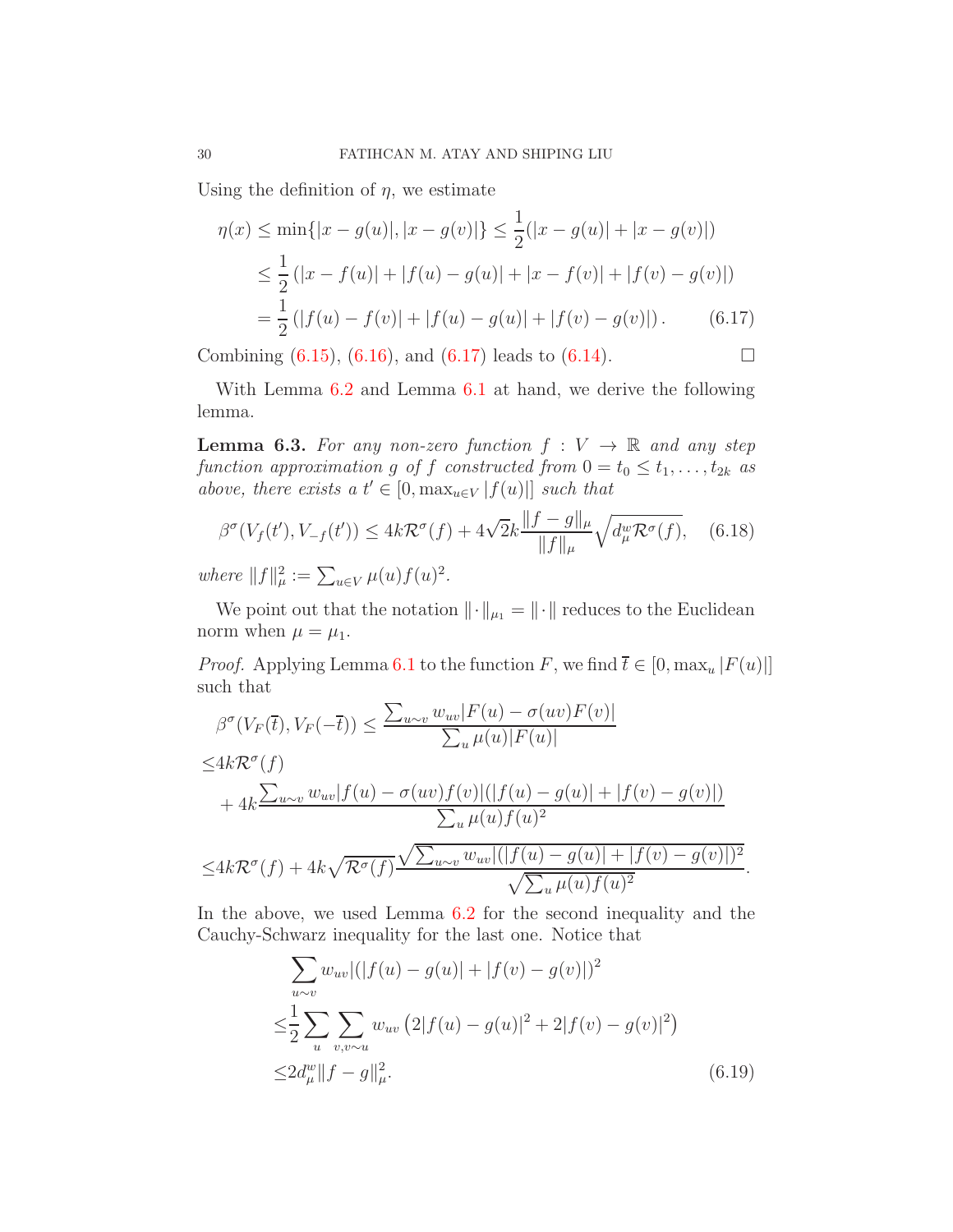Using the definition of $\eta$, we estimate

$$
\begin{aligned}
\eta(x) &\leq \min\{|x-g(u)|, |x-g(v)|\} \leq \frac{1}{2}(|x-g(u)|+|x-g(v)|) \\
&\leq \frac{1}{2}\left(|x-f(u)|+|f(u)-g(u)|+|x-f(v)|+|f(v)-g(v)|\right) \\
&= \frac{1}{2}\left(|f(u)-f(v)|+|f(u)-g(u)|+|f(v)-g(v)|\right). \qquad (6.17)
\end{aligned}
$$

Combining (6.15), (6.16), and (6.17) leads to (6.14). □

With Lemma 6.2 and Lemma 6.1 at hand, we derive the following lemma.

**Lemma 6.3.** *For any non-zero function $f : V \to \mathbb{R}$ and any step function approximation $g$ of $f$ constructed from $0 = t_0 \leq t_1, \ldots, t_{2k}$ as above, there exists a $t' \in [0, \max_{u\in V}|f(u)|]$ such that*

$$
\beta^\sigma(V_f(t'), V_{-f}(t')) \leq 4k\mathcal{R}^\sigma(f) + 4\sqrt{2}k\frac{\|f-g\|_\mu}{\|f\|_\mu}\sqrt{d_\mu^w \mathcal{R}^\sigma(f)}, \quad (6.18)
$$

*where $\|f\|_\mu^2 := \sum_{u\in V}\mu(u)f(u)^2$.*

We point out that the notation $\|\cdot\|_{\mu_1} = \|\cdot\|$ reduces to the Euclidean norm when $\mu = \mu_1$.

*Proof.* Applying Lemma 6.1 to the function $F$, we find $\overline{t} \in [0, \max_u |F(u)|]$ such that

$$
\begin{aligned}
&\beta^\sigma(V_F(\overline{t}), V_F(-\overline{t})) \leq \frac{\sum_{u\sim v} w_{uv}|F(u)-\sigma(uv)F(v)|}{\sum_u \mu(u)|F(u)|} \\
\leq & 4k\mathcal{R}^\sigma(f) \\
&+ 4k\frac{\sum_{u\sim v} w_{uv}|f(u)-\sigma(uv)f(v)|(|f(u)-g(u)|+|f(v)-g(v)|)}{\sum_u \mu(u)f(u)^2} \\
\leq & 4k\mathcal{R}^\sigma(f) + 4k\sqrt{\mathcal{R}^\sigma(f)}\frac{\sqrt{\sum_{u\sim v} w_{uv}|(|f(u)-g(u)|+|f(v)-g(v)|)^2}}{\sqrt{\sum_u \mu(u)f(u)^2}}.
\end{aligned}
$$

In the above, we used Lemma 6.2 for the second inequality and the Cauchy-Schwarz inequality for the last one. Notice that

$$
\begin{aligned}
&\sum_{u\sim v} w_{uv}|(|f(u)-g(u)|+|f(v)-g(v)|)^2 \\
\leq & \frac{1}{2}\sum_u \sum_{v, v\sim u} w_{uv}\left(2|f(u)-g(u)|^2 + 2|f(v)-g(v)|^2\right) \\
\leq & 2d_\mu^w \|f-g\|_\mu^2. \qquad (6.19)
\end{aligned}
$$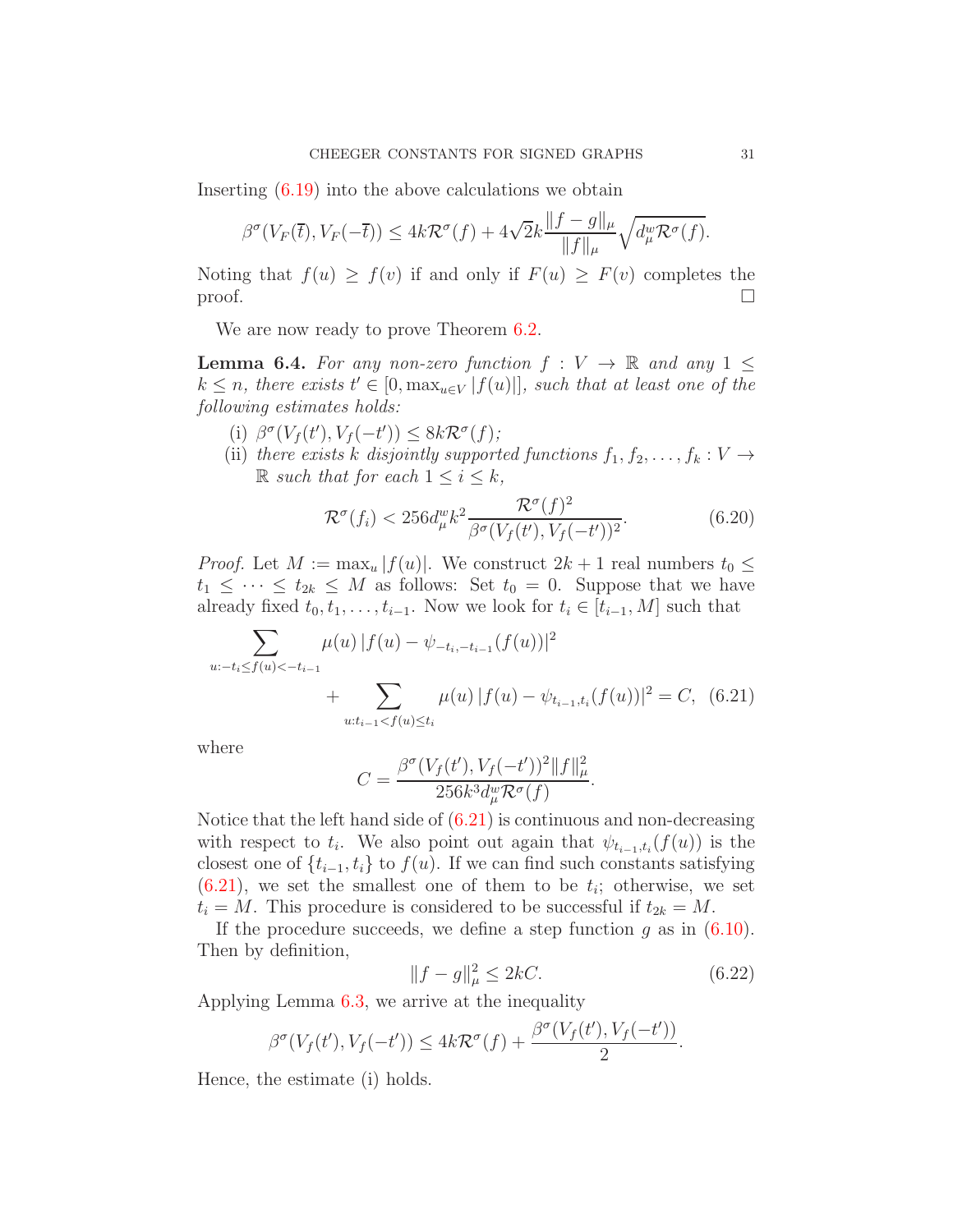Inserting (6.19) into the above calculations we obtain

$$\beta^\sigma(V_F(\overline{t}), V_F(-\overline{t})) \leq 4k\mathcal{R}^\sigma(f) + 4\sqrt{2}k\frac{\|f-g\|_\mu}{\|f\|_\mu}\sqrt{d_\mu^w \mathcal{R}^\sigma(f)}.$$

Noting that $f(u) \geq f(v)$ if and only if $F(u) \geq F(v)$ completes the proof. $\square$

We are now ready to prove Theorem 6.2.

**Lemma 6.4.** *For any non-zero function $f : V \to \mathbb{R}$ and any $1 \leq k \leq n$, there exists $t' \in [0, \max_{u\in V} |f(u)|]$, such that at least one of the following estimates holds:*

- (i) $\beta^\sigma(V_f(t'), V_f(-t')) \leq 8k\mathcal{R}^\sigma(f)$;
- (ii) *there exists $k$ disjointly supported functions $f_1, f_2, \ldots, f_k : V \to \mathbb{R}$ such that for each $1 \leq i \leq k$,*

$$\mathcal{R}^\sigma(f_i) < 256 d_\mu^w k^2 \frac{\mathcal{R}^\sigma(f)^2}{\beta^\sigma(V_f(t'), V_f(-t'))^2}. \tag{6.20}$$

*Proof.* Let $M := \max_u |f(u)|$. We construct $2k+1$ real numbers $t_0 \leq t_1 \leq \cdots \leq t_{2k} \leq M$ as follows: Set $t_0 = 0$. Suppose that we have already fixed $t_0, t_1, \ldots, t_{i-1}$. Now we look for $t_i \in [t_{i-1}, M]$ such that

$$\sum_{u:-t_i \leq f(u) < -t_{i-1}} \mu(u)\,|f(u) - \psi_{-t_i,-t_{i-1}}(f(u))|^2 + \sum_{u:t_{i-1} < f(u) \leq t_i} \mu(u)\,|f(u) - \psi_{t_{i-1},t_i}(f(u))|^2 = C, \tag{6.21}$$

where

$$C = \frac{\beta^\sigma(V_f(t'), V_f(-t'))^2 \|f\|_\mu^2}{256 k^3 d_\mu^w \mathcal{R}^\sigma(f)}.$$

Notice that the left hand side of (6.21) is continuous and non-decreasing with respect to $t_i$. We also point out again that $\psi_{t_{i-1},t_i}(f(u))$ is the closest one of $\{t_{i-1}, t_i\}$ to $f(u)$. If we can find such constants satisfying (6.21), we set the smallest one of them to be $t_i$; otherwise, we set $t_i = M$. This procedure is considered to be successful if $t_{2k} = M$.

If the procedure succeeds, we define a step function $g$ as in (6.10). Then by definition,

$$\|f-g\|_\mu^2 \leq 2kC. \tag{6.22}$$

Applying Lemma 6.3, we arrive at the inequality

$$\beta^\sigma(V_f(t'), V_f(-t')) \leq 4k\mathcal{R}^\sigma(f) + \frac{\beta^\sigma(V_f(t'), V_f(-t'))}{2}.$$

Hence, the estimate (i) holds.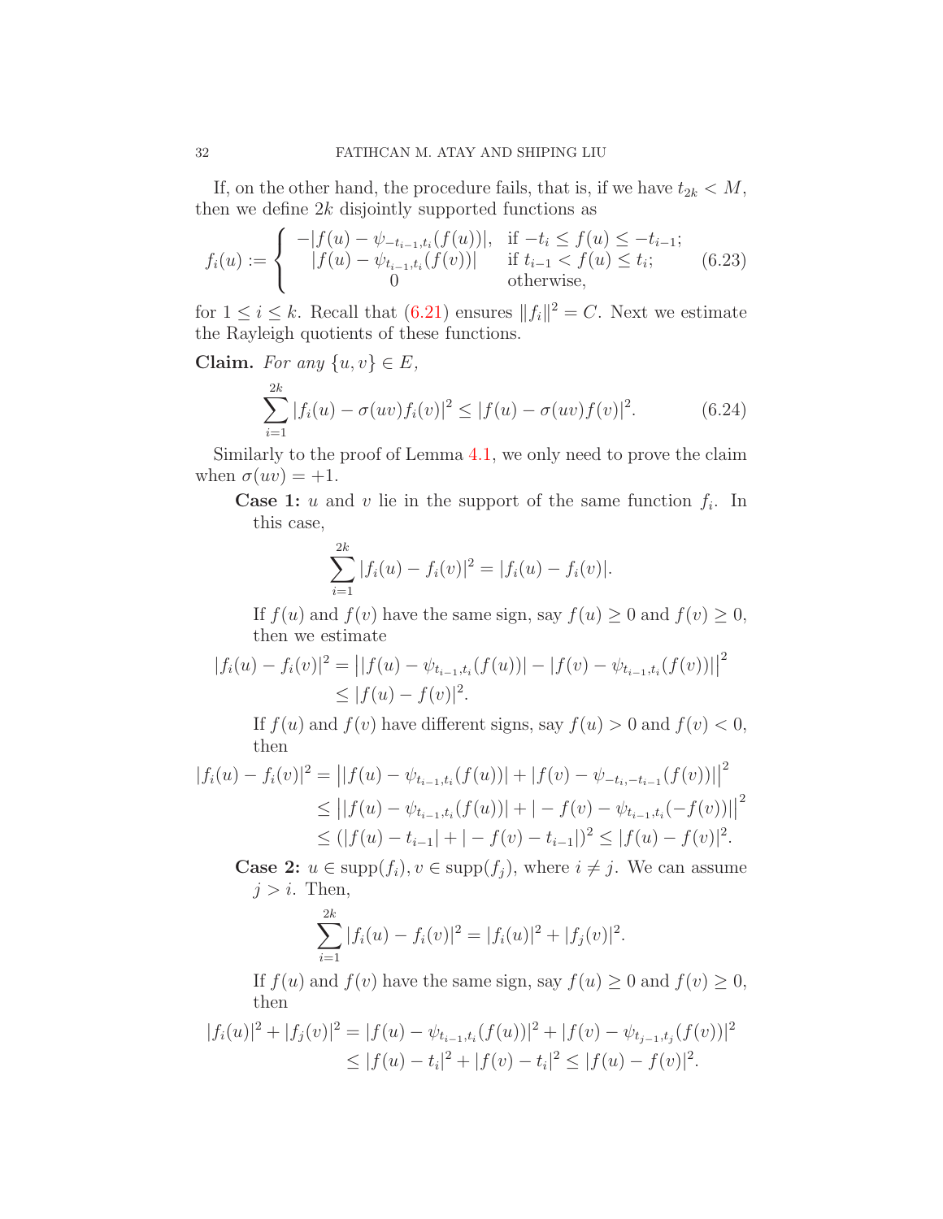If, on the other hand, the procedure fails, that is, if we have $t_{2k} < M$, then we define $2k$ disjointly supported functions as

$$f_i(u) := \begin{cases} -|f(u) - \psi_{-t_{i-1},t_i}(f(u))|, & \text{if } -t_i \leq f(u) \leq -t_{i-1}; \\ |f(u) - \psi_{t_{i-1},t_i}(f(v))| & \text{if } t_{i-1} < f(u) \leq t_i; \\ 0 & \text{otherwise,} \end{cases} \tag{6.23}$$

for $1 \leq i \leq k$. Recall that (6.21) ensures $\|f_i\|^2 = C$. Next we estimate the Rayleigh quotients of these functions.

**Claim.** *For any $\{u, v\} \in E$,*

$$\sum_{i=1}^{2k} |f_i(u) - \sigma(uv) f_i(v)|^2 \leq |f(u) - \sigma(uv) f(v)|^2. \tag{6.24}$$

Similarly to the proof of Lemma 4.1, we only need to prove the claim when $\sigma(uv) = +1$.

**Case 1:** $u$ and $v$ lie in the support of the same function $f_i$. In this case,

$$\sum_{i=1}^{2k} |f_i(u) - f_i(v)|^2 = |f_i(u) - f_i(v)|.$$

If $f(u)$ and $f(v)$ have the same sign, say $f(u) \geq 0$ and $f(v) \geq 0$, then we estimate

$$\begin{aligned} |f_i(u) - f_i(v)|^2 &= \left| |f(u) - \psi_{t_{i-1},t_i}(f(u))| - |f(v) - \psi_{t_{i-1},t_i}(f(v))| \right|^2 \\ &\leq |f(u) - f(v)|^2. \end{aligned}$$

If $f(u)$ and $f(v)$ have different signs, say $f(u) > 0$ and $f(v) < 0$, then

$$\begin{aligned} |f_i(u) - f_i(v)|^2 &= \left| |f(u) - \psi_{t_{i-1},t_i}(f(u))| + |f(v) - \psi_{-t_i,-t_{i-1}}(f(v))| \right|^2 \\ &\leq \left| |f(u) - \psi_{t_{i-1},t_i}(f(u))| + |-f(v) - \psi_{t_{i-1},t_i}(-f(v))| \right|^2 \\ &\leq (|f(u) - t_{i-1}| + |-f(v) - t_{i-1}|)^2 \leq |f(u) - f(v)|^2. \end{aligned}$$

**Case 2:** $u \in \mathrm{supp}(f_i), v \in \mathrm{supp}(f_j)$, where $i \neq j$. We can assume $j > i$. Then,

$$\sum_{i=1}^{2k} |f_i(u) - f_i(v)|^2 = |f_i(u)|^2 + |f_j(v)|^2.$$

If $f(u)$ and $f(v)$ have the same sign, say $f(u) \geq 0$ and $f(v) \geq 0$, then

$$\begin{aligned} |f_i(u)|^2 + |f_j(v)|^2 &= |f(u) - \psi_{t_{i-1},t_i}(f(u))|^2 + |f(v) - \psi_{t_{j-1},t_j}(f(v))|^2 \\ &\leq |f(u) - t_i|^2 + |f(v) - t_i|^2 \leq |f(u) - f(v)|^2. \end{aligned}$$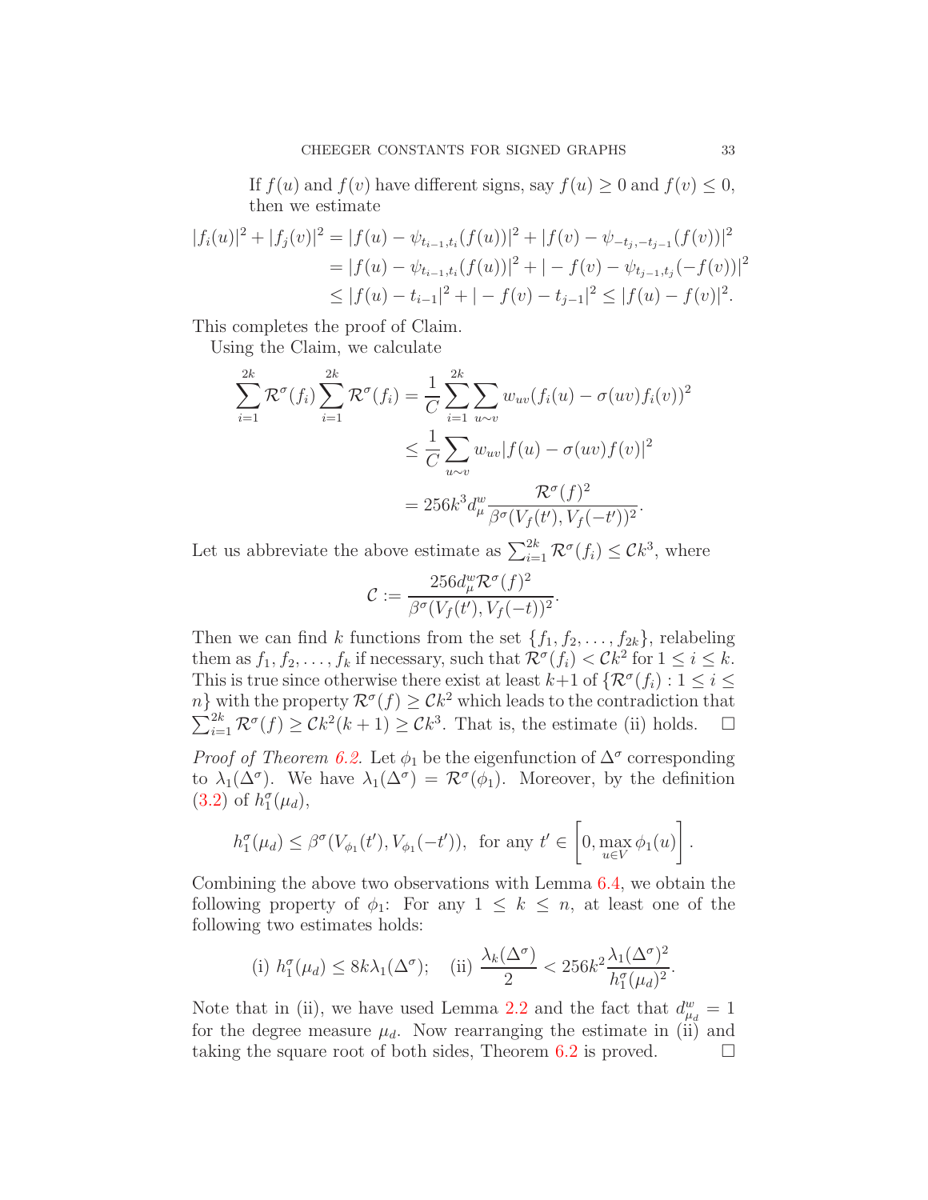If $f(u)$ and $f(v)$ have different signs, say $f(u) \geq 0$ and $f(v) \leq 0$, then we estimate

$$
\begin{aligned}
|f_i(u)|^2 + |f_j(v)|^2 &= |f(u) - \psi_{t_{i-1},t_i}(f(u))|^2 + |f(v) - \psi_{-t_j,-t_{j-1}}(f(v))|^2 \\
&= |f(u) - \psi_{t_{i-1},t_i}(f(u))|^2 + |-f(v) - \psi_{t_{j-1},t_j}(-f(v))|^2 \\
&\leq |f(u) - t_{i-1}|^2 + |-f(v) - t_{j-1}|^2 \leq |f(u) - f(v)|^2.
\end{aligned}
$$

This completes the proof of Claim.

Using the Claim, we calculate

$$
\begin{aligned}
\sum_{i=1}^{2k} \mathcal{R}^\sigma(f_i) \sum_{i=1}^{2k} \mathcal{R}^\sigma(f_i) &= \frac{1}{C} \sum_{i=1}^{2k} \sum_{u \sim v} w_{uv}(f_i(u) - \sigma(uv) f_i(v))^2 \\
&\leq \frac{1}{C} \sum_{u \sim v} w_{uv} |f(u) - \sigma(uv) f(v)|^2 \\
&= 256 k^3 d_\mu^w \frac{\mathcal{R}^\sigma(f)^2}{\beta^\sigma(V_f(t'), V_f(-t'))^2}.
\end{aligned}
$$

Let us abbreviate the above estimate as $\sum_{i=1}^{2k} \mathcal{R}^\sigma(f_i) \leq \mathcal{C} k^3$, where

$$
\mathcal{C} := \frac{256 d_\mu^w \mathcal{R}^\sigma(f)^2}{\beta^\sigma(V_f(t'), V_f(-t))^2}.
$$

Then we can find $k$ functions from the set $\{f_1, f_2, \ldots, f_{2k}\}$, relabeling them as $f_1, f_2, \ldots, f_k$ if necessary, such that $\mathcal{R}^\sigma(f_i) < \mathcal{C} k^2$ for $1 \leq i \leq k$. This is true since otherwise there exist at least $k+1$ of $\{\mathcal{R}^\sigma(f_i) : 1 \leq i \leq n\}$ with the property $\mathcal{R}^\sigma(f) \geq \mathcal{C} k^2$ which leads to the contradiction that $\sum_{i=1}^{2k} \mathcal{R}^\sigma(f) \geq \mathcal{C} k^2 (k+1) \geq \mathcal{C} k^3$. That is, the estimate (ii) holds. $\square$

*Proof of Theorem 6.2.* Let $\phi_1$ be the eigenfunction of $\Delta^\sigma$ corresponding to $\lambda_1(\Delta^\sigma)$. We have $\lambda_1(\Delta^\sigma) = \mathcal{R}^\sigma(\phi_1)$. Moreover, by the definition (3.2) of $h_1^\sigma(\mu_d)$,

$$
h_1^\sigma(\mu_d) \leq \beta^\sigma(V_{\phi_1}(t'), V_{\phi_1}(-t')), \text{ for any } t' \in \left[0, \max_{u \in V} \phi_1(u)\right].
$$

Combining the above two observations with Lemma 6.4, we obtain the following property of $\phi_1$: For any $1 \leq k \leq n$, at least one of the following two estimates holds:

$$
\text{(i) } h_1^\sigma(\mu_d) \leq 8k \lambda_1(\Delta^\sigma); \quad \text{(ii) } \frac{\lambda_k(\Delta^\sigma)}{2} < 256 k^2 \frac{\lambda_1(\Delta^\sigma)^2}{h_1^\sigma(\mu_d)^2}.
$$

Note that in (ii), we have used Lemma 2.2 and the fact that $d_{\mu_d}^w = 1$ for the degree measure $\mu_d$. Now rearranging the estimate in (ii) and taking the square root of both sides, Theorem 6.2 is proved. $\square$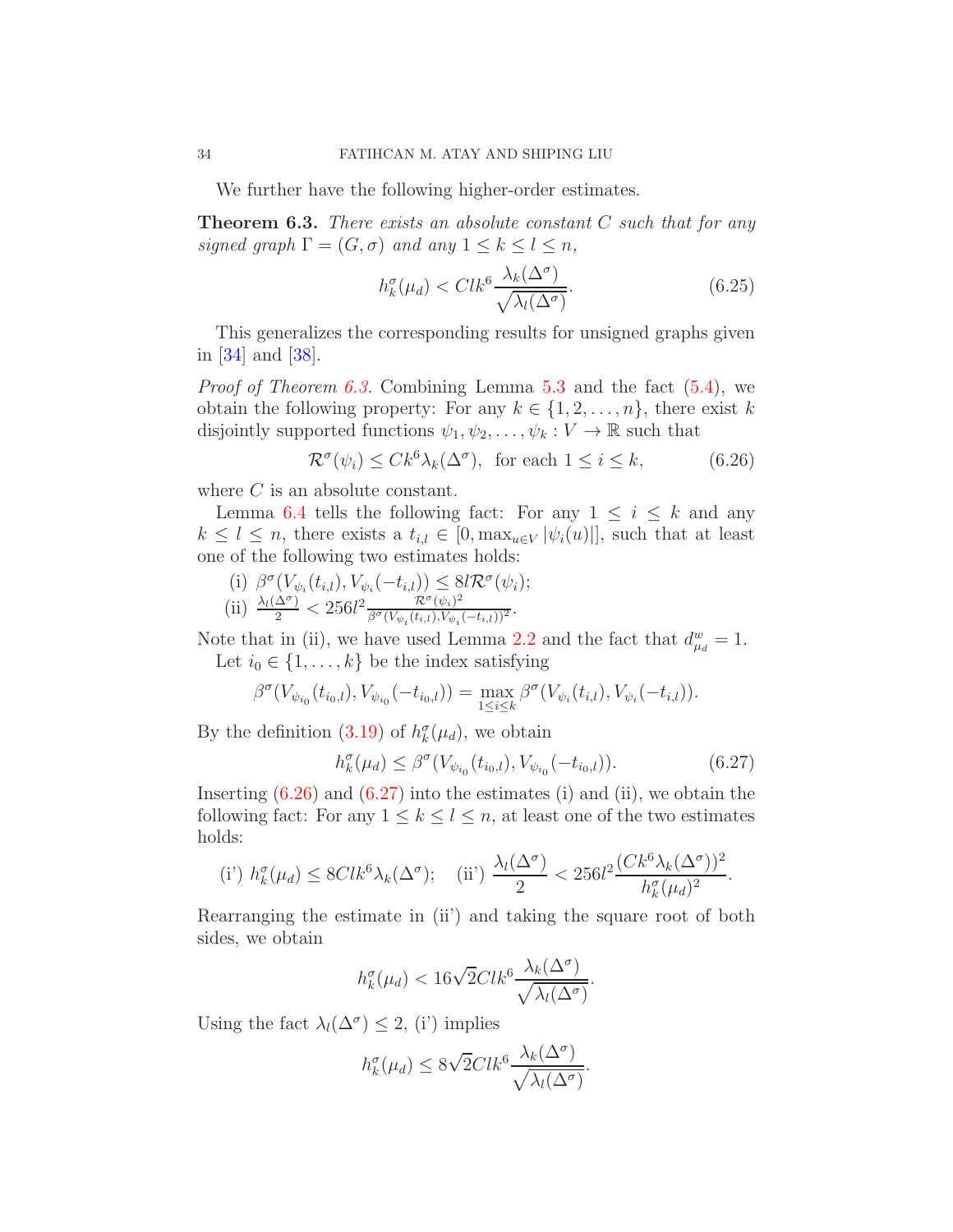We further have the following higher-order estimates.

**Theorem 6.3.** *There exists an absolute constant $C$ such that for any signed graph $\Gamma = (G, \sigma)$ and any $1 \leq k \leq l \leq n$,*

$$h_k^\sigma(\mu_d) < Clk^6 \frac{\lambda_k(\Delta^\sigma)}{\sqrt{\lambda_l(\Delta^\sigma)}}. \tag{6.25}$$

This generalizes the corresponding results for unsigned graphs given in [34] and [38].

*Proof of Theorem 6.3.* Combining Lemma 5.3 and the fact (5.4), we obtain the following property: For any $k \in \{1, 2, \ldots, n\}$, there exist $k$ disjointly supported functions $\psi_1, \psi_2, \ldots, \psi_k : V \to \mathbb{R}$ such that

$$\mathcal{R}^\sigma(\psi_i) \leq Ck^6 \lambda_k(\Delta^\sigma), \text{ for each } 1 \leq i \leq k, \tag{6.26}$$

where $C$ is an absolute constant.

Lemma 6.4 tells the following fact: For any $1 \leq i \leq k$ and any $k \leq l \leq n$, there exists a $t_{i,l} \in [0, \max_{u \in V} |\psi_i(u)|]$, such that at least one of the following two estimates holds:

(i) $\beta^\sigma(V_{\psi_i}(t_{i,l}), V_{\psi_i}(-t_{i,l})) \leq 8l\mathcal{R}^\sigma(\psi_i)$;

(ii) $\frac{\lambda_l(\Delta^\sigma)}{2} < 256 l^2 \frac{\mathcal{R}^\sigma(\psi_i)^2}{\beta^\sigma(V_{\psi_i}(t_{i,l}), V_{\psi_i}(-t_{i,l}))^2}$.

Note that in (ii), we have used Lemma 2.2 and the fact that $d^w_{\mu_d} = 1$.

Let $i_0 \in \{1, \ldots, k\}$ be the index satisfying

$$\beta^\sigma(V_{\psi_{i_0}}(t_{i_0,l}), V_{\psi_{i_0}}(-t_{i_0,l})) = \max_{1 \leq i \leq k} \beta^\sigma(V_{\psi_i}(t_{i,l}), V_{\psi_i}(-t_{i,l})).$$

By the definition (3.19) of $h_k^\sigma(\mu_d)$, we obtain

$$h_k^\sigma(\mu_d) \leq \beta^\sigma(V_{\psi_{i_0}}(t_{i_0,l}), V_{\psi_{i_0}}(-t_{i_0,l})). \tag{6.27}$$

Inserting (6.26) and (6.27) into the estimates (i) and (ii), we obtain the following fact: For any $1 \leq k \leq l \leq n$, at least one of the two estimates holds:

$$\text{(i')}\ h_k^\sigma(\mu_d) \leq 8Clk^6 \lambda_k(\Delta^\sigma); \quad \text{(ii')}\ \frac{\lambda_l(\Delta^\sigma)}{2} < 256 l^2 \frac{(Ck^6 \lambda_k(\Delta^\sigma))^2}{h_k^\sigma(\mu_d)^2}.$$

Rearranging the estimate in (ii') and taking the square root of both sides, we obtain

$$h_k^\sigma(\mu_d) < 16\sqrt{2} Clk^6 \frac{\lambda_k(\Delta^\sigma)}{\sqrt{\lambda_l(\Delta^\sigma)}}.$$

Using the fact $\lambda_l(\Delta^\sigma) \leq 2$, (i') implies

$$h_k^\sigma(\mu_d) \leq 8\sqrt{2} Clk^6 \frac{\lambda_k(\Delta^\sigma)}{\sqrt{\lambda_l(\Delta^\sigma)}}.$$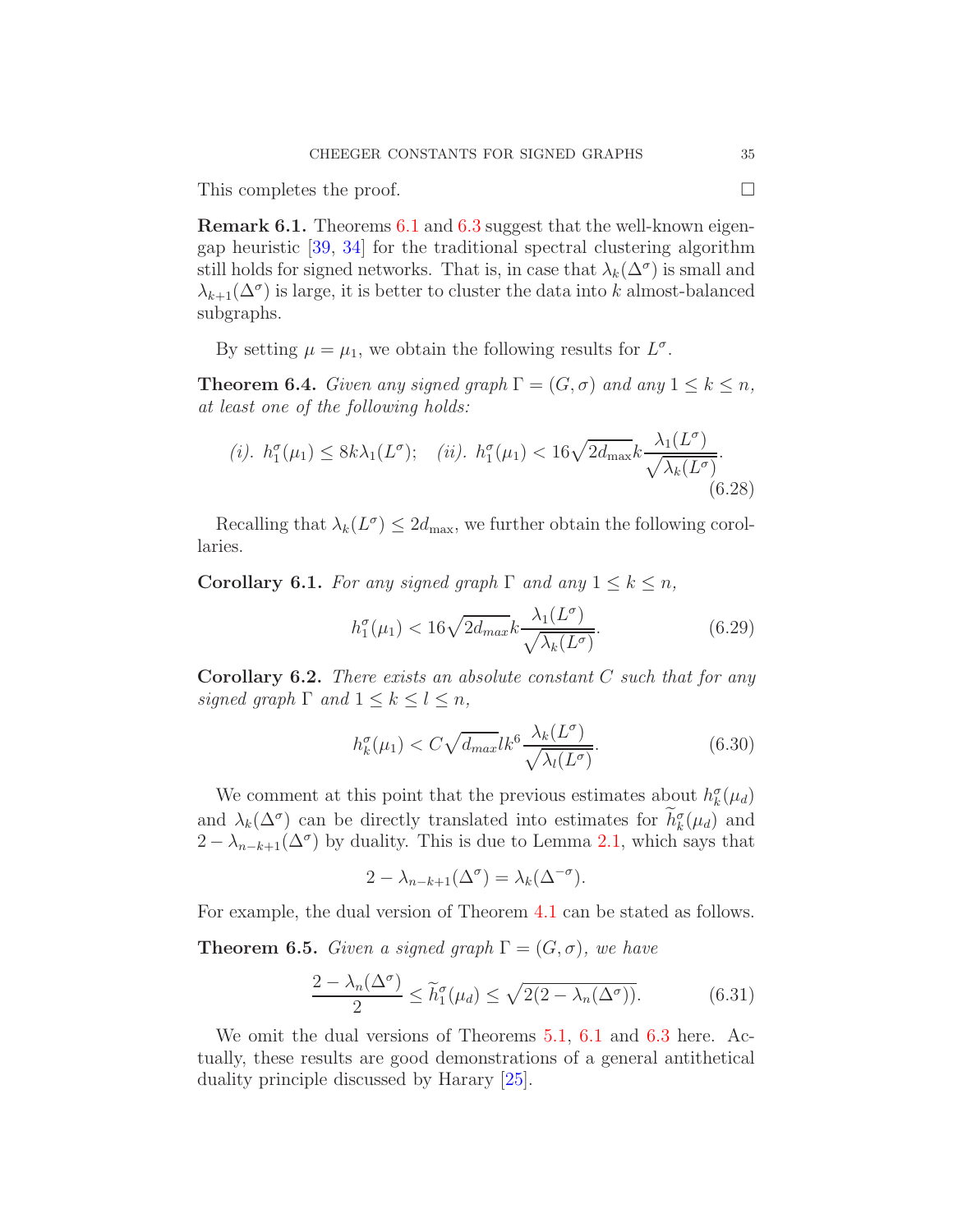This completes the proof. □

**Remark 6.1.** Theorems 6.1 and 6.3 suggest that the well-known eigengap heuristic [39, 34] for the traditional spectral clustering algorithm still holds for signed networks. That is, in case that $\lambda_k(\Delta^\sigma)$ is small and $\lambda_{k+1}(\Delta^\sigma)$ is large, it is better to cluster the data into $k$ almost-balanced subgraphs.

By setting $\mu = \mu_1$, we obtain the following results for $L^\sigma$.

**Theorem 6.4.** *Given any signed graph $\Gamma = (G, \sigma)$ and any $1 \leq k \leq n$, at least one of the following holds:*

$$(i).\ h_1^\sigma(\mu_1) \leq 8k\lambda_1(L^\sigma); \quad (ii).\ h_1^\sigma(\mu_1) < 16\sqrt{2d_{\max}}k\frac{\lambda_1(L^\sigma)}{\sqrt{\lambda_k(L^\sigma)}}. \tag{6.28}$$

Recalling that $\lambda_k(L^\sigma) \leq 2d_{\max}$, we further obtain the following corollaries.

**Corollary 6.1.** *For any signed graph $\Gamma$ and any $1 \leq k \leq n$,*

$$h_1^\sigma(\mu_1) < 16\sqrt{2d_{max}}k\frac{\lambda_1(L^\sigma)}{\sqrt{\lambda_k(L^\sigma)}}. \tag{6.29}$$

**Corollary 6.2.** *There exists an absolute constant $C$ such that for any signed graph $\Gamma$ and $1 \leq k \leq l \leq n$,*

$$h_k^\sigma(\mu_1) < C\sqrt{d_{max}}lk^6\frac{\lambda_k(L^\sigma)}{\sqrt{\lambda_l(L^\sigma)}}. \tag{6.30}$$

We comment at this point that the previous estimates about $h_k^\sigma(\mu_d)$ and $\lambda_k(\Delta^\sigma)$ can be directly translated into estimates for $\widetilde{h}_k^\sigma(\mu_d)$ and $2 - \lambda_{n-k+1}(\Delta^\sigma)$ by duality. This is due to Lemma 2.1, which says that

$$2 - \lambda_{n-k+1}(\Delta^\sigma) = \lambda_k(\Delta^{-\sigma}).$$

For example, the dual version of Theorem 4.1 can be stated as follows.

**Theorem 6.5.** *Given a signed graph $\Gamma = (G, \sigma)$, we have*

$$\frac{2 - \lambda_n(\Delta^\sigma)}{2} \leq \widetilde{h}_1^\sigma(\mu_d) \leq \sqrt{2(2 - \lambda_n(\Delta^\sigma))}. \tag{6.31}$$

We omit the dual versions of Theorems 5.1, 6.1 and 6.3 here. Actually, these results are good demonstrations of a general antithetical duality principle discussed by Harary [25].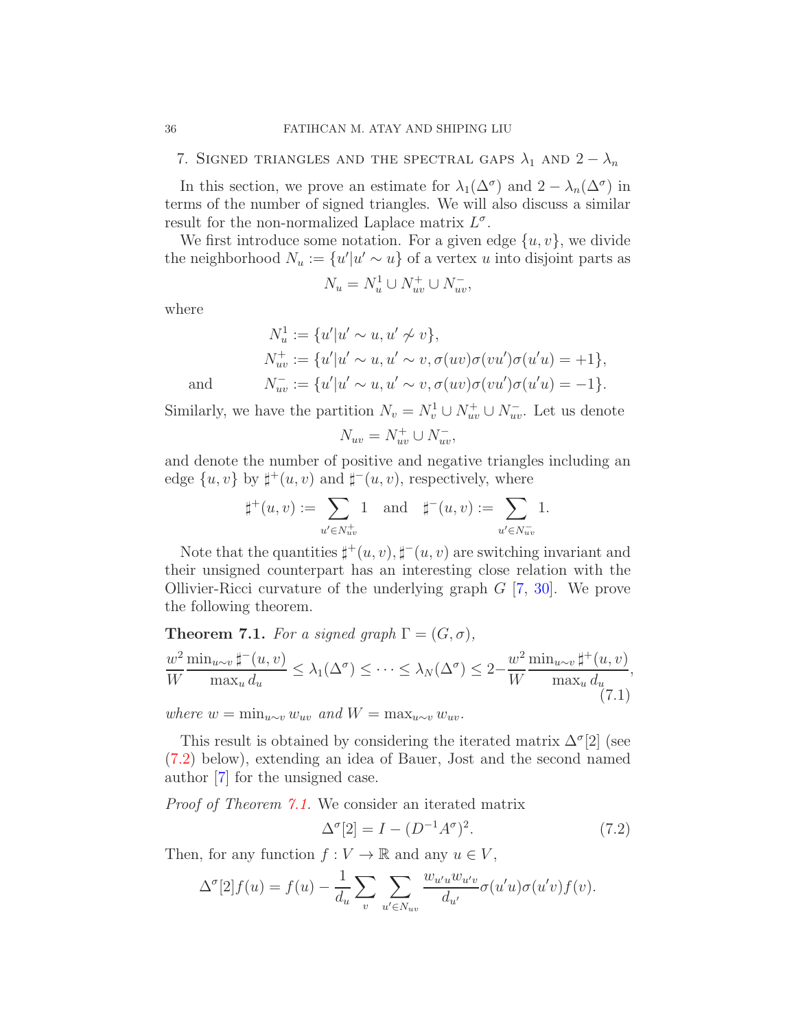## 7. Signed triangles and the spectral gaps $\lambda_1$ and $2 - \lambda_n$

In this section, we prove an estimate for $\lambda_1(\Delta^\sigma)$ and $2 - \lambda_n(\Delta^\sigma)$ in terms of the number of signed triangles. We will also discuss a similar result for the non-normalized Laplace matrix $L^\sigma$.

We first introduce some notation. For a given edge $\{u, v\}$, we divide the neighborhood $N_u := \{u' | u' \sim u\}$ of a vertex $u$ into disjoint parts as

$$N_u = N_u^1 \cup N_{uv}^+ \cup N_{uv}^-,$$

where

$$\begin{aligned}
N_u^1 &:= \{u' | u' \sim u, u' \not\sim v\}, \\
N_{uv}^+ &:= \{u' | u' \sim u, u' \sim v, \sigma(uv)\sigma(vu')\sigma(u'u) = +1\}, \\
\text{and} \qquad N_{uv}^- &:= \{u' | u' \sim u, u' \sim v, \sigma(uv)\sigma(vu')\sigma(u'u) = -1\}.
\end{aligned}$$

Similarly, we have the partition $N_v = N_v^1 \cup N_{uv}^+ \cup N_{uv}^-$. Let us denote

$$N_{uv} = N_{uv}^+ \cup N_{uv}^-,$$

and denote the number of positive and negative triangles including an edge $\{u, v\}$ by $\sharp^+(u, v)$ and $\sharp^-(u, v)$, respectively, where

$$\sharp^+(u, v) := \sum_{u' \in N_{uv}^+} 1 \quad \text{and} \quad \sharp^-(u, v) := \sum_{u' \in N_{uv}^-} 1.$$

Note that the quantities $\sharp^+(u, v), \sharp^-(u, v)$ are switching invariant and their unsigned counterpart has an interesting close relation with the Ollivier-Ricci curvature of the underlying graph $G$ [7, 30]. We prove the following theorem.

**Theorem 7.1.** *For a signed graph $\Gamma = (G, \sigma)$,*

$$\frac{w^2}{W} \frac{\min_{u\sim v} \sharp^-(u, v)}{\max_u d_u} \leq \lambda_1(\Delta^\sigma) \leq \cdots \leq \lambda_N(\Delta^\sigma) \leq 2 - \frac{w^2}{W} \frac{\min_{u\sim v} \sharp^+(u, v)}{\max_u d_u}, \tag{7.1}$$

*where $w = \min_{u\sim v} w_{uv}$ and $W = \max_{u\sim v} w_{uv}$.*

This result is obtained by considering the iterated matrix $\Delta^\sigma[2]$ (see (7.2) below), extending an idea of Bauer, Jost and the second named author [7] for the unsigned case.

*Proof of Theorem 7.1.* We consider an iterated matrix

$$\Delta^\sigma[2] = I - (D^{-1}A^\sigma)^2. \tag{7.2}$$

Then, for any function $f : V \to \mathbb{R}$ and any $u \in V$,

$$\Delta^\sigma[2]f(u) = f(u) - \frac{1}{d_u} \sum_v \sum_{u' \in N_{uv}} \frac{w_{u'u} w_{u'v}}{d_{u'}} \sigma(u'u)\sigma(u'v)f(v).$$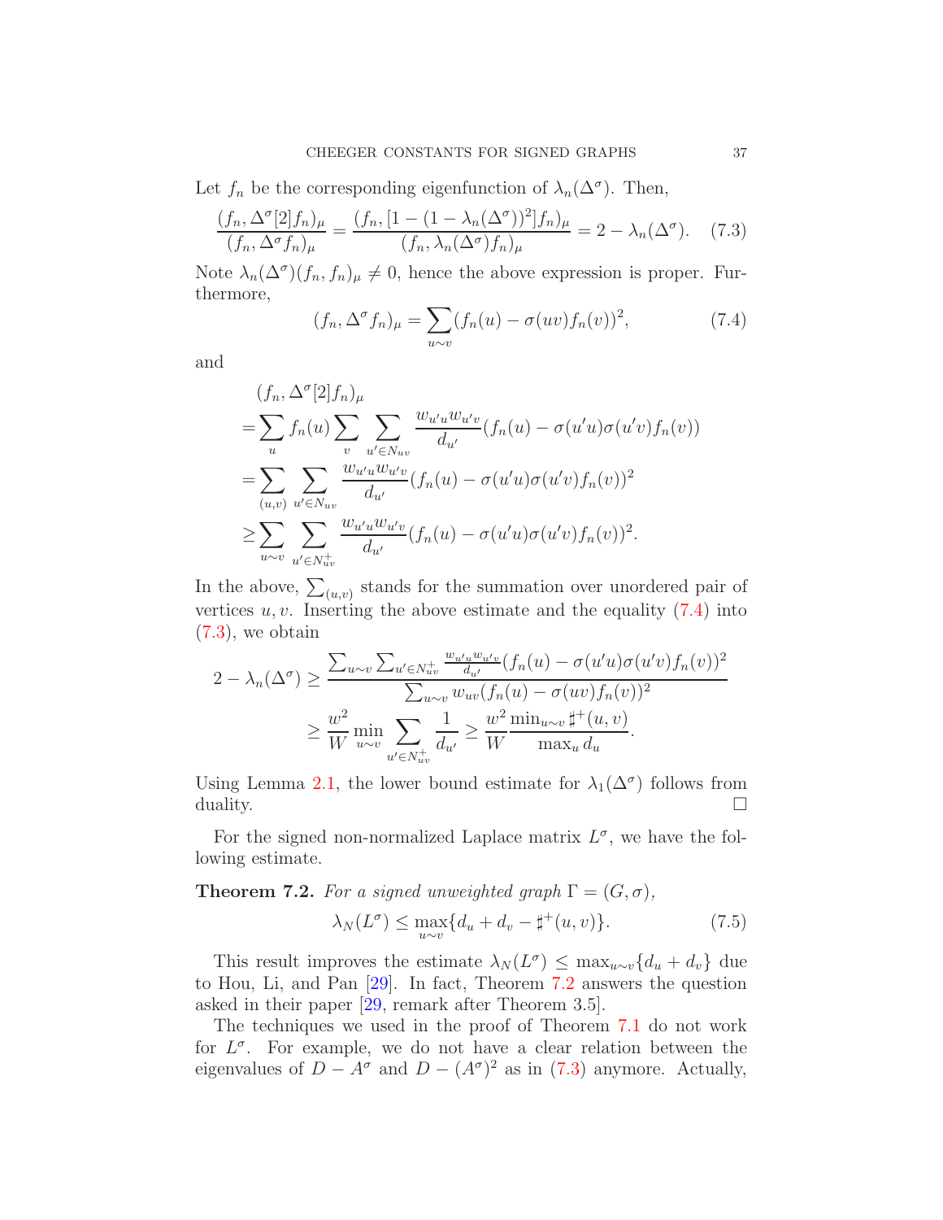Let $f_n$ be the corresponding eigenfunction of $\lambda_n(\Delta^\sigma)$. Then,

$$\frac{(f_n, \Delta^\sigma[2] f_n)_\mu}{(f_n, \Delta^\sigma f_n)_\mu} = \frac{(f_n, [1-(1-\lambda_n(\Delta^\sigma))^2] f_n)_\mu}{(f_n, \lambda_n(\Delta^\sigma) f_n)_\mu} = 2 - \lambda_n(\Delta^\sigma). \quad (7.3)$$

Note $\lambda_n(\Delta^\sigma)(f_n, f_n)_\mu \neq 0$, hence the above expression is proper. Furthermore,

$$(f_n, \Delta^\sigma f_n)_\mu = \sum_{u \sim v} (f_n(u) - \sigma(uv) f_n(v))^2, \quad (7.4)$$

and

$$\begin{aligned}
&(f_n, \Delta^\sigma[2] f_n)_\mu \\
=& \sum_u f_n(u) \sum_v \sum_{u' \in N_{uv}} \frac{w_{u'u} w_{u'v}}{d_{u'}} (f_n(u) - \sigma(u'u)\sigma(u'v) f_n(v)) \\
=& \sum_{(u,v)} \sum_{u' \in N_{uv}} \frac{w_{u'u} w_{u'v}}{d_{u'}} (f_n(u) - \sigma(u'u)\sigma(u'v) f_n(v))^2 \\
\geq& \sum_{u \sim v} \sum_{u' \in N^+_{uv}} \frac{w_{u'u} w_{u'v}}{d_{u'}} (f_n(u) - \sigma(u'u)\sigma(u'v) f_n(v))^2.
\end{aligned}$$

In the above, $\sum_{(u,v)}$ stands for the summation over unordered pair of vertices $u, v$. Inserting the above estimate and the equality (7.4) into (7.3), we obtain

$$\begin{aligned}
2 - \lambda_n(\Delta^\sigma) &\geq \frac{\sum_{u \sim v} \sum_{u' \in N^+_{uv}} \frac{w_{u'u} w_{u'v}}{d_{u'}} (f_n(u) - \sigma(u'u)\sigma(u'v) f_n(v))^2}{\sum_{u \sim v} w_{uv} (f_n(u) - \sigma(uv) f_n(v))^2} \\
&\geq \frac{w^2}{W} \min_{u \sim v} \sum_{u' \in N^+_{uv}} \frac{1}{d_{u'}} \geq \frac{w^2}{W} \frac{\min_{u \sim v} \sharp^+(u,v)}{\max_u d_u}.
\end{aligned}$$

Using Lemma 2.1, the lower bound estimate for $\lambda_1(\Delta^\sigma)$ follows from duality. $\square$

For the signed non-normalized Laplace matrix $L^\sigma$, we have the following estimate.

**Theorem 7.2.** *For a signed unweighted graph $\Gamma = (G, \sigma)$,*

$$\lambda_N(L^\sigma) \leq \max_{u \sim v} \{d_u + d_v - \sharp^+(u,v)\}. \quad (7.5)$$

This result improves the estimate $\lambda_N(L^\sigma) \leq \max_{u \sim v}\{d_u + d_v\}$ due to Hou, Li, and Pan [29]. In fact, Theorem 7.2 answers the question asked in their paper [29, remark after Theorem 3.5].

The techniques we used in the proof of Theorem 7.1 do not work for $L^\sigma$. For example, we do not have a clear relation between the eigenvalues of $D - A^\sigma$ and $D - (A^\sigma)^2$ as in (7.3) anymore. Actually,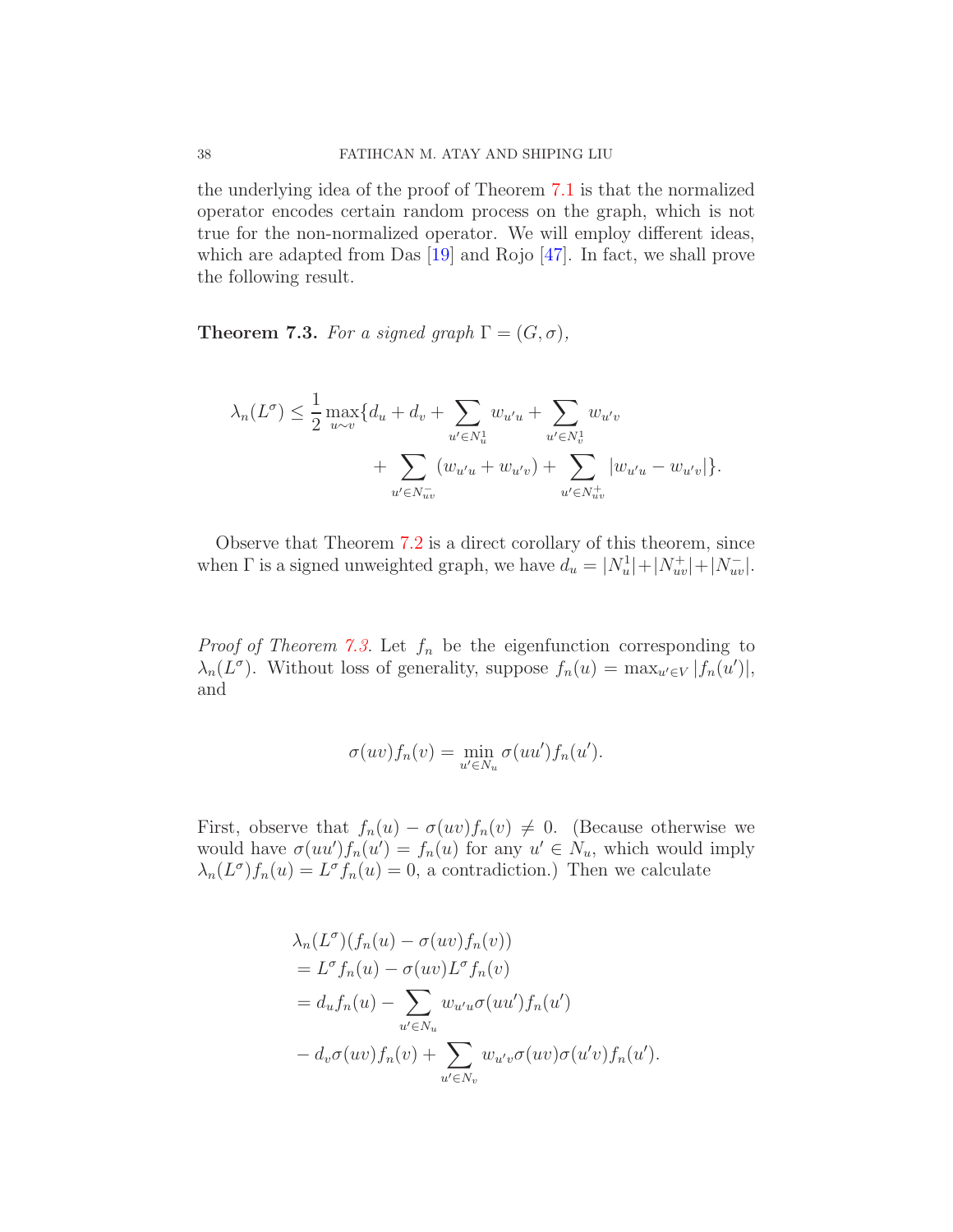the underlying idea of the proof of Theorem 7.1 is that the normalized operator encodes certain random process on the graph, which is not true for the non-normalized operator. We will employ different ideas, which are adapted from Das [19] and Rojo [47]. In fact, we shall prove the following result.

**Theorem 7.3.** *For a signed graph $\Gamma = (G, \sigma)$,*

$$\lambda_n(L^\sigma) \leq \frac{1}{2} \max_{u \sim v} \{ d_u + d_v + \sum_{u' \in N_u^1} w_{u'u} + \sum_{u' \in N_v^1} w_{u'v} + \sum_{u' \in N_{uv}^-} (w_{u'u} + w_{u'v}) + \sum_{u' \in N_{uv}^+} |w_{u'u} - w_{u'v}| \}.$$

Observe that Theorem 7.2 is a direct corollary of this theorem, since when $\Gamma$ is a signed unweighted graph, we have $d_u = |N_u^1| + |N_{uv}^+| + |N_{uv}^-|$.

*Proof of Theorem 7.3.* Let $f_n$ be the eigenfunction corresponding to $\lambda_n(L^\sigma)$. Without loss of generality, suppose $f_n(u) = \max_{u' \in V} |f_n(u')|$, and

$$\sigma(uv) f_n(v) = \min_{u' \in N_u} \sigma(uu') f_n(u').$$

First, observe that $f_n(u) - \sigma(uv) f_n(v) \neq 0$. (Because otherwise we would have $\sigma(uu') f_n(u') = f_n(u)$ for any $u' \in N_u$, which would imply $\lambda_n(L^\sigma) f_n(u) = L^\sigma f_n(u) = 0$, a contradiction.) Then we calculate

$$\begin{aligned}
&\lambda_n(L^\sigma)(f_n(u) - \sigma(uv) f_n(v)) \\
&= L^\sigma f_n(u) - \sigma(uv) L^\sigma f_n(v) \\
&= d_u f_n(u) - \sum_{u' \in N_u} w_{u'u} \sigma(uu') f_n(u') \\
&\quad - d_v \sigma(uv) f_n(v) + \sum_{u' \in N_v} w_{u'v} \sigma(uv) \sigma(u'v) f_n(u').
\end{aligned}$$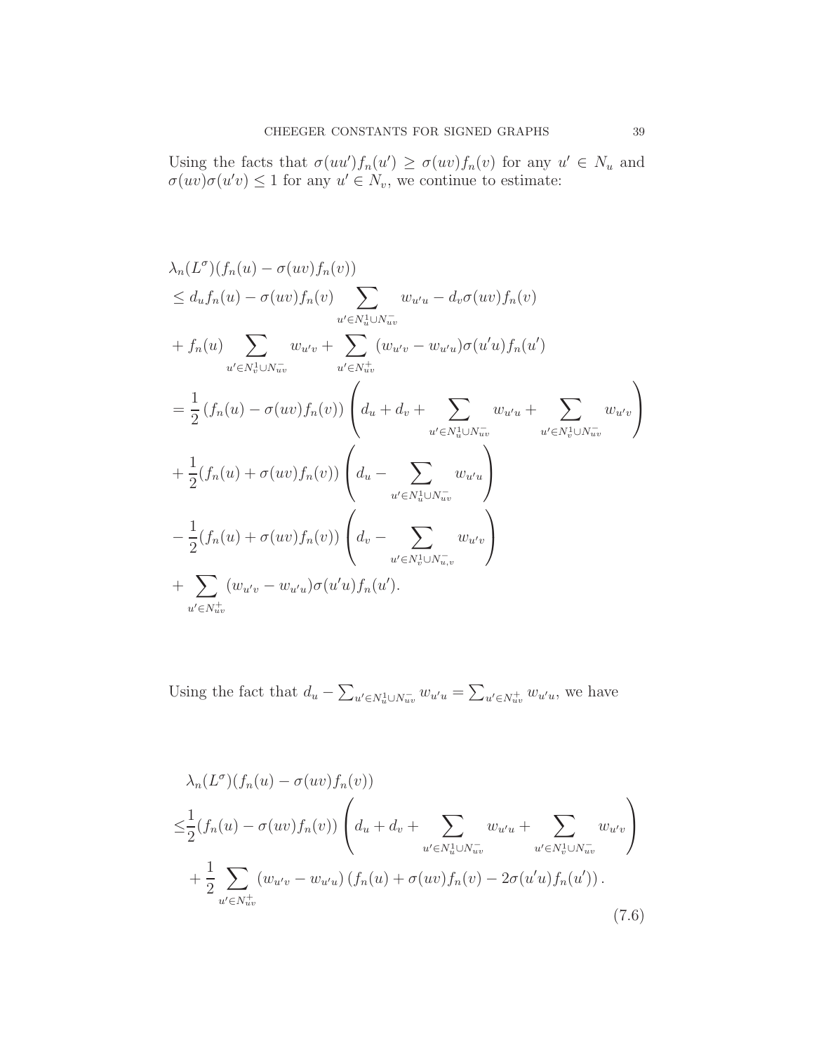Using the facts that $\sigma(uu')f_n(u') \geq \sigma(uv)f_n(v)$ for any $u' \in N_u$ and $\sigma(uv)\sigma(u'v) \leq 1$ for any $u' \in N_v$, we continue to estimate:

$$
\begin{aligned}
&\lambda_n(L^\sigma)(f_n(u) - \sigma(uv)f_n(v)) \\
&\leq d_u f_n(u) - \sigma(uv)f_n(v) \sum_{u' \in N_u^1 \cup N_{uv}^-} w_{u'u} - d_v \sigma(uv) f_n(v) \\
&+ f_n(u) \sum_{u' \in N_v^1 \cup N_{uv}^-} w_{u'v} + \sum_{u' \in N_{uv}^+} (w_{u'v} - w_{u'u})\sigma(u'u)f_n(u') \\
&= \frac{1}{2}\left(f_n(u) - \sigma(uv)f_n(v)\right)\left(d_u + d_v + \sum_{u' \in N_u^1 \cup N_{uv}^-} w_{u'u} + \sum_{u' \in N_v^1 \cup N_{uv}^-} w_{u'v}\right) \\
&+ \frac{1}{2}(f_n(u) + \sigma(uv)f_n(v))\left(d_u - \sum_{u' \in N_u^1 \cup N_{uv}^-} w_{u'u}\right) \\
&- \frac{1}{2}(f_n(u) + \sigma(uv)f_n(v))\left(d_v - \sum_{u' \in N_v^1 \cup N_{u,v}^-} w_{u'v}\right) \\
&+ \sum_{u' \in N_{uv}^+} (w_{u'v} - w_{u'u})\sigma(u'u)f_n(u').
\end{aligned}
$$

Using the fact that $d_u - \sum_{u' \in N_u^1 \cup N_{uv}^-} w_{u'u} = \sum_{u' \in N_{uv}^+} w_{u'u}$, we have

$$
\begin{aligned}
&\lambda_n(L^\sigma)(f_n(u) - \sigma(uv)f_n(v)) \\
\leq &\frac{1}{2}(f_n(u) - \sigma(uv)f_n(v))\left(d_u + d_v + \sum_{u' \in N_u^1 \cup N_{uv}^-} w_{u'u} + \sum_{u' \in N_v^1 \cup N_{uv}^-} w_{u'v}\right) \\
&+ \frac{1}{2}\sum_{u' \in N_{uv}^+} (w_{u'v} - w_{u'u})\left(f_n(u) + \sigma(uv)f_n(v) - 2\sigma(u'u)f_n(u')\right).
\end{aligned} \tag{7.6}
$$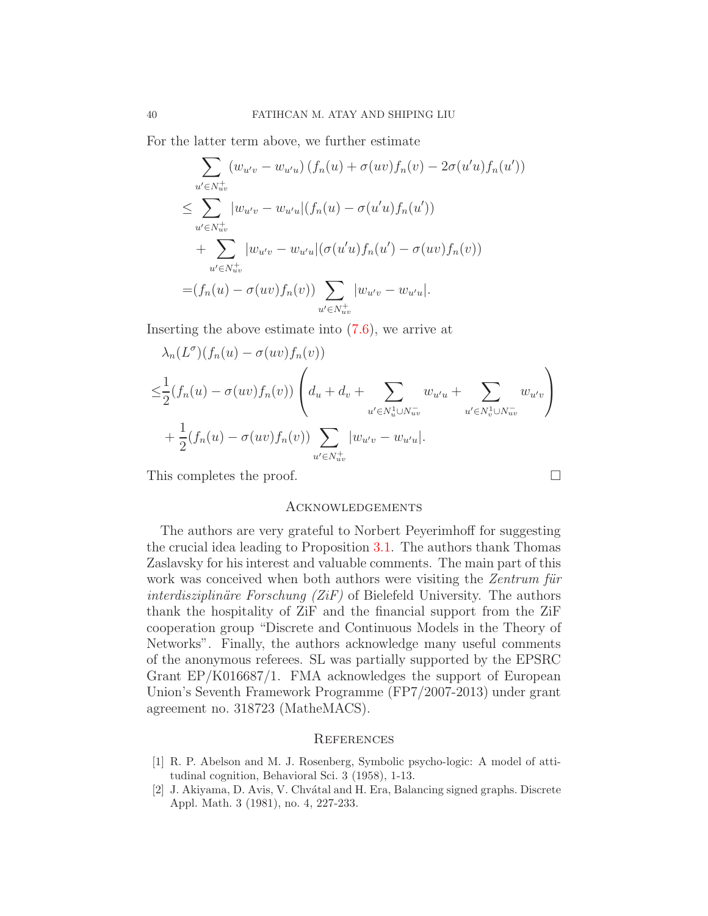For the latter term above, we further estimate

$$
\begin{aligned}
&\sum_{u'\in N_{uv}^+} (w_{u'v} - w_{u'u})\left(f_n(u) + \sigma(uv)f_n(v) - 2\sigma(u'u)f_n(u')\right) \\
\leq &\sum_{u'\in N_{uv}^+} |w_{u'v} - w_{u'u}|(f_n(u) - \sigma(u'u)f_n(u')) \\
&+ \sum_{u'\in N_{uv}^+} |w_{u'v} - w_{u'u}|(\sigma(u'u)f_n(u') - \sigma(uv)f_n(v)) \\
=&(f_n(u) - \sigma(uv)f_n(v)) \sum_{u'\in N_{uv}^+} |w_{u'v} - w_{u'u}|.
\end{aligned}
$$

Inserting the above estimate into (7.6), we arrive at

$$
\begin{aligned}
&\lambda_n(L^\sigma)(f_n(u) - \sigma(uv)f_n(v)) \\
\leq &\frac{1}{2}(f_n(u) - \sigma(uv)f_n(v)) \left( d_u + d_v + \sum_{u'\in N_u^1\cup N_{uv}^-} w_{u'u} + \sum_{u'\in N_v^1\cup N_{uv}^-} w_{u'v} \right) \\
&+ \frac{1}{2}(f_n(u) - \sigma(uv)f_n(v)) \sum_{u'\in N_{uv}^+} |w_{u'v} - w_{u'u}|.
\end{aligned}
$$

This completes the proof. □

## Acknowledgements

The authors are very grateful to Norbert Peyerimhoff for suggesting the crucial idea leading to Proposition 3.1. The authors thank Thomas Zaslavsky for his interest and valuable comments. The main part of this work was conceived when both authors were visiting the *Zentrum für interdisziplinäre Forschung (ZiF)* of Bielefeld University. The authors thank the hospitality of ZiF and the financial support from the ZiF cooperation group "Discrete and Continuous Models in the Theory of Networks". Finally, the authors acknowledge many useful comments of the anonymous referees. SL was partially supported by the EPSRC Grant EP/K016687/1. FMA acknowledges the support of European Union's Seventh Framework Programme (FP7/2007-2013) under grant agreement no. 318723 (MatheMACS).

## References

[1] R. P. Abelson and M. J. Rosenberg, Symbolic psycho-logic: A model of attitudinal cognition, Behavioral Sci. 3 (1958), 1-13.

[2] J. Akiyama, D. Avis, V. Chvátal and H. Era, Balancing signed graphs. Discrete Appl. Math. 3 (1981), no. 4, 227-233.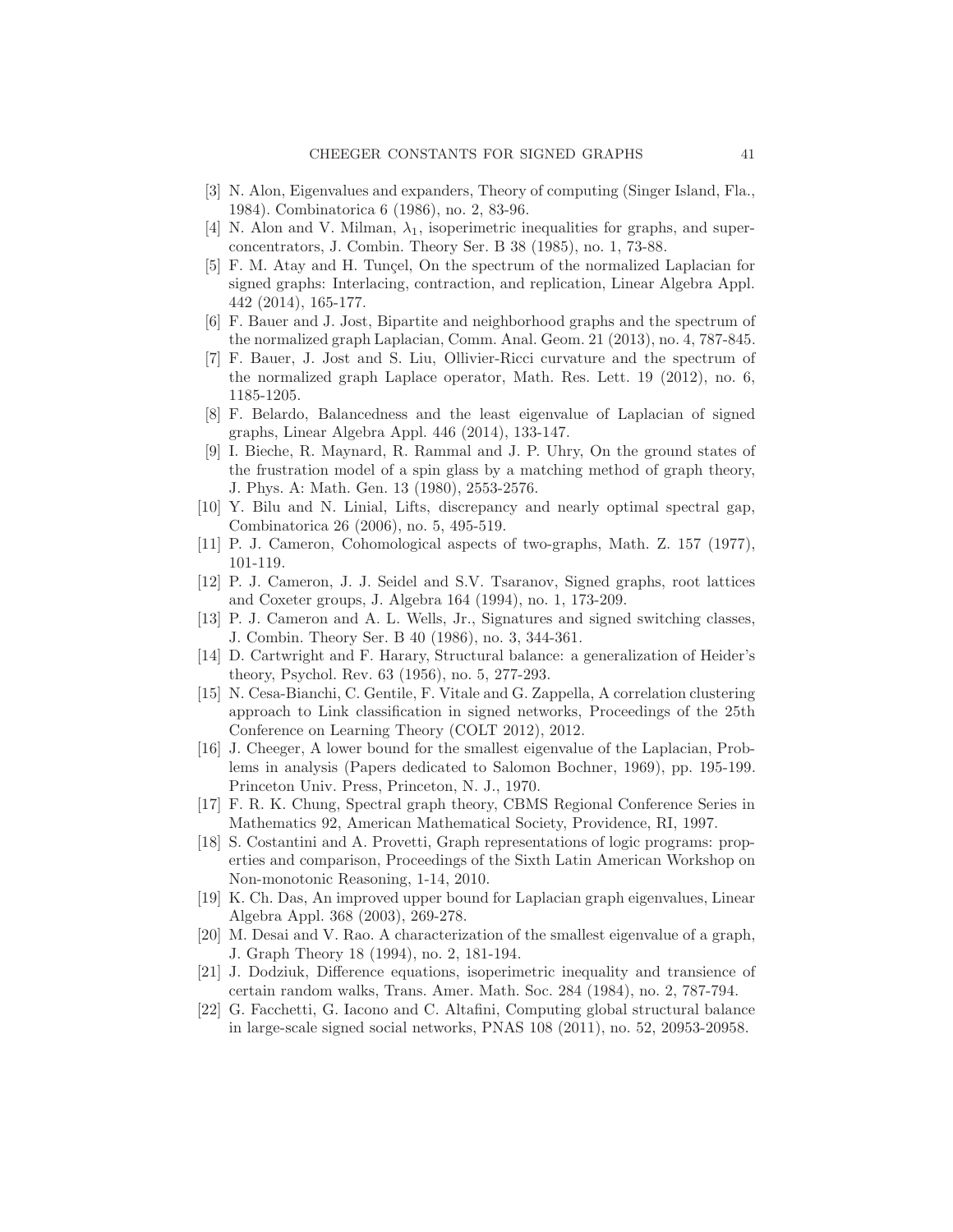[3] N. Alon, Eigenvalues and expanders, Theory of computing (Singer Island, Fla., 1984). Combinatorica 6 (1986), no. 2, 83-96.

[4] N. Alon and V. Milman, $\lambda_1$, isoperimetric inequalities for graphs, and superconcentrators, J. Combin. Theory Ser. B 38 (1985), no. 1, 73-88.

[5] F. M. Atay and H. Tunçel, On the spectrum of the normalized Laplacian for signed graphs: Interlacing, contraction, and replication, Linear Algebra Appl. 442 (2014), 165-177.

[6] F. Bauer and J. Jost, Bipartite and neighborhood graphs and the spectrum of the normalized graph Laplacian, Comm. Anal. Geom. 21 (2013), no. 4, 787-845.

[7] F. Bauer, J. Jost and S. Liu, Ollivier-Ricci curvature and the spectrum of the normalized graph Laplace operator, Math. Res. Lett. 19 (2012), no. 6, 1185-1205.

[8] F. Belardo, Balancedness and the least eigenvalue of Laplacian of signed graphs, Linear Algebra Appl. 446 (2014), 133-147.

[9] I. Bieche, R. Maynard, R. Rammal and J. P. Uhry, On the ground states of the frustration model of a spin glass by a matching method of graph theory, J. Phys. A: Math. Gen. 13 (1980), 2553-2576.

[10] Y. Bilu and N. Linial, Lifts, discrepancy and nearly optimal spectral gap, Combinatorica 26 (2006), no. 5, 495-519.

[11] P. J. Cameron, Cohomological aspects of two-graphs, Math. Z. 157 (1977), 101-119.

[12] P. J. Cameron, J. J. Seidel and S.V. Tsaranov, Signed graphs, root lattices and Coxeter groups, J. Algebra 164 (1994), no. 1, 173-209.

[13] P. J. Cameron and A. L. Wells, Jr., Signatures and signed switching classes, J. Combin. Theory Ser. B 40 (1986), no. 3, 344-361.

[14] D. Cartwright and F. Harary, Structural balance: a generalization of Heider's theory, Psychol. Rev. 63 (1956), no. 5, 277-293.

[15] N. Cesa-Bianchi, C. Gentile, F. Vitale and G. Zappella, A correlation clustering approach to Link classification in signed networks, Proceedings of the 25th Conference on Learning Theory (COLT 2012), 2012.

[16] J. Cheeger, A lower bound for the smallest eigenvalue of the Laplacian, Problems in analysis (Papers dedicated to Salomon Bochner, 1969), pp. 195-199. Princeton Univ. Press, Princeton, N. J., 1970.

[17] F. R. K. Chung, Spectral graph theory, CBMS Regional Conference Series in Mathematics 92, American Mathematical Society, Providence, RI, 1997.

[18] S. Costantini and A. Provetti, Graph representations of logic programs: properties and comparison, Proceedings of the Sixth Latin American Workshop on Non-monotonic Reasoning, 1-14, 2010.

[19] K. Ch. Das, An improved upper bound for Laplacian graph eigenvalues, Linear Algebra Appl. 368 (2003), 269-278.

[20] M. Desai and V. Rao. A characterization of the smallest eigenvalue of a graph, J. Graph Theory 18 (1994), no. 2, 181-194.

[21] J. Dodziuk, Difference equations, isoperimetric inequality and transience of certain random walks, Trans. Amer. Math. Soc. 284 (1984), no. 2, 787-794.

[22] G. Facchetti, G. Iacono and C. Altafini, Computing global structural balance in large-scale signed social networks, PNAS 108 (2011), no. 52, 20953-20958.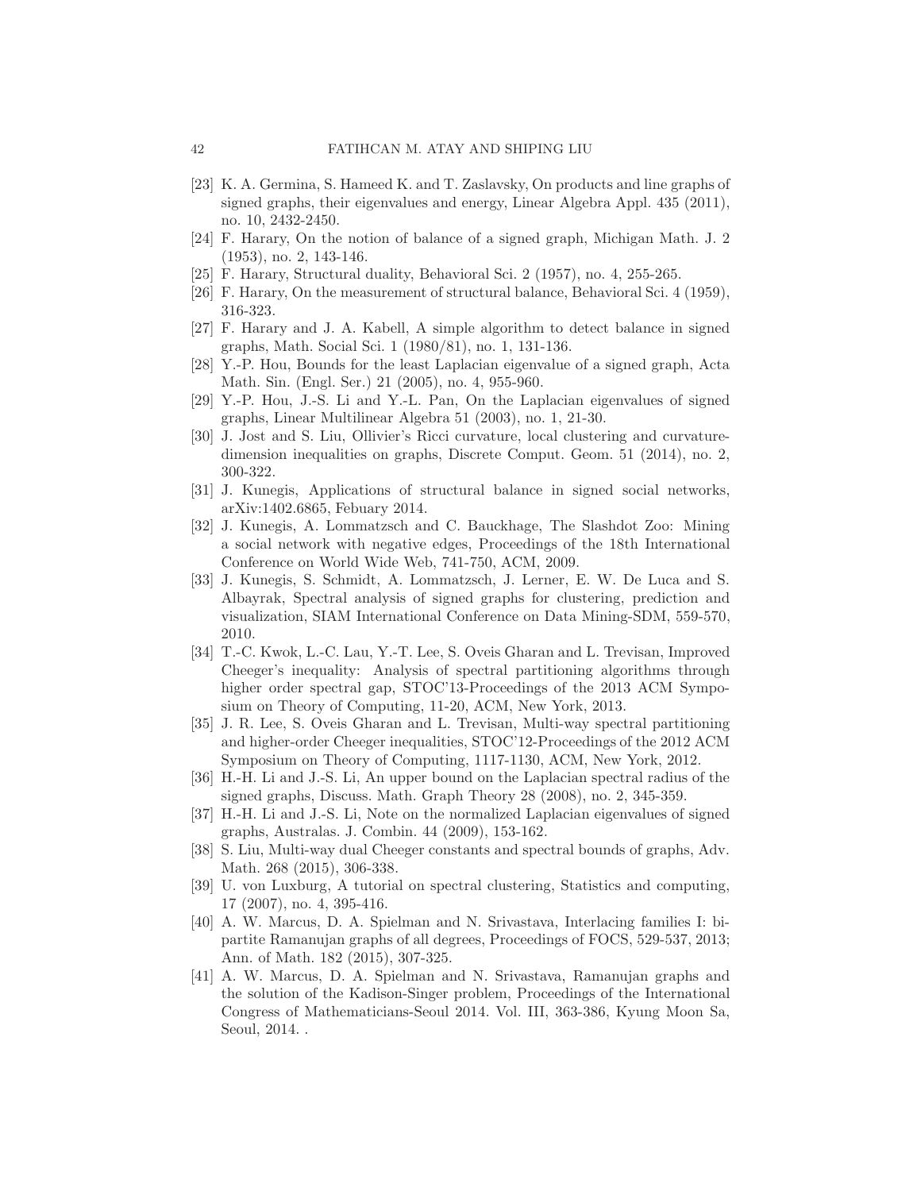[23] K. A. Germina, S. Hameed K. and T. Zaslavsky, On products and line graphs of signed graphs, their eigenvalues and energy, Linear Algebra Appl. 435 (2011), no. 10, 2432-2450.

[24] F. Harary, On the notion of balance of a signed graph, Michigan Math. J. 2 (1953), no. 2, 143-146.

[25] F. Harary, Structural duality, Behavioral Sci. 2 (1957), no. 4, 255-265.

[26] F. Harary, On the measurement of structural balance, Behavioral Sci. 4 (1959), 316-323.

[27] F. Harary and J. A. Kabell, A simple algorithm to detect balance in signed graphs, Math. Social Sci. 1 (1980/81), no. 1, 131-136.

[28] Y.-P. Hou, Bounds for the least Laplacian eigenvalue of a signed graph, Acta Math. Sin. (Engl. Ser.) 21 (2005), no. 4, 955-960.

[29] Y.-P. Hou, J.-S. Li and Y.-L. Pan, On the Laplacian eigenvalues of signed graphs, Linear Multilinear Algebra 51 (2003), no. 1, 21-30.

[30] J. Jost and S. Liu, Ollivier's Ricci curvature, local clustering and curvature-dimension inequalities on graphs, Discrete Comput. Geom. 51 (2014), no. 2, 300-322.

[31] J. Kunegis, Applications of structural balance in signed social networks, arXiv:1402.6865, Febuary 2014.

[32] J. Kunegis, A. Lommatzsch and C. Bauckhage, The Slashdot Zoo: Mining a social network with negative edges, Proceedings of the 18th International Conference on World Wide Web, 741-750, ACM, 2009.

[33] J. Kunegis, S. Schmidt, A. Lommatzsch, J. Lerner, E. W. De Luca and S. Albayrak, Spectral analysis of signed graphs for clustering, prediction and visualization, SIAM International Conference on Data Mining-SDM, 559-570, 2010.

[34] T.-C. Kwok, L.-C. Lau, Y.-T. Lee, S. Oveis Gharan and L. Trevisan, Improved Cheeger's inequality: Analysis of spectral partitioning algorithms through higher order spectral gap, STOC'13-Proceedings of the 2013 ACM Symposium on Theory of Computing, 11-20, ACM, New York, 2013.

[35] J. R. Lee, S. Oveis Gharan and L. Trevisan, Multi-way spectral partitioning and higher-order Cheeger inequalities, STOC'12-Proceedings of the 2012 ACM Symposium on Theory of Computing, 1117-1130, ACM, New York, 2012.

[36] H.-H. Li and J.-S. Li, An upper bound on the Laplacian spectral radius of the signed graphs, Discuss. Math. Graph Theory 28 (2008), no. 2, 345-359.

[37] H.-H. Li and J.-S. Li, Note on the normalized Laplacian eigenvalues of signed graphs, Australas. J. Combin. 44 (2009), 153-162.

[38] S. Liu, Multi-way dual Cheeger constants and spectral bounds of graphs, Adv. Math. 268 (2015), 306-338.

[39] U. von Luxburg, A tutorial on spectral clustering, Statistics and computing, 17 (2007), no. 4, 395-416.

[40] A. W. Marcus, D. A. Spielman and N. Srivastava, Interlacing families I: bipartite Ramanujan graphs of all degrees, Proceedings of FOCS, 529-537, 2013; Ann. of Math. 182 (2015), 307-325.

[41] A. W. Marcus, D. A. Spielman and N. Srivastava, Ramanujan graphs and the solution of the Kadison-Singer problem, Proceedings of the International Congress of Mathematicians-Seoul 2014. Vol. III, 363-386, Kyung Moon Sa, Seoul, 2014. .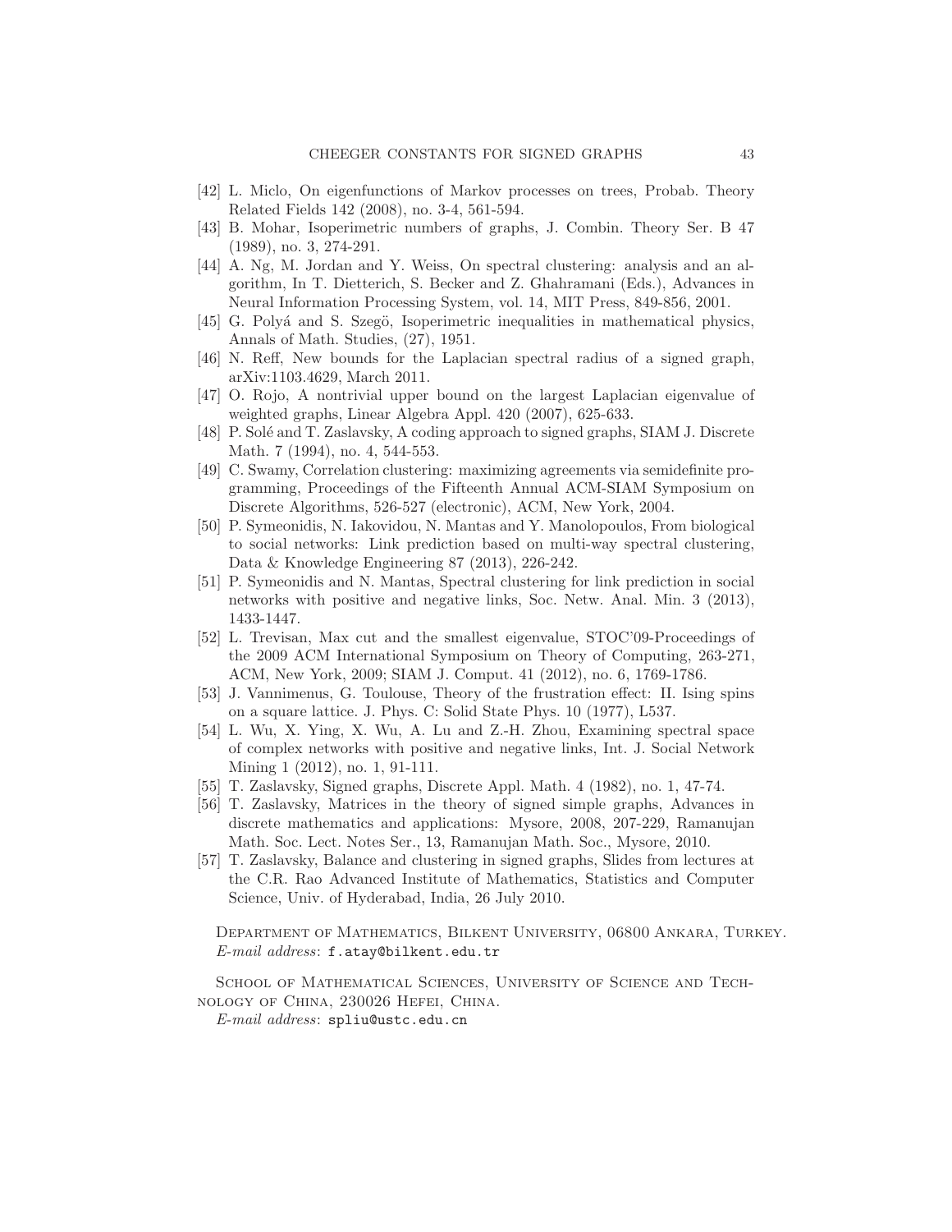[42] L. Miclo, On eigenfunctions of Markov processes on trees, Probab. Theory Related Fields 142 (2008), no. 3-4, 561-594.

[43] B. Mohar, Isoperimetric numbers of graphs, J. Combin. Theory Ser. B 47 (1989), no. 3, 274-291.

[44] A. Ng, M. Jordan and Y. Weiss, On spectral clustering: analysis and an algorithm, In T. Dietterich, S. Becker and Z. Ghahramani (Eds.), Advances in Neural Information Processing System, vol. 14, MIT Press, 849-856, 2001.

[45] G. Polyá and S. Szegö, Isoperimetric inequalities in mathematical physics, Annals of Math. Studies, (27), 1951.

[46] N. Reff, New bounds for the Laplacian spectral radius of a signed graph, arXiv:1103.4629, March 2011.

[47] O. Rojo, A nontrivial upper bound on the largest Laplacian eigenvalue of weighted graphs, Linear Algebra Appl. 420 (2007), 625-633.

[48] P. Solé and T. Zaslavsky, A coding approach to signed graphs, SIAM J. Discrete Math. 7 (1994), no. 4, 544-553.

[49] C. Swamy, Correlation clustering: maximizing agreements via semidefinite programming, Proceedings of the Fifteenth Annual ACM-SIAM Symposium on Discrete Algorithms, 526-527 (electronic), ACM, New York, 2004.

[50] P. Symeonidis, N. Iakovidou, N. Mantas and Y. Manolopoulos, From biological to social networks: Link prediction based on multi-way spectral clustering, Data & Knowledge Engineering 87 (2013), 226-242.

[51] P. Symeonidis and N. Mantas, Spectral clustering for link prediction in social networks with positive and negative links, Soc. Netw. Anal. Min. 3 (2013), 1433-1447.

[52] L. Trevisan, Max cut and the smallest eigenvalue, STOC'09-Proceedings of the 2009 ACM International Symposium on Theory of Computing, 263-271, ACM, New York, 2009; SIAM J. Comput. 41 (2012), no. 6, 1769-1786.

[53] J. Vannimenus, G. Toulouse, Theory of the frustration effect: II. Ising spins on a square lattice. J. Phys. C: Solid State Phys. 10 (1977), L537.

[54] L. Wu, X. Ying, X. Wu, A. Lu and Z.-H. Zhou, Examining spectral space of complex networks with positive and negative links, Int. J. Social Network Mining 1 (2012), no. 1, 91-111.

[55] T. Zaslavsky, Signed graphs, Discrete Appl. Math. 4 (1982), no. 1, 47-74.

[56] T. Zaslavsky, Matrices in the theory of signed simple graphs, Advances in discrete mathematics and applications: Mysore, 2008, 207-229, Ramanujan Math. Soc. Lect. Notes Ser., 13, Ramanujan Math. Soc., Mysore, 2010.

[57] T. Zaslavsky, Balance and clustering in signed graphs, Slides from lectures at the C.R. Rao Advanced Institute of Mathematics, Statistics and Computer Science, Univ. of Hyderabad, India, 26 July 2010.

Department of Mathematics, Bilkent University, 06800 Ankara, Turkey.
*E-mail address*: f.atay@bilkent.edu.tr

School of Mathematical Sciences, University of Science and Technology of China, 230026 Hefei, China.
*E-mail address*: spliu@ustc.edu.cn